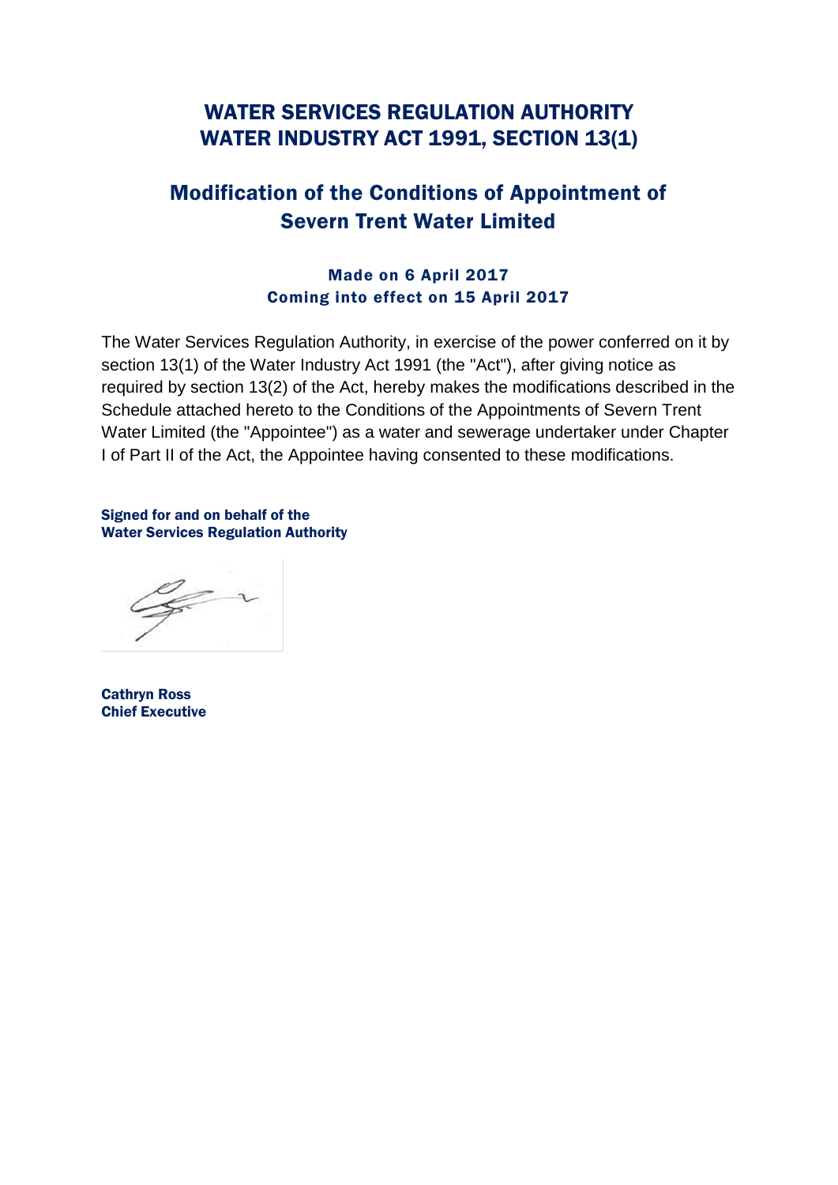# WATER SERVICES REGULATION AUTHORITY
# WATER INDUSTRY ACT 1991, SECTION 13(1)

## Modification of the Conditions of Appointment of Severn Trent Water Limited

**Made on 6 April 2017**
**Coming into effect on 15 April 2017**

The Water Services Regulation Authority, in exercise of the power conferred on it by section 13(1) of the Water Industry Act 1991 (the "Act"), after giving notice as required by section 13(2) of the Act, hereby makes the modifications described in the Schedule attached hereto to the Conditions of the Appointments of Severn Trent Water Limited (the "Appointee") as a water and sewerage undertaker under Chapter I of Part II of the Act, the Appointee having consented to these modifications.

**Signed for and on behalf of the**
**Water Services Regulation Authority**

**Cathryn Ross**
**Chief Executive**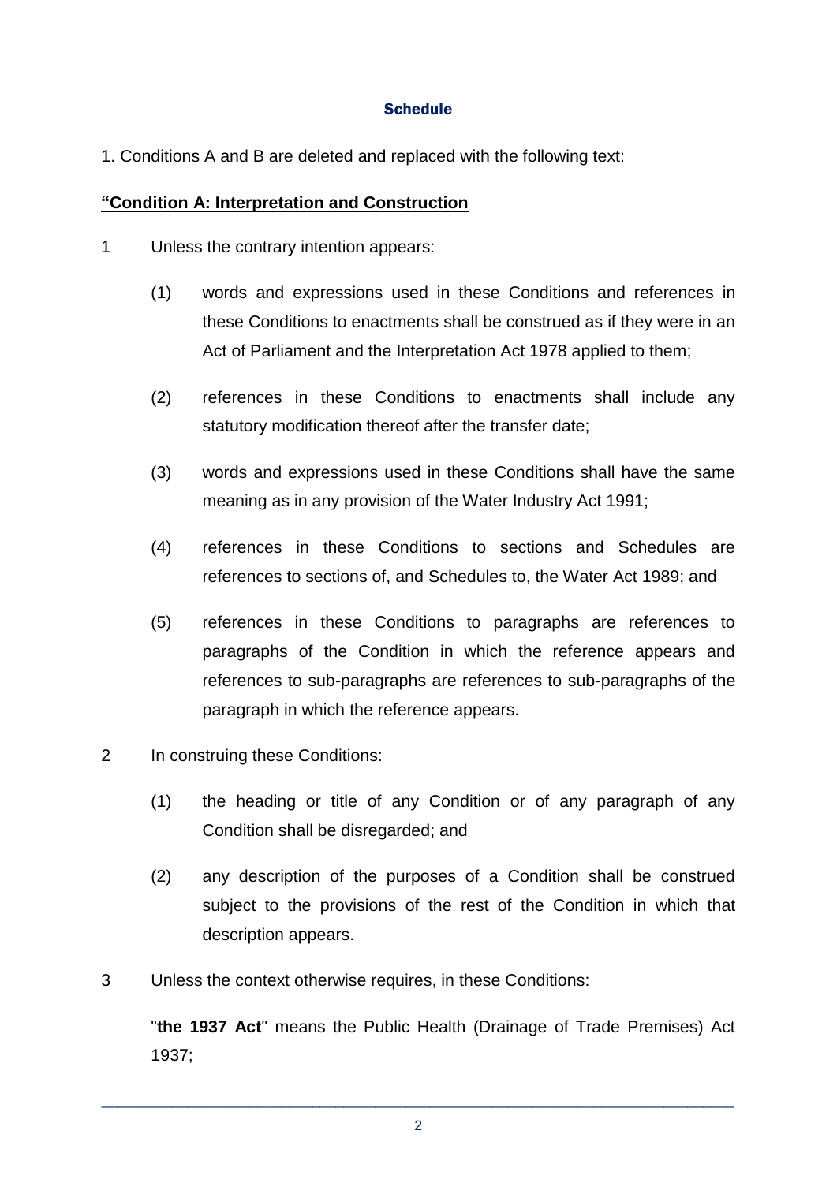## Schedule

1. Conditions A and B are deleted and replaced with the following text:

**“Condition A: Interpretation and Construction**

1 Unless the contrary intention appears:

(1) words and expressions used in these Conditions and references in these Conditions to enactments shall be construed as if they were in an Act of Parliament and the Interpretation Act 1978 applied to them;

(2) references in these Conditions to enactments shall include any statutory modification thereof after the transfer date;

(3) words and expressions used in these Conditions shall have the same meaning as in any provision of the Water Industry Act 1991;

(4) references in these Conditions to sections and Schedules are references to sections of, and Schedules to, the Water Act 1989; and

(5) references in these Conditions to paragraphs are references to paragraphs of the Condition in which the reference appears and references to sub-paragraphs are references to sub-paragraphs of the paragraph in which the reference appears.

2 In construing these Conditions:

(1) the heading or title of any Condition or of any paragraph of any Condition shall be disregarded; and

(2) any description of the purposes of a Condition shall be construed subject to the provisions of the rest of the Condition in which that description appears.

3 Unless the context otherwise requires, in these Conditions:

"**the 1937 Act**" means the Public Health (Drainage of Trade Premises) Act 1937;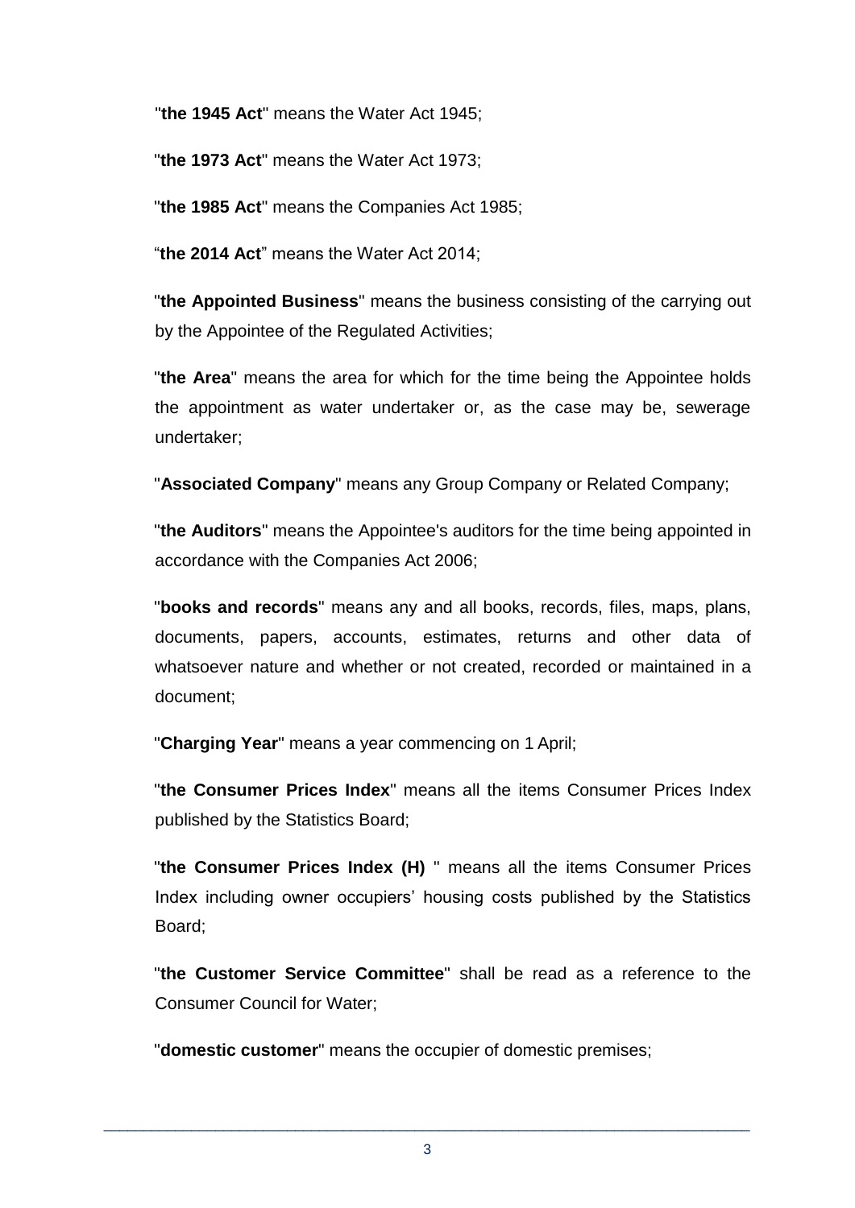"**the 1945 Act**" means the Water Act 1945;

"**the 1973 Act**" means the Water Act 1973;

"**the 1985 Act**" means the Companies Act 1985;

"**the 2014 Act**" means the Water Act 2014;

"**the Appointed Business**" means the business consisting of the carrying out by the Appointee of the Regulated Activities;

"**the Area**" means the area for which for the time being the Appointee holds the appointment as water undertaker or, as the case may be, sewerage undertaker;

"**Associated Company**" means any Group Company or Related Company;

"**the Auditors**" means the Appointee's auditors for the time being appointed in accordance with the Companies Act 2006;

"**books and records**" means any and all books, records, files, maps, plans, documents, papers, accounts, estimates, returns and other data of whatsoever nature and whether or not created, recorded or maintained in a document;

"**Charging Year**" means a year commencing on 1 April;

"**the Consumer Prices Index**" means all the items Consumer Prices Index published by the Statistics Board;

"**the Consumer Prices Index (H)** " means all the items Consumer Prices Index including owner occupiers' housing costs published by the Statistics Board;

"**the Customer Service Committee**" shall be read as a reference to the Consumer Council for Water;

"**domestic customer**" means the occupier of domestic premises;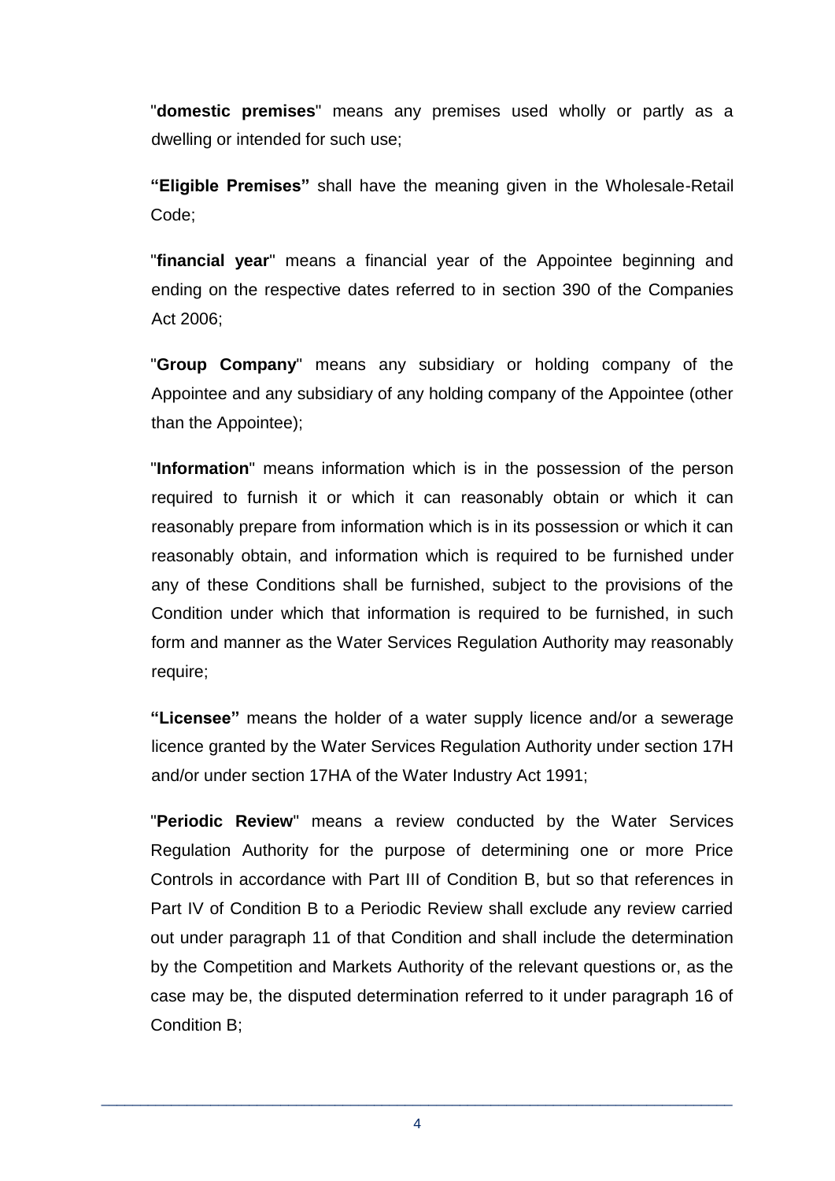"**domestic premises**" means any premises used wholly or partly as a dwelling or intended for such use;

**"Eligible Premises"** shall have the meaning given in the Wholesale-Retail Code;

"**financial year**" means a financial year of the Appointee beginning and ending on the respective dates referred to in section 390 of the Companies Act 2006;

"**Group Company**" means any subsidiary or holding company of the Appointee and any subsidiary of any holding company of the Appointee (other than the Appointee);

"**Information**" means information which is in the possession of the person required to furnish it or which it can reasonably obtain or which it can reasonably prepare from information which is in its possession or which it can reasonably obtain, and information which is required to be furnished under any of these Conditions shall be furnished, subject to the provisions of the Condition under which that information is required to be furnished, in such form and manner as the Water Services Regulation Authority may reasonably require;

**"Licensee"** means the holder of a water supply licence and/or a sewerage licence granted by the Water Services Regulation Authority under section 17H and/or under section 17HA of the Water Industry Act 1991;

"**Periodic Review**" means a review conducted by the Water Services Regulation Authority for the purpose of determining one or more Price Controls in accordance with Part III of Condition B, but so that references in Part IV of Condition B to a Periodic Review shall exclude any review carried out under paragraph 11 of that Condition and shall include the determination by the Competition and Markets Authority of the relevant questions or, as the case may be, the disputed determination referred to it under paragraph 16 of Condition B;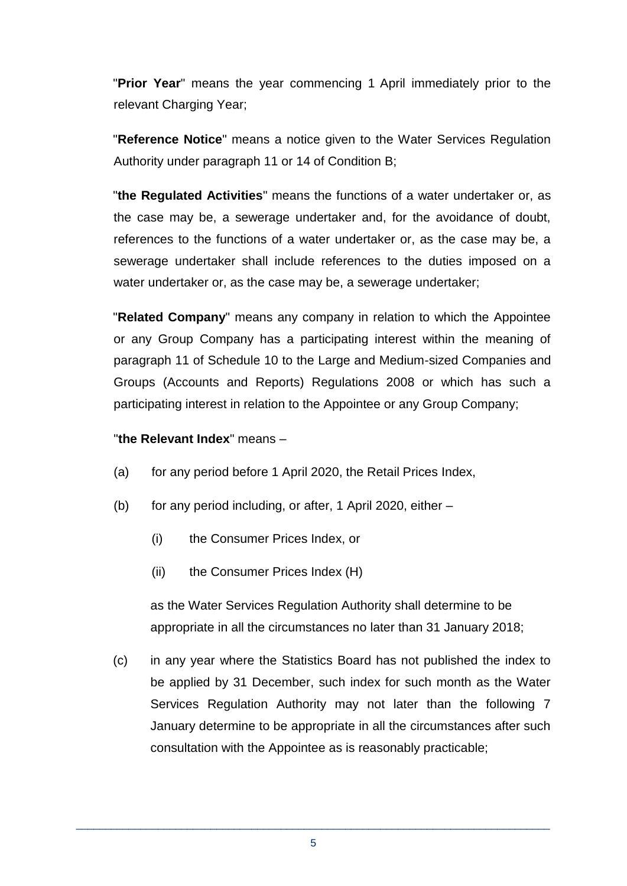"**Prior Year**" means the year commencing 1 April immediately prior to the relevant Charging Year;

"**Reference Notice**" means a notice given to the Water Services Regulation Authority under paragraph 11 or 14 of Condition B;

"**the Regulated Activities**" means the functions of a water undertaker or, as the case may be, a sewerage undertaker and, for the avoidance of doubt, references to the functions of a water undertaker or, as the case may be, a sewerage undertaker shall include references to the duties imposed on a water undertaker or, as the case may be, a sewerage undertaker;

"**Related Company**" means any company in relation to which the Appointee or any Group Company has a participating interest within the meaning of paragraph 11 of Schedule 10 to the Large and Medium-sized Companies and Groups (Accounts and Reports) Regulations 2008 or which has such a participating interest in relation to the Appointee or any Group Company;

"**the Relevant Index**" means –

(a) for any period before 1 April 2020, the Retail Prices Index,

(b) for any period including, or after, 1 April 2020, either –

  (i) the Consumer Prices Index, or

  (ii) the Consumer Prices Index (H)

  as the Water Services Regulation Authority shall determine to be appropriate in all the circumstances no later than 31 January 2018;

(c) in any year where the Statistics Board has not published the index to be applied by 31 December, such index for such month as the Water Services Regulation Authority may not later than the following 7 January determine to be appropriate in all the circumstances after such consultation with the Appointee as is reasonably practicable;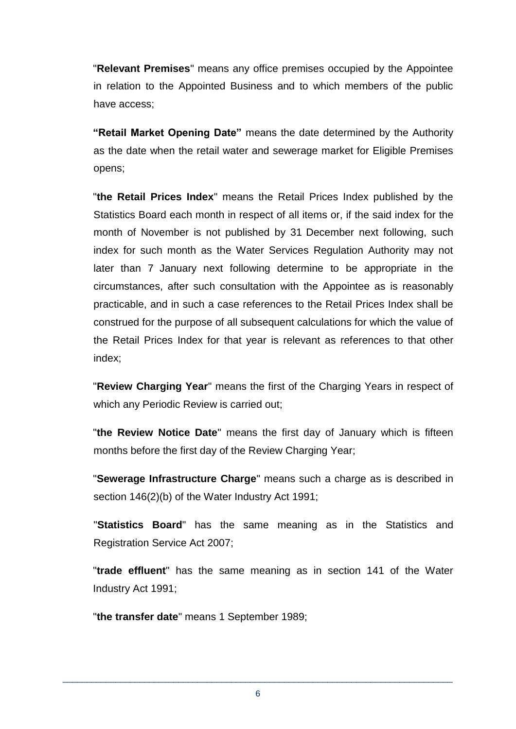"**Relevant Premises**" means any office premises occupied by the Appointee in relation to the Appointed Business and to which members of the public have access;

**"Retail Market Opening Date"** means the date determined by the Authority as the date when the retail water and sewerage market for Eligible Premises opens;

"**the Retail Prices Index**" means the Retail Prices Index published by the Statistics Board each month in respect of all items or, if the said index for the month of November is not published by 31 December next following, such index for such month as the Water Services Regulation Authority may not later than 7 January next following determine to be appropriate in the circumstances, after such consultation with the Appointee as is reasonably practicable, and in such a case references to the Retail Prices Index shall be construed for the purpose of all subsequent calculations for which the value of the Retail Prices Index for that year is relevant as references to that other index;

"**Review Charging Year**" means the first of the Charging Years in respect of which any Periodic Review is carried out;

"**the Review Notice Date**" means the first day of January which is fifteen months before the first day of the Review Charging Year;

"**Sewerage Infrastructure Charge**" means such a charge as is described in section 146(2)(b) of the Water Industry Act 1991;

"**Statistics Board**" has the same meaning as in the Statistics and Registration Service Act 2007;

"**trade effluent**" has the same meaning as in section 141 of the Water Industry Act 1991;

"**the transfer date**" means 1 September 1989;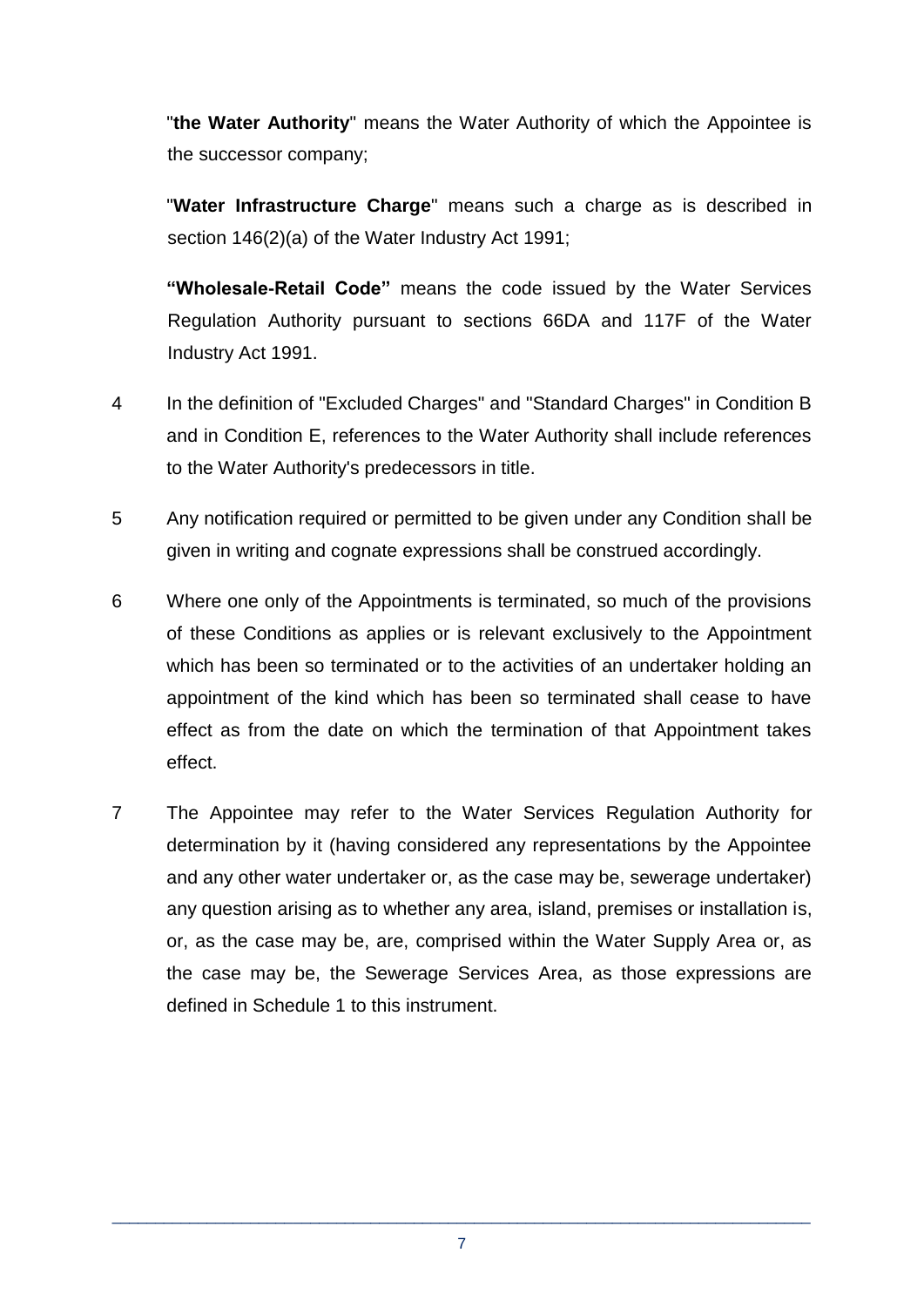"**the Water Authority**" means the Water Authority of which the Appointee is the successor company;

"**Water Infrastructure Charge**" means such a charge as is described in section 146(2)(a) of the Water Industry Act 1991;

**"Wholesale-Retail Code"** means the code issued by the Water Services Regulation Authority pursuant to sections 66DA and 117F of the Water Industry Act 1991.

4 In the definition of "Excluded Charges" and "Standard Charges" in Condition B and in Condition E, references to the Water Authority shall include references to the Water Authority's predecessors in title.

5 Any notification required or permitted to be given under any Condition shall be given in writing and cognate expressions shall be construed accordingly.

6 Where one only of the Appointments is terminated, so much of the provisions of these Conditions as applies or is relevant exclusively to the Appointment which has been so terminated or to the activities of an undertaker holding an appointment of the kind which has been so terminated shall cease to have effect as from the date on which the termination of that Appointment takes effect.

7 The Appointee may refer to the Water Services Regulation Authority for determination by it (having considered any representations by the Appointee and any other water undertaker or, as the case may be, sewerage undertaker) any question arising as to whether any area, island, premises or installation is, or, as the case may be, are, comprised within the Water Supply Area or, as the case may be, the Sewerage Services Area, as those expressions are defined in Schedule 1 to this instrument.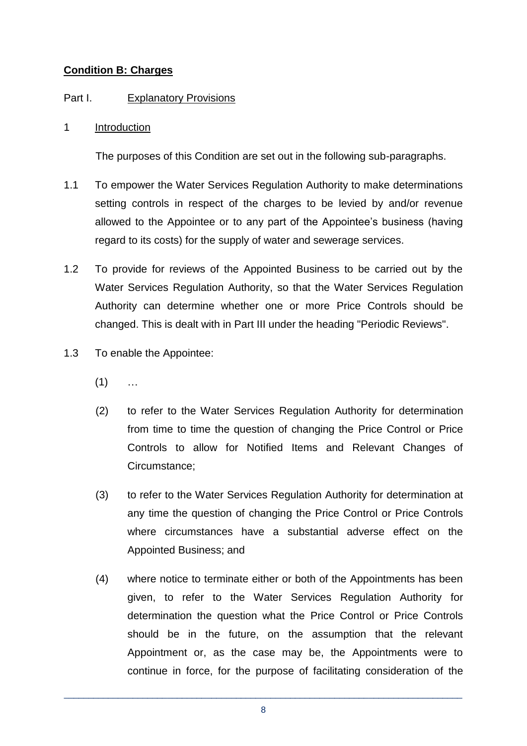**Condition B: Charges**

Part I. Explanatory Provisions

1 Introduction

The purposes of this Condition are set out in the following sub-paragraphs.

1.1 To empower the Water Services Regulation Authority to make determinations setting controls in respect of the charges to be levied by and/or revenue allowed to the Appointee or to any part of the Appointee's business (having regard to its costs) for the supply of water and sewerage services.

1.2 To provide for reviews of the Appointed Business to be carried out by the Water Services Regulation Authority, so that the Water Services Regulation Authority can determine whether one or more Price Controls should be changed. This is dealt with in Part III under the heading "Periodic Reviews".

1.3 To enable the Appointee:

(1) …

(2) to refer to the Water Services Regulation Authority for determination from time to time the question of changing the Price Control or Price Controls to allow for Notified Items and Relevant Changes of Circumstance;

(3) to refer to the Water Services Regulation Authority for determination at any time the question of changing the Price Control or Price Controls where circumstances have a substantial adverse effect on the Appointed Business; and

(4) where notice to terminate either or both of the Appointments has been given, to refer to the Water Services Regulation Authority for determination the question what the Price Control or Price Controls should be in the future, on the assumption that the relevant Appointment or, as the case may be, the Appointments were to continue in force, for the purpose of facilitating consideration of the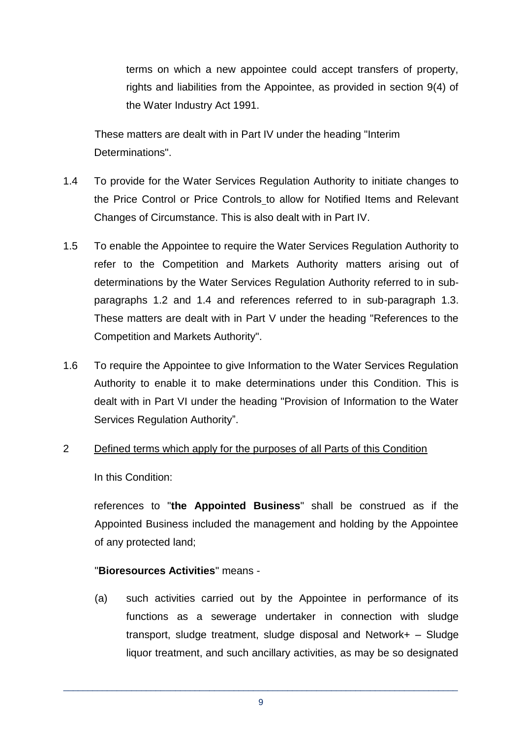terms on which a new appointee could accept transfers of property, rights and liabilities from the Appointee, as provided in section 9(4) of the Water Industry Act 1991.

These matters are dealt with in Part IV under the heading "Interim Determinations".

1.4 To provide for the Water Services Regulation Authority to initiate changes to the Price Control or Price Controls to allow for Notified Items and Relevant Changes of Circumstance. This is also dealt with in Part IV.

1.5 To enable the Appointee to require the Water Services Regulation Authority to refer to the Competition and Markets Authority matters arising out of determinations by the Water Services Regulation Authority referred to in sub-paragraphs 1.2 and 1.4 and references referred to in sub-paragraph 1.3. These matters are dealt with in Part V under the heading "References to the Competition and Markets Authority".

1.6 To require the Appointee to give Information to the Water Services Regulation Authority to enable it to make determinations under this Condition. This is dealt with in Part VI under the heading "Provision of Information to the Water Services Regulation Authority".

2 Defined terms which apply for the purposes of all Parts of this Condition

In this Condition:

references to "**the Appointed Business**" shall be construed as if the Appointed Business included the management and holding by the Appointee of any protected land;

"**Bioresources Activities**" means -

(a) such activities carried out by the Appointee in performance of its functions as a sewerage undertaker in connection with sludge transport, sludge treatment, sludge disposal and Network+ – Sludge liquor treatment, and such ancillary activities, as may be so designated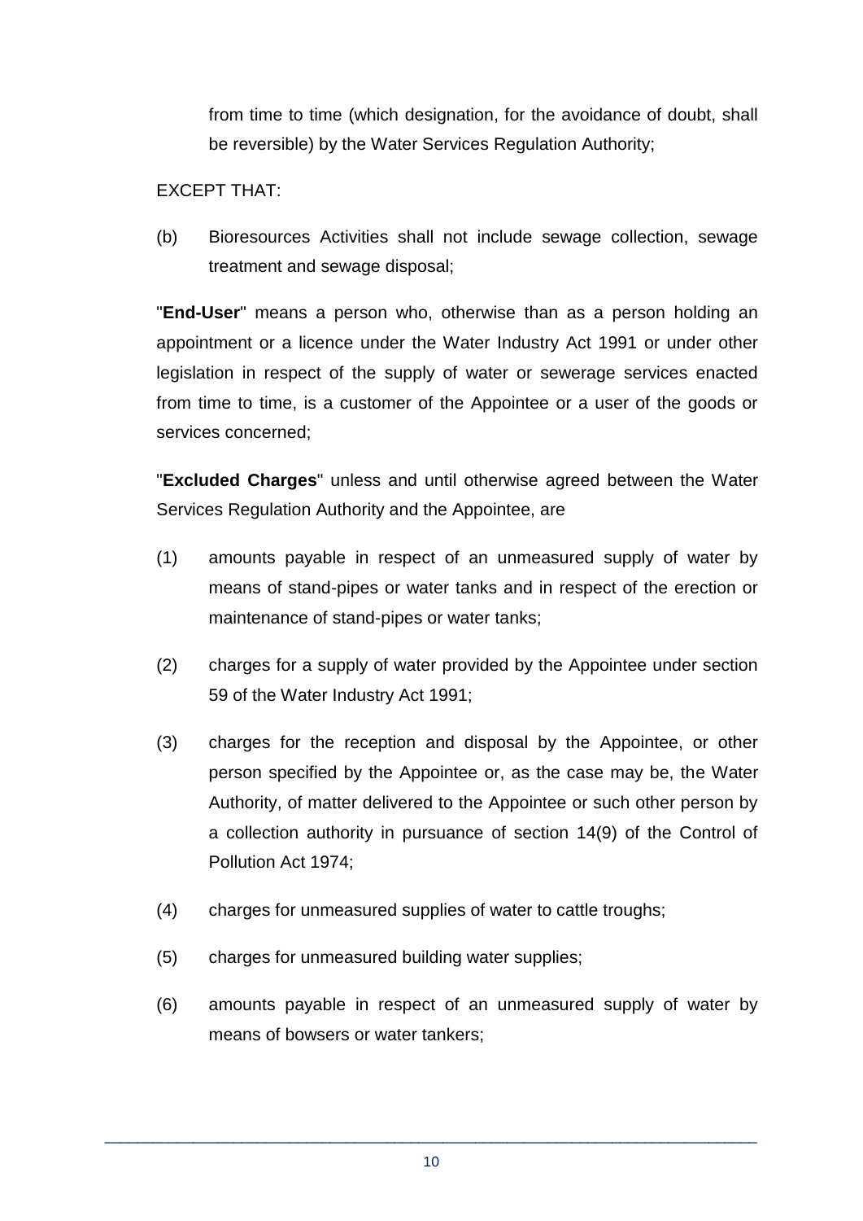from time to time (which designation, for the avoidance of doubt, shall be reversible) by the Water Services Regulation Authority;

EXCEPT THAT:

(b) Bioresources Activities shall not include sewage collection, sewage treatment and sewage disposal;

"**End-User**" means a person who, otherwise than as a person holding an appointment or a licence under the Water Industry Act 1991 or under other legislation in respect of the supply of water or sewerage services enacted from time to time, is a customer of the Appointee or a user of the goods or services concerned;

"**Excluded Charges**" unless and until otherwise agreed between the Water Services Regulation Authority and the Appointee, are

(1) amounts payable in respect of an unmeasured supply of water by means of stand-pipes or water tanks and in respect of the erection or maintenance of stand-pipes or water tanks;

(2) charges for a supply of water provided by the Appointee under section 59 of the Water Industry Act 1991;

(3) charges for the reception and disposal by the Appointee, or other person specified by the Appointee or, as the case may be, the Water Authority, of matter delivered to the Appointee or such other person by a collection authority in pursuance of section 14(9) of the Control of Pollution Act 1974;

(4) charges for unmeasured supplies of water to cattle troughs;

(5) charges for unmeasured building water supplies;

(6) amounts payable in respect of an unmeasured supply of water by means of bowsers or water tankers;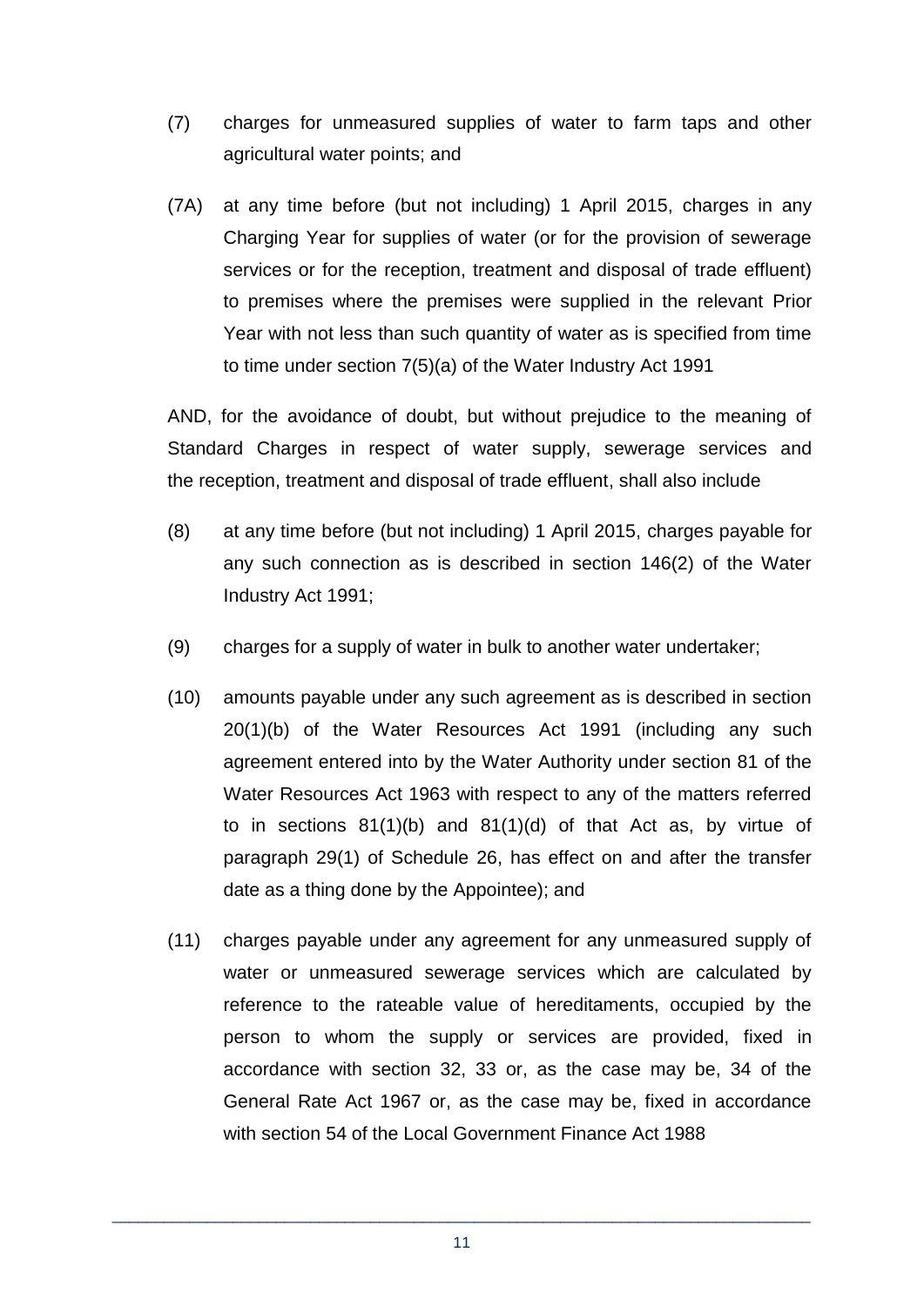(7) charges for unmeasured supplies of water to farm taps and other agricultural water points; and

(7A) at any time before (but not including) 1 April 2015, charges in any Charging Year for supplies of water (or for the provision of sewerage services or for the reception, treatment and disposal of trade effluent) to premises where the premises were supplied in the relevant Prior Year with not less than such quantity of water as is specified from time to time under section 7(5)(a) of the Water Industry Act 1991

AND, for the avoidance of doubt, but without prejudice to the meaning of Standard Charges in respect of water supply, sewerage services and the reception, treatment and disposal of trade effluent, shall also include

(8) at any time before (but not including) 1 April 2015, charges payable for any such connection as is described in section 146(2) of the Water Industry Act 1991;

(9) charges for a supply of water in bulk to another water undertaker;

(10) amounts payable under any such agreement as is described in section 20(1)(b) of the Water Resources Act 1991 (including any such agreement entered into by the Water Authority under section 81 of the Water Resources Act 1963 with respect to any of the matters referred to in sections 81(1)(b) and 81(1)(d) of that Act as, by virtue of paragraph 29(1) of Schedule 26, has effect on and after the transfer date as a thing done by the Appointee); and

(11) charges payable under any agreement for any unmeasured supply of water or unmeasured sewerage services which are calculated by reference to the rateable value of hereditaments, occupied by the person to whom the supply or services are provided, fixed in accordance with section 32, 33 or, as the case may be, 34 of the General Rate Act 1967 or, as the case may be, fixed in accordance with section 54 of the Local Government Finance Act 1988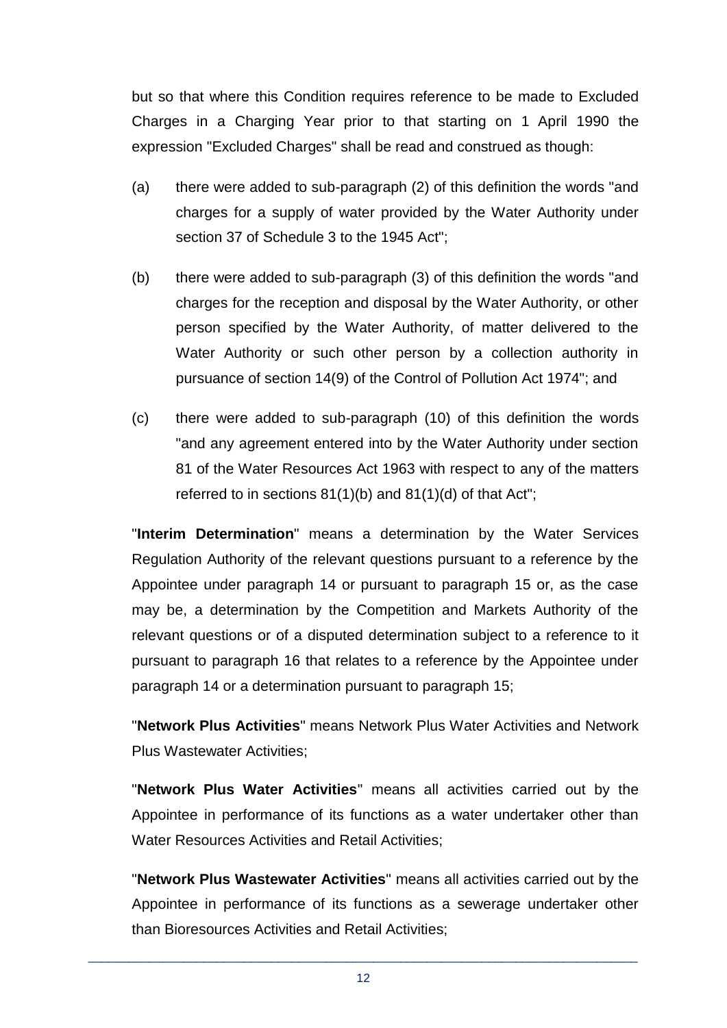but so that where this Condition requires reference to be made to Excluded Charges in a Charging Year prior to that starting on 1 April 1990 the expression "Excluded Charges" shall be read and construed as though:

(a) there were added to sub-paragraph (2) of this definition the words "and charges for a supply of water provided by the Water Authority under section 37 of Schedule 3 to the 1945 Act";

(b) there were added to sub-paragraph (3) of this definition the words "and charges for the reception and disposal by the Water Authority, or other person specified by the Water Authority, of matter delivered to the Water Authority or such other person by a collection authority in pursuance of section 14(9) of the Control of Pollution Act 1974"; and

(c) there were added to sub-paragraph (10) of this definition the words "and any agreement entered into by the Water Authority under section 81 of the Water Resources Act 1963 with respect to any of the matters referred to in sections 81(1)(b) and 81(1)(d) of that Act";

"**Interim Determination**" means a determination by the Water Services Regulation Authority of the relevant questions pursuant to a reference by the Appointee under paragraph 14 or pursuant to paragraph 15 or, as the case may be, a determination by the Competition and Markets Authority of the relevant questions or of a disputed determination subject to a reference to it pursuant to paragraph 16 that relates to a reference by the Appointee under paragraph 14 or a determination pursuant to paragraph 15;

"**Network Plus Activities**" means Network Plus Water Activities and Network Plus Wastewater Activities;

"**Network Plus Water Activities**" means all activities carried out by the Appointee in performance of its functions as a water undertaker other than Water Resources Activities and Retail Activities;

"**Network Plus Wastewater Activities**" means all activities carried out by the Appointee in performance of its functions as a sewerage undertaker other than Bioresources Activities and Retail Activities;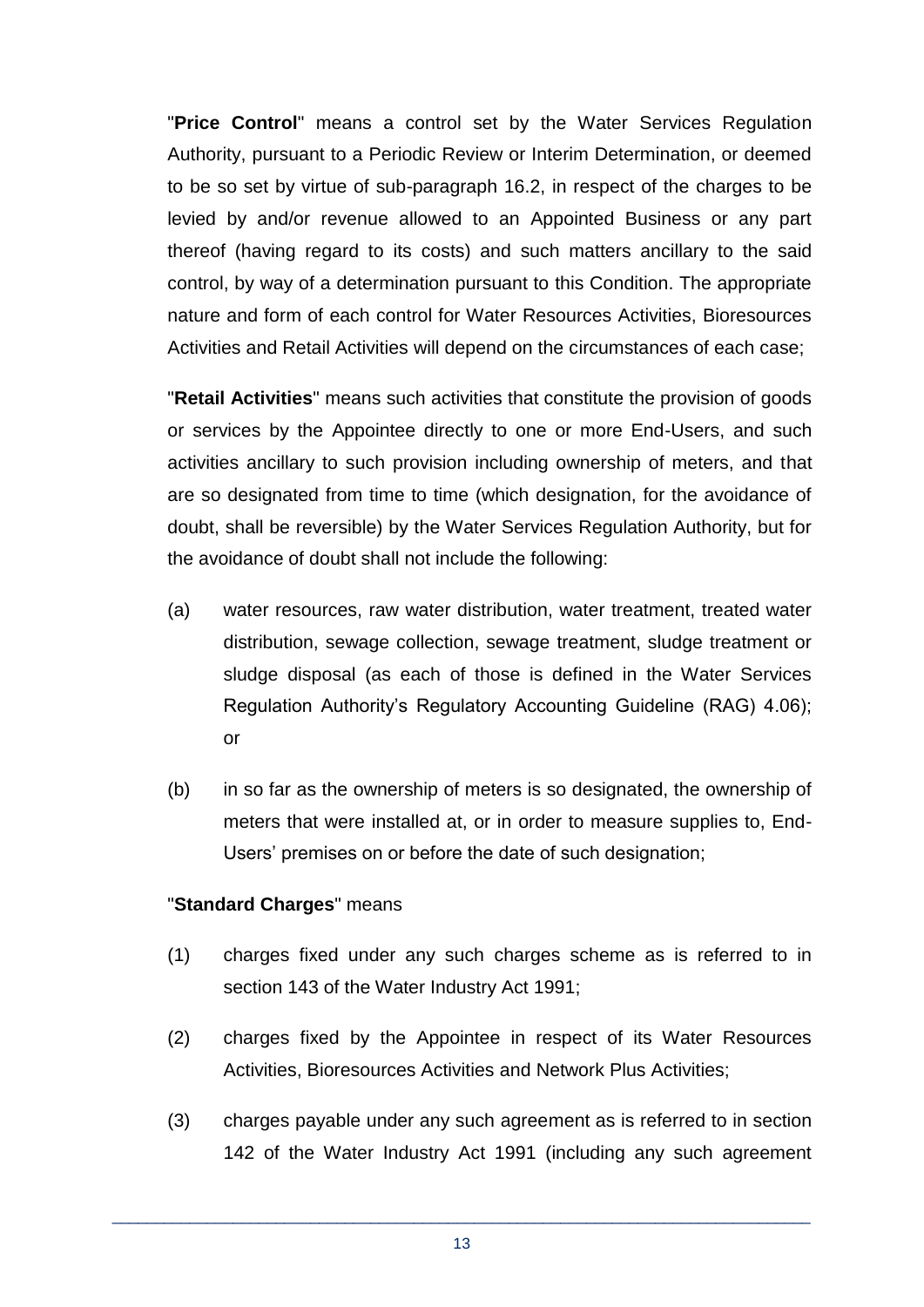"**Price Control**" means a control set by the Water Services Regulation Authority, pursuant to a Periodic Review or Interim Determination, or deemed to be so set by virtue of sub-paragraph 16.2, in respect of the charges to be levied by and/or revenue allowed to an Appointed Business or any part thereof (having regard to its costs) and such matters ancillary to the said control, by way of a determination pursuant to this Condition. The appropriate nature and form of each control for Water Resources Activities, Bioresources Activities and Retail Activities will depend on the circumstances of each case;

"**Retail Activities**" means such activities that constitute the provision of goods or services by the Appointee directly to one or more End-Users, and such activities ancillary to such provision including ownership of meters, and that are so designated from time to time (which designation, for the avoidance of doubt, shall be reversible) by the Water Services Regulation Authority, but for the avoidance of doubt shall not include the following:

(a) water resources, raw water distribution, water treatment, treated water distribution, sewage collection, sewage treatment, sludge treatment or sludge disposal (as each of those is defined in the Water Services Regulation Authority's Regulatory Accounting Guideline (RAG) 4.06); or

(b) in so far as the ownership of meters is so designated, the ownership of meters that were installed at, or in order to measure supplies to, End-Users' premises on or before the date of such designation;

"**Standard Charges**" means

(1) charges fixed under any such charges scheme as is referred to in section 143 of the Water Industry Act 1991;

(2) charges fixed by the Appointee in respect of its Water Resources Activities, Bioresources Activities and Network Plus Activities;

(3) charges payable under any such agreement as is referred to in section 142 of the Water Industry Act 1991 (including any such agreement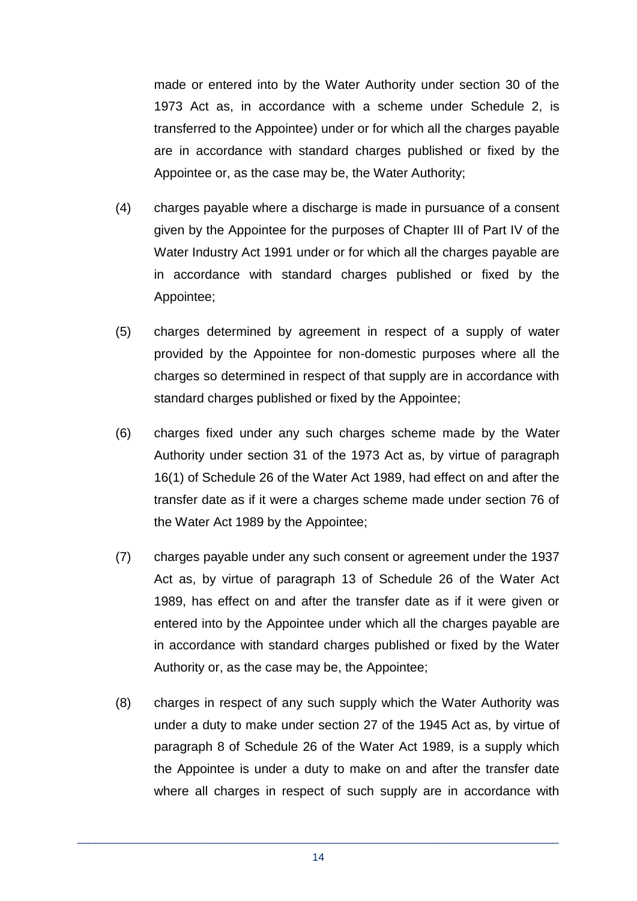made or entered into by the Water Authority under section 30 of the 1973 Act as, in accordance with a scheme under Schedule 2, is transferred to the Appointee) under or for which all the charges payable are in accordance with standard charges published or fixed by the Appointee or, as the case may be, the Water Authority;

(4) charges payable where a discharge is made in pursuance of a consent given by the Appointee for the purposes of Chapter III of Part IV of the Water Industry Act 1991 under or for which all the charges payable are in accordance with standard charges published or fixed by the Appointee;

(5) charges determined by agreement in respect of a supply of water provided by the Appointee for non-domestic purposes where all the charges so determined in respect of that supply are in accordance with standard charges published or fixed by the Appointee;

(6) charges fixed under any such charges scheme made by the Water Authority under section 31 of the 1973 Act as, by virtue of paragraph 16(1) of Schedule 26 of the Water Act 1989, had effect on and after the transfer date as if it were a charges scheme made under section 76 of the Water Act 1989 by the Appointee;

(7) charges payable under any such consent or agreement under the 1937 Act as, by virtue of paragraph 13 of Schedule 26 of the Water Act 1989, has effect on and after the transfer date as if it were given or entered into by the Appointee under which all the charges payable are in accordance with standard charges published or fixed by the Water Authority or, as the case may be, the Appointee;

(8) charges in respect of any such supply which the Water Authority was under a duty to make under section 27 of the 1945 Act as, by virtue of paragraph 8 of Schedule 26 of the Water Act 1989, is a supply which the Appointee is under a duty to make on and after the transfer date where all charges in respect of such supply are in accordance with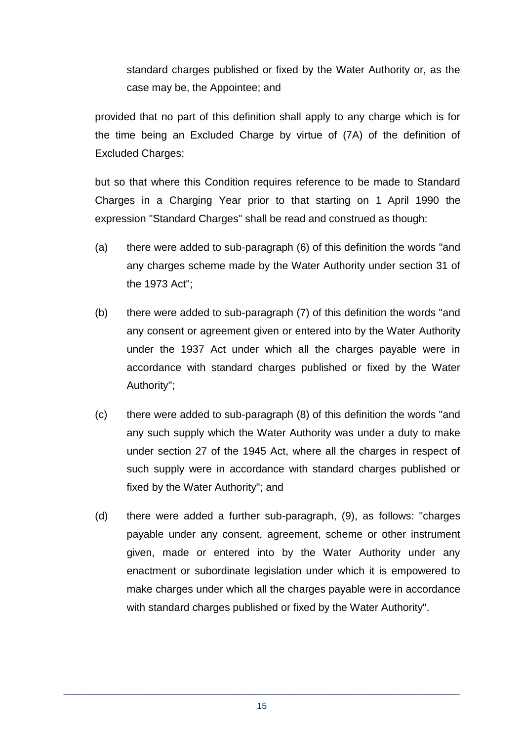standard charges published or fixed by the Water Authority or, as the case may be, the Appointee; and

provided that no part of this definition shall apply to any charge which is for the time being an Excluded Charge by virtue of (7A) of the definition of Excluded Charges;

but so that where this Condition requires reference to be made to Standard Charges in a Charging Year prior to that starting on 1 April 1990 the expression "Standard Charges" shall be read and construed as though:

(a) there were added to sub-paragraph (6) of this definition the words "and any charges scheme made by the Water Authority under section 31 of the 1973 Act";

(b) there were added to sub-paragraph (7) of this definition the words "and any consent or agreement given or entered into by the Water Authority under the 1937 Act under which all the charges payable were in accordance with standard charges published or fixed by the Water Authority";

(c) there were added to sub-paragraph (8) of this definition the words "and any such supply which the Water Authority was under a duty to make under section 27 of the 1945 Act, where all the charges in respect of such supply were in accordance with standard charges published or fixed by the Water Authority"; and

(d) there were added a further sub-paragraph, (9), as follows: "charges payable under any consent, agreement, scheme or other instrument given, made or entered into by the Water Authority under any enactment or subordinate legislation under which it is empowered to make charges under which all the charges payable were in accordance with standard charges published or fixed by the Water Authority".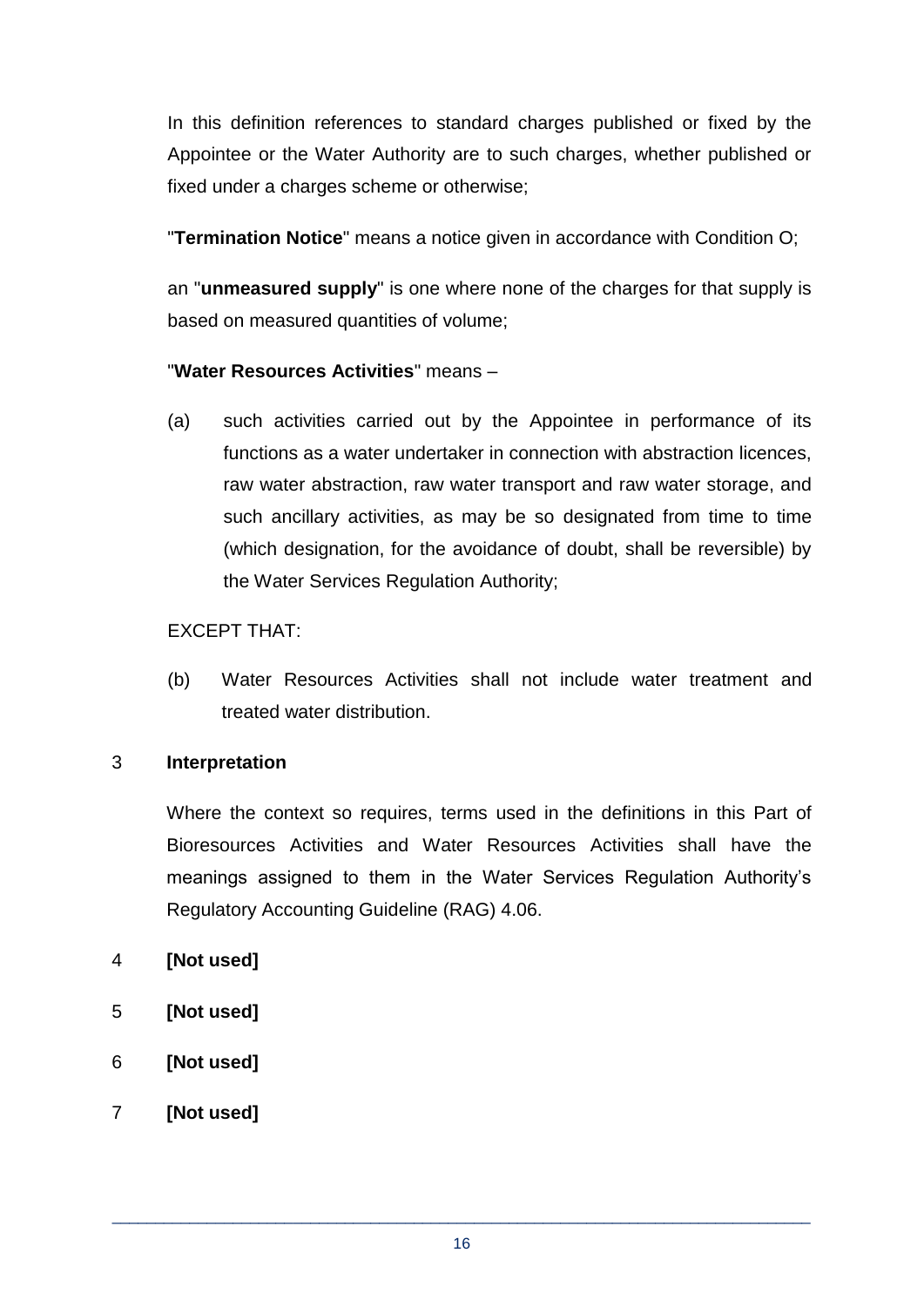In this definition references to standard charges published or fixed by the Appointee or the Water Authority are to such charges, whether published or fixed under a charges scheme or otherwise;

"**Termination Notice**" means a notice given in accordance with Condition O;

an "**unmeasured supply**" is one where none of the charges for that supply is based on measured quantities of volume;

"**Water Resources Activities**" means –

(a) such activities carried out by the Appointee in performance of its functions as a water undertaker in connection with abstraction licences, raw water abstraction, raw water transport and raw water storage, and such ancillary activities, as may be so designated from time to time (which designation, for the avoidance of doubt, shall be reversible) by the Water Services Regulation Authority;

EXCEPT THAT:

(b) Water Resources Activities shall not include water treatment and treated water distribution.

## 3 Interpretation

Where the context so requires, terms used in the definitions in this Part of Bioresources Activities and Water Resources Activities shall have the meanings assigned to them in the Water Services Regulation Authority's Regulatory Accounting Guideline (RAG) 4.06.

## 4 [Not used]

## 5 [Not used]

## 6 [Not used]

## 7 [Not used]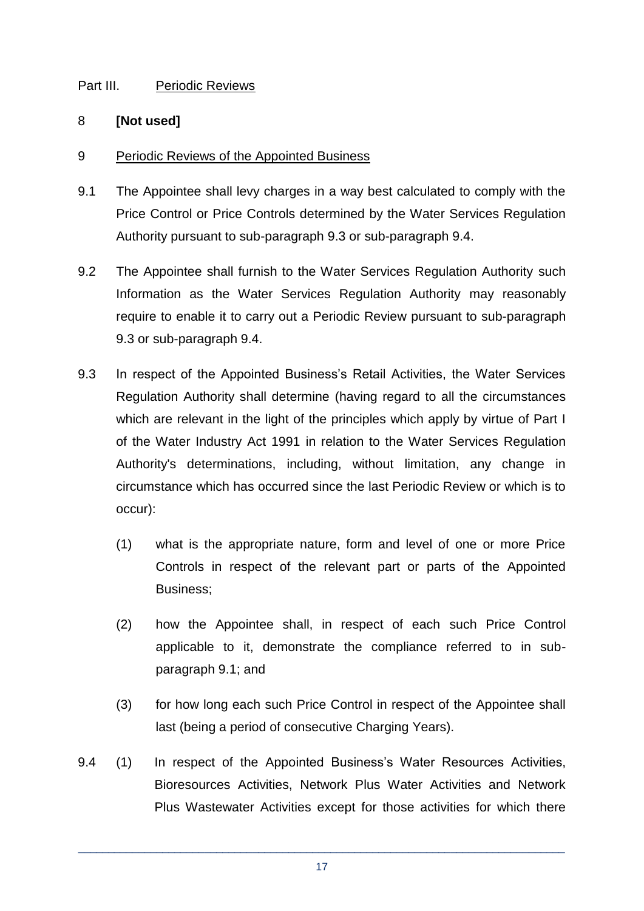Part III. Periodic Reviews

8 **[Not used]**

9 Periodic Reviews of the Appointed Business

9.1 The Appointee shall levy charges in a way best calculated to comply with the Price Control or Price Controls determined by the Water Services Regulation Authority pursuant to sub-paragraph 9.3 or sub-paragraph 9.4.

9.2 The Appointee shall furnish to the Water Services Regulation Authority such Information as the Water Services Regulation Authority may reasonably require to enable it to carry out a Periodic Review pursuant to sub-paragraph 9.3 or sub-paragraph 9.4.

9.3 In respect of the Appointed Business's Retail Activities, the Water Services Regulation Authority shall determine (having regard to all the circumstances which are relevant in the light of the principles which apply by virtue of Part I of the Water Industry Act 1991 in relation to the Water Services Regulation Authority's determinations, including, without limitation, any change in circumstance which has occurred since the last Periodic Review or which is to occur):

(1) what is the appropriate nature, form and level of one or more Price Controls in respect of the relevant part or parts of the Appointed Business;

(2) how the Appointee shall, in respect of each such Price Control applicable to it, demonstrate the compliance referred to in sub-paragraph 9.1; and

(3) for how long each such Price Control in respect of the Appointee shall last (being a period of consecutive Charging Years).

9.4 (1) In respect of the Appointed Business's Water Resources Activities, Bioresources Activities, Network Plus Water Activities and Network Plus Wastewater Activities except for those activities for which there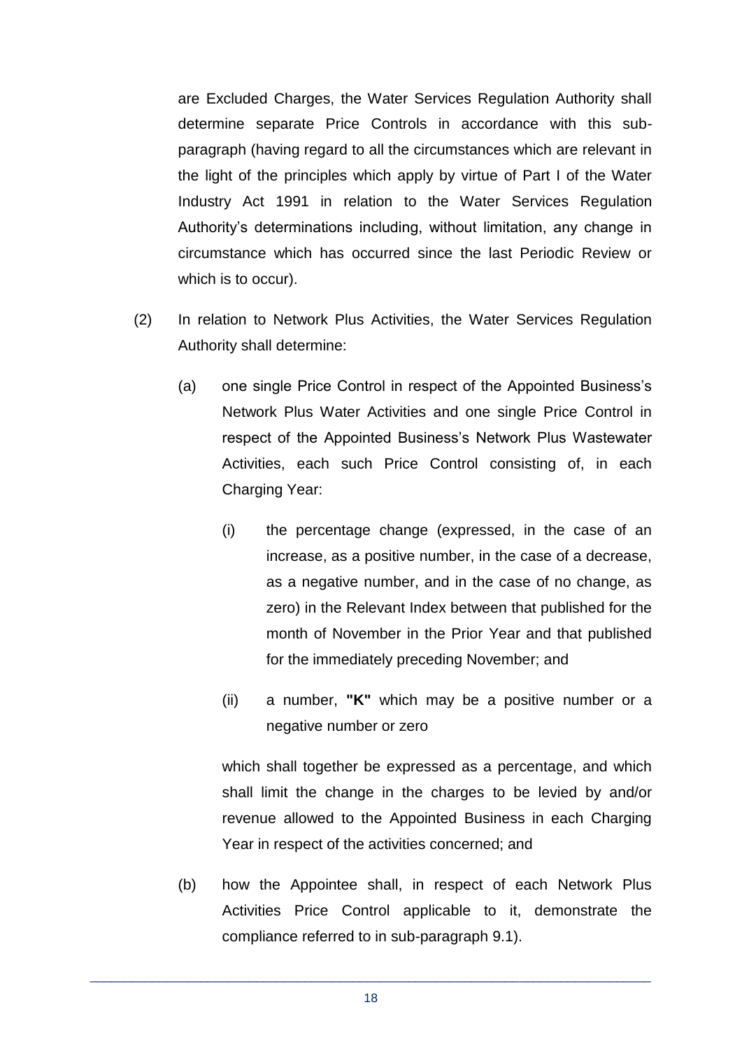are Excluded Charges, the Water Services Regulation Authority shall determine separate Price Controls in accordance with this sub-paragraph (having regard to all the circumstances which are relevant in the light of the principles which apply by virtue of Part I of the Water Industry Act 1991 in relation to the Water Services Regulation Authority's determinations including, without limitation, any change in circumstance which has occurred since the last Periodic Review or which is to occur).

(2) In relation to Network Plus Activities, the Water Services Regulation Authority shall determine:

(a) one single Price Control in respect of the Appointed Business's Network Plus Water Activities and one single Price Control in respect of the Appointed Business's Network Plus Wastewater Activities, each such Price Control consisting of, in each Charging Year:

(i) the percentage change (expressed, in the case of an increase, as a positive number, in the case of a decrease, as a negative number, and in the case of no change, as zero) in the Relevant Index between that published for the month of November in the Prior Year and that published for the immediately preceding November; and

(ii) a number, **"K"** which may be a positive number or a negative number or zero

which shall together be expressed as a percentage, and which shall limit the change in the charges to be levied by and/or revenue allowed to the Appointed Business in each Charging Year in respect of the activities concerned; and

(b) how the Appointee shall, in respect of each Network Plus Activities Price Control applicable to it, demonstrate the compliance referred to in sub-paragraph 9.1).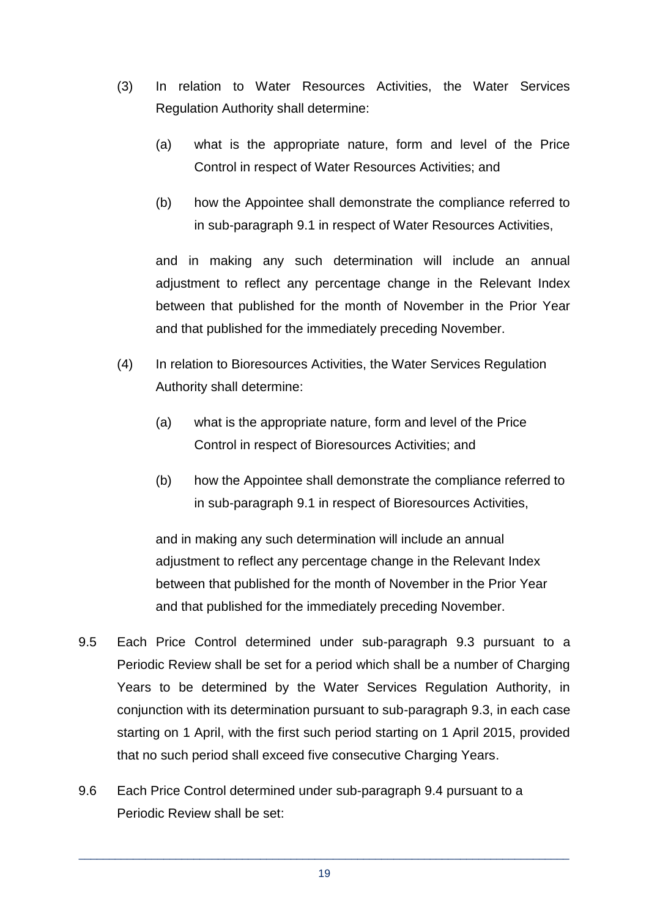(3) In relation to Water Resources Activities, the Water Services Regulation Authority shall determine:

   (a) what is the appropriate nature, form and level of the Price Control in respect of Water Resources Activities; and

   (b) how the Appointee shall demonstrate the compliance referred to in sub-paragraph 9.1 in respect of Water Resources Activities,

   and in making any such determination will include an annual adjustment to reflect any percentage change in the Relevant Index between that published for the month of November in the Prior Year and that published for the immediately preceding November.

(4) In relation to Bioresources Activities, the Water Services Regulation Authority shall determine:

   (a) what is the appropriate nature, form and level of the Price Control in respect of Bioresources Activities; and

   (b) how the Appointee shall demonstrate the compliance referred to in sub-paragraph 9.1 in respect of Bioresources Activities,

   and in making any such determination will include an annual adjustment to reflect any percentage change in the Relevant Index between that published for the month of November in the Prior Year and that published for the immediately preceding November.

9.5 Each Price Control determined under sub-paragraph 9.3 pursuant to a Periodic Review shall be set for a period which shall be a number of Charging Years to be determined by the Water Services Regulation Authority, in conjunction with its determination pursuant to sub-paragraph 9.3, in each case starting on 1 April, with the first such period starting on 1 April 2015, provided that no such period shall exceed five consecutive Charging Years.

9.6 Each Price Control determined under sub-paragraph 9.4 pursuant to a Periodic Review shall be set: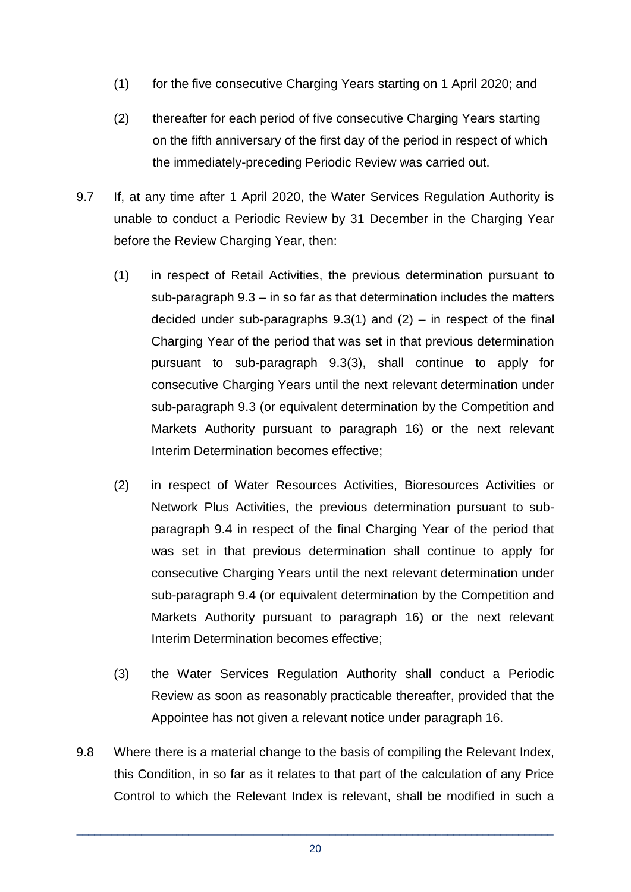(1) for the five consecutive Charging Years starting on 1 April 2020; and

(2) thereafter for each period of five consecutive Charging Years starting on the fifth anniversary of the first day of the period in respect of which the immediately-preceding Periodic Review was carried out.

9.7 If, at any time after 1 April 2020, the Water Services Regulation Authority is unable to conduct a Periodic Review by 31 December in the Charging Year before the Review Charging Year, then:

(1) in respect of Retail Activities, the previous determination pursuant to sub-paragraph 9.3 – in so far as that determination includes the matters decided under sub-paragraphs 9.3(1) and (2) – in respect of the final Charging Year of the period that was set in that previous determination pursuant to sub-paragraph 9.3(3), shall continue to apply for consecutive Charging Years until the next relevant determination under sub-paragraph 9.3 (or equivalent determination by the Competition and Markets Authority pursuant to paragraph 16) or the next relevant Interim Determination becomes effective;

(2) in respect of Water Resources Activities, Bioresources Activities or Network Plus Activities, the previous determination pursuant to sub-paragraph 9.4 in respect of the final Charging Year of the period that was set in that previous determination shall continue to apply for consecutive Charging Years until the next relevant determination under sub-paragraph 9.4 (or equivalent determination by the Competition and Markets Authority pursuant to paragraph 16) or the next relevant Interim Determination becomes effective;

(3) the Water Services Regulation Authority shall conduct a Periodic Review as soon as reasonably practicable thereafter, provided that the Appointee has not given a relevant notice under paragraph 16.

9.8 Where there is a material change to the basis of compiling the Relevant Index, this Condition, in so far as it relates to that part of the calculation of any Price Control to which the Relevant Index is relevant, shall be modified in such a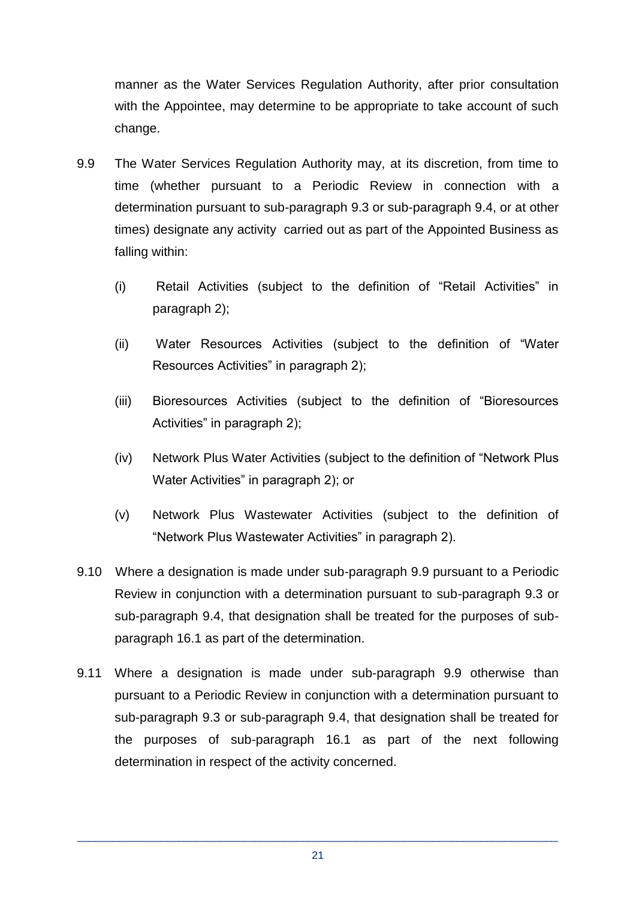manner as the Water Services Regulation Authority, after prior consultation with the Appointee, may determine to be appropriate to take account of such change.

9.9 The Water Services Regulation Authority may, at its discretion, from time to time (whether pursuant to a Periodic Review in connection with a determination pursuant to sub-paragraph 9.3 or sub-paragraph 9.4, or at other times) designate any activity carried out as part of the Appointed Business as falling within:

(i) Retail Activities (subject to the definition of "Retail Activities" in paragraph 2);

(ii) Water Resources Activities (subject to the definition of "Water Resources Activities" in paragraph 2);

(iii) Bioresources Activities (subject to the definition of "Bioresources Activities" in paragraph 2);

(iv) Network Plus Water Activities (subject to the definition of "Network Plus Water Activities" in paragraph 2); or

(v) Network Plus Wastewater Activities (subject to the definition of "Network Plus Wastewater Activities" in paragraph 2).

9.10 Where a designation is made under sub-paragraph 9.9 pursuant to a Periodic Review in conjunction with a determination pursuant to sub-paragraph 9.3 or sub-paragraph 9.4, that designation shall be treated for the purposes of sub-paragraph 16.1 as part of the determination.

9.11 Where a designation is made under sub-paragraph 9.9 otherwise than pursuant to a Periodic Review in conjunction with a determination pursuant to sub-paragraph 9.3 or sub-paragraph 9.4, that designation shall be treated for the purposes of sub-paragraph 16.1 as part of the next following determination in respect of the activity concerned.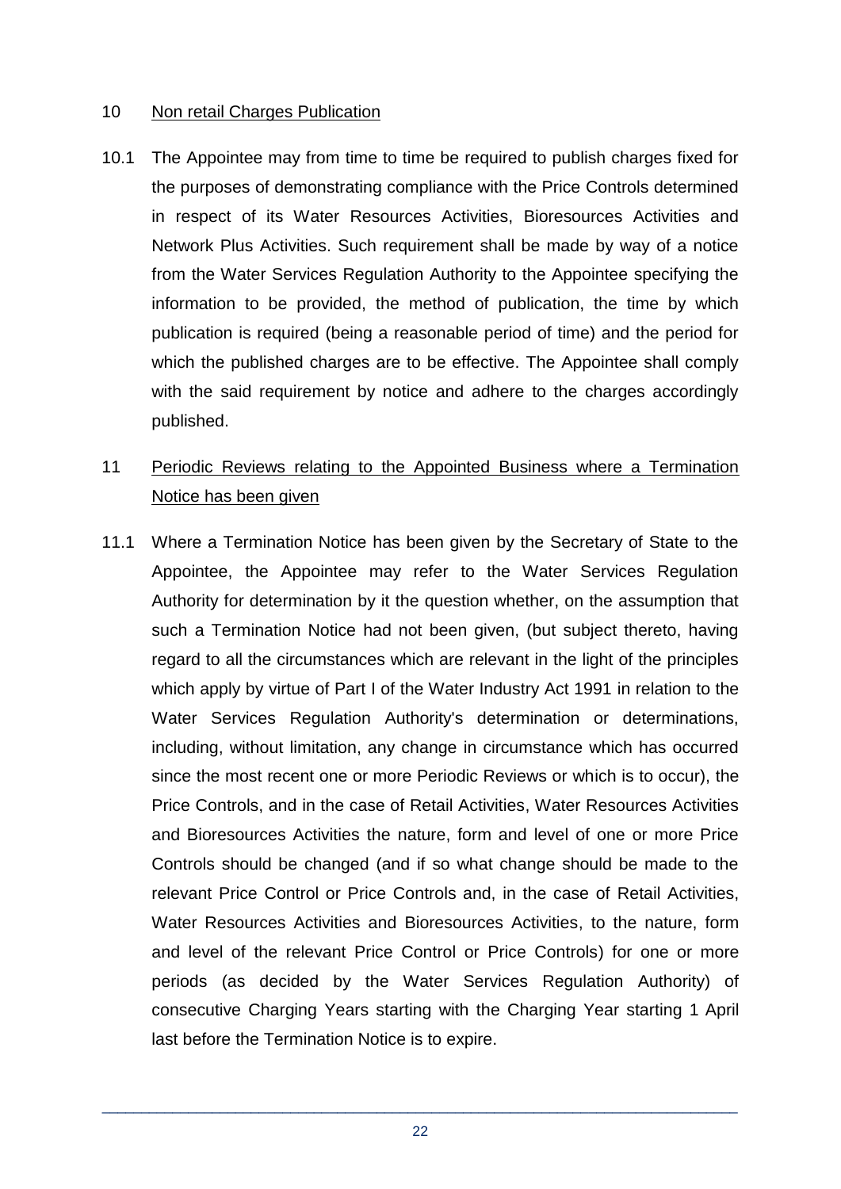10 Non retail Charges Publication

10.1 The Appointee may from time to time be required to publish charges fixed for the purposes of demonstrating compliance with the Price Controls determined in respect of its Water Resources Activities, Bioresources Activities and Network Plus Activities. Such requirement shall be made by way of a notice from the Water Services Regulation Authority to the Appointee specifying the information to be provided, the method of publication, the time by which publication is required (being a reasonable period of time) and the period for which the published charges are to be effective. The Appointee shall comply with the said requirement by notice and adhere to the charges accordingly published.

11 Periodic Reviews relating to the Appointed Business where a Termination Notice has been given

11.1 Where a Termination Notice has been given by the Secretary of State to the Appointee, the Appointee may refer to the Water Services Regulation Authority for determination by it the question whether, on the assumption that such a Termination Notice had not been given, (but subject thereto, having regard to all the circumstances which are relevant in the light of the principles which apply by virtue of Part I of the Water Industry Act 1991 in relation to the Water Services Regulation Authority's determination or determinations, including, without limitation, any change in circumstance which has occurred since the most recent one or more Periodic Reviews or which is to occur), the Price Controls, and in the case of Retail Activities, Water Resources Activities and Bioresources Activities the nature, form and level of one or more Price Controls should be changed (and if so what change should be made to the relevant Price Control or Price Controls and, in the case of Retail Activities, Water Resources Activities and Bioresources Activities, to the nature, form and level of the relevant Price Control or Price Controls) for one or more periods (as decided by the Water Services Regulation Authority) of consecutive Charging Years starting with the Charging Year starting 1 April last before the Termination Notice is to expire.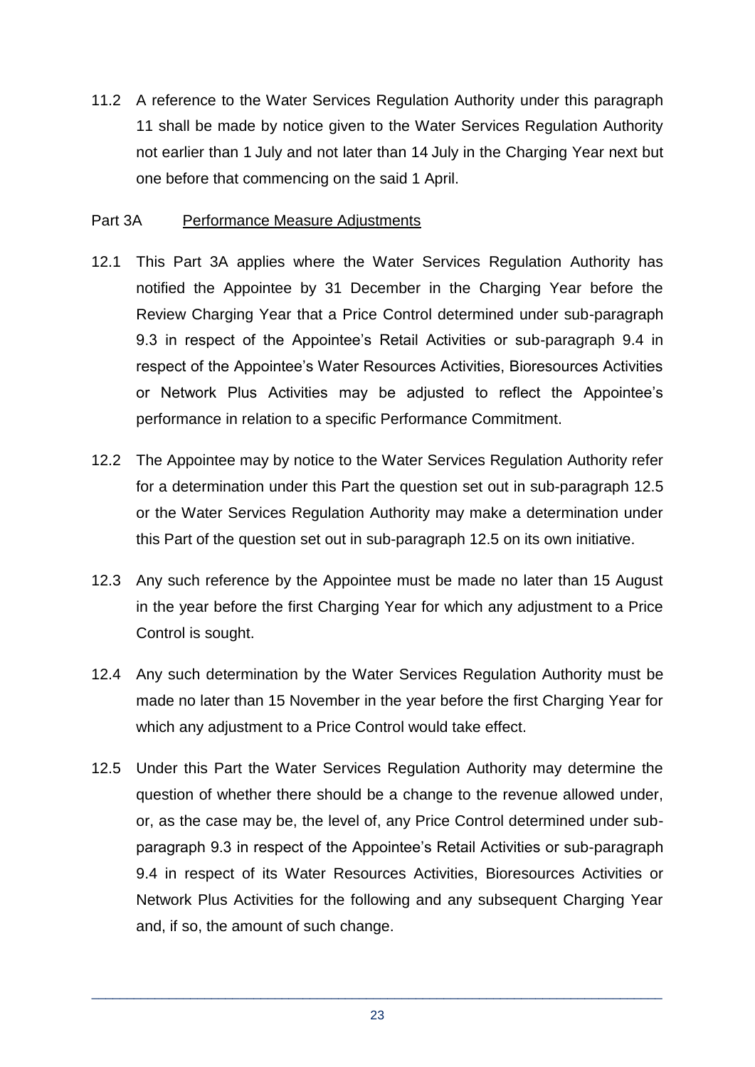11.2 A reference to the Water Services Regulation Authority under this paragraph 11 shall be made by notice given to the Water Services Regulation Authority not earlier than 1 July and not later than 14 July in the Charging Year next but one before that commencing on the said 1 April.

Part 3A Performance Measure Adjustments

12.1 This Part 3A applies where the Water Services Regulation Authority has notified the Appointee by 31 December in the Charging Year before the Review Charging Year that a Price Control determined under sub-paragraph 9.3 in respect of the Appointee's Retail Activities or sub-paragraph 9.4 in respect of the Appointee's Water Resources Activities, Bioresources Activities or Network Plus Activities may be adjusted to reflect the Appointee's performance in relation to a specific Performance Commitment.

12.2 The Appointee may by notice to the Water Services Regulation Authority refer for a determination under this Part the question set out in sub-paragraph 12.5 or the Water Services Regulation Authority may make a determination under this Part of the question set out in sub-paragraph 12.5 on its own initiative.

12.3 Any such reference by the Appointee must be made no later than 15 August in the year before the first Charging Year for which any adjustment to a Price Control is sought.

12.4 Any such determination by the Water Services Regulation Authority must be made no later than 15 November in the year before the first Charging Year for which any adjustment to a Price Control would take effect.

12.5 Under this Part the Water Services Regulation Authority may determine the question of whether there should be a change to the revenue allowed under, or, as the case may be, the level of, any Price Control determined under sub-paragraph 9.3 in respect of the Appointee's Retail Activities or sub-paragraph 9.4 in respect of its Water Resources Activities, Bioresources Activities or Network Plus Activities for the following and any subsequent Charging Year and, if so, the amount of such change.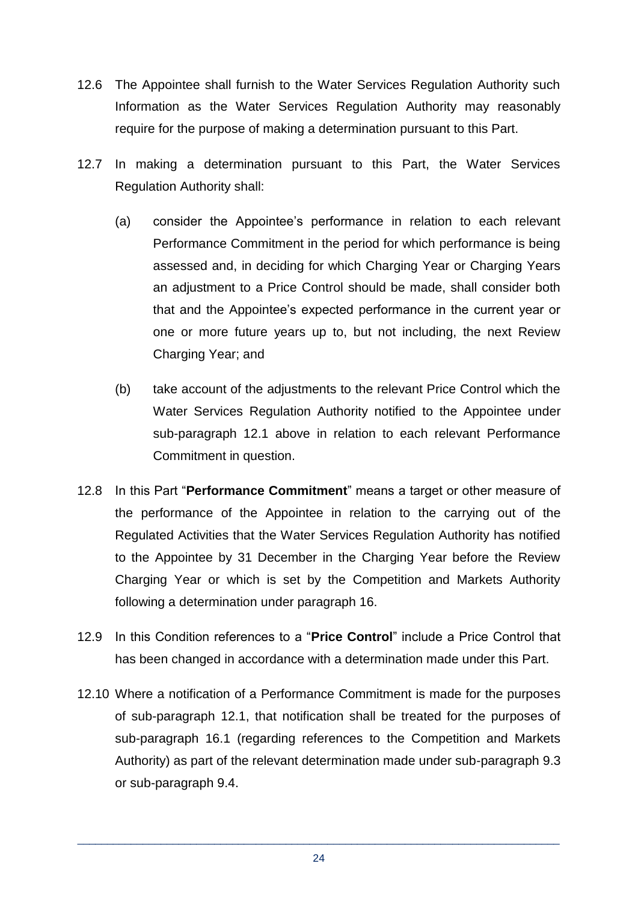12.6 The Appointee shall furnish to the Water Services Regulation Authority such Information as the Water Services Regulation Authority may reasonably require for the purpose of making a determination pursuant to this Part.

12.7 In making a determination pursuant to this Part, the Water Services Regulation Authority shall:

(a) consider the Appointee's performance in relation to each relevant Performance Commitment in the period for which performance is being assessed and, in deciding for which Charging Year or Charging Years an adjustment to a Price Control should be made, shall consider both that and the Appointee's expected performance in the current year or one or more future years up to, but not including, the next Review Charging Year; and

(b) take account of the adjustments to the relevant Price Control which the Water Services Regulation Authority notified to the Appointee under sub-paragraph 12.1 above in relation to each relevant Performance Commitment in question.

12.8 In this Part "**Performance Commitment**" means a target or other measure of the performance of the Appointee in relation to the carrying out of the Regulated Activities that the Water Services Regulation Authority has notified to the Appointee by 31 December in the Charging Year before the Review Charging Year or which is set by the Competition and Markets Authority following a determination under paragraph 16.

12.9 In this Condition references to a "**Price Control**" include a Price Control that has been changed in accordance with a determination made under this Part.

12.10 Where a notification of a Performance Commitment is made for the purposes of sub-paragraph 12.1, that notification shall be treated for the purposes of sub-paragraph 16.1 (regarding references to the Competition and Markets Authority) as part of the relevant determination made under sub-paragraph 9.3 or sub-paragraph 9.4.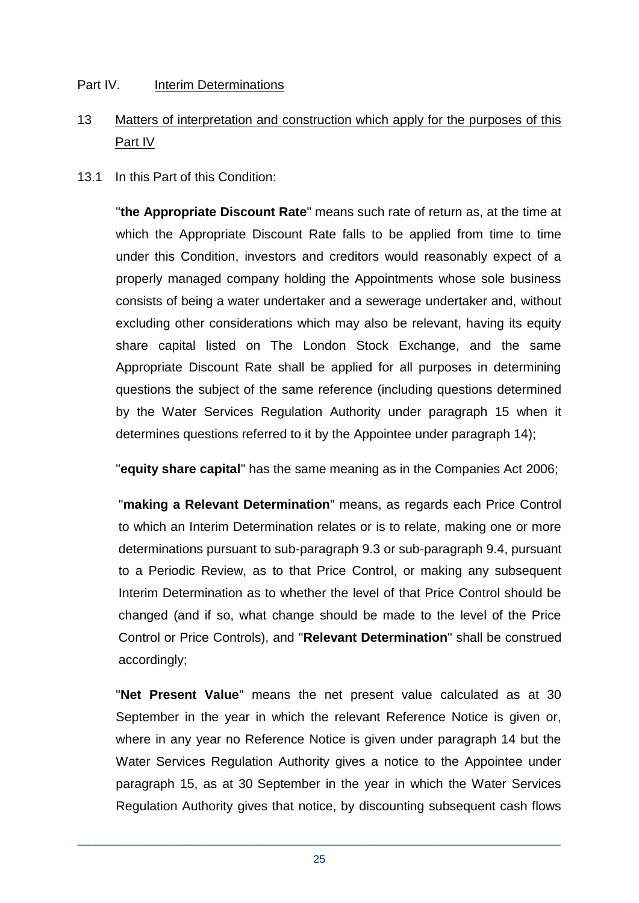## Part IV. Interim Determinations

### 13 Matters of interpretation and construction which apply for the purposes of this Part IV

13.1 In this Part of this Condition:

"**the Appropriate Discount Rate**" means such rate of return as, at the time at which the Appropriate Discount Rate falls to be applied from time to time under this Condition, investors and creditors would reasonably expect of a properly managed company holding the Appointments whose sole business consists of being a water undertaker and a sewerage undertaker and, without excluding other considerations which may also be relevant, having its equity share capital listed on The London Stock Exchange, and the same Appropriate Discount Rate shall be applied for all purposes in determining questions the subject of the same reference (including questions determined by the Water Services Regulation Authority under paragraph 15 when it determines questions referred to it by the Appointee under paragraph 14);

"**equity share capital**" has the same meaning as in the Companies Act 2006;

"**making a Relevant Determination**" means, as regards each Price Control to which an Interim Determination relates or is to relate, making one or more determinations pursuant to sub-paragraph 9.3 or sub-paragraph 9.4, pursuant to a Periodic Review, as to that Price Control, or making any subsequent Interim Determination as to whether the level of that Price Control should be changed (and if so, what change should be made to the level of the Price Control or Price Controls), and "**Relevant Determination**" shall be construed accordingly;

"**Net Present Value**" means the net present value calculated as at 30 September in the year in which the relevant Reference Notice is given or, where in any year no Reference Notice is given under paragraph 14 but the Water Services Regulation Authority gives a notice to the Appointee under paragraph 15, as at 30 September in the year in which the Water Services Regulation Authority gives that notice, by discounting subsequent cash flows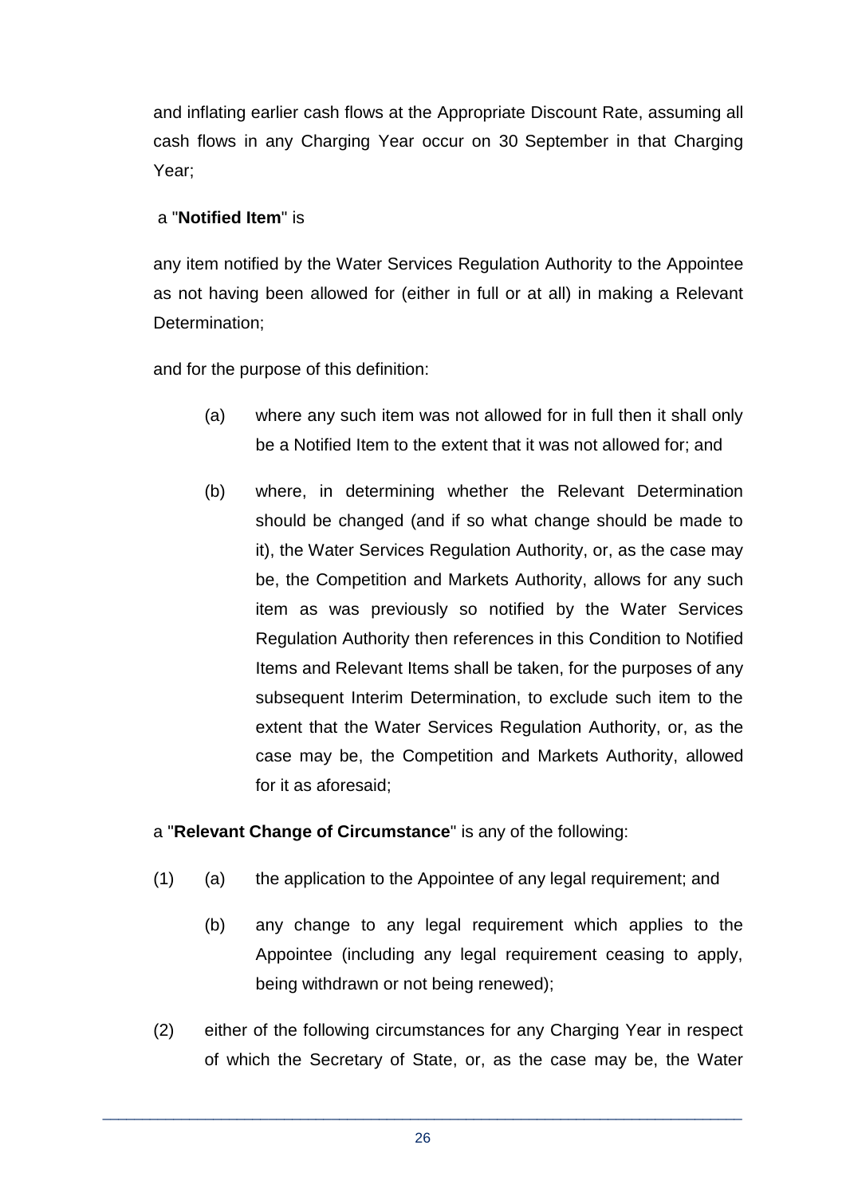and inflating earlier cash flows at the Appropriate Discount Rate, assuming all cash flows in any Charging Year occur on 30 September in that Charging Year;

a "**Notified Item**" is

any item notified by the Water Services Regulation Authority to the Appointee as not having been allowed for (either in full or at all) in making a Relevant Determination;

and for the purpose of this definition:

(a) where any such item was not allowed for in full then it shall only be a Notified Item to the extent that it was not allowed for; and

(b) where, in determining whether the Relevant Determination should be changed (and if so what change should be made to it), the Water Services Regulation Authority, or, as the case may be, the Competition and Markets Authority, allows for any such item as was previously so notified by the Water Services Regulation Authority then references in this Condition to Notified Items and Relevant Items shall be taken, for the purposes of any subsequent Interim Determination, to exclude such item to the extent that the Water Services Regulation Authority, or, as the case may be, the Competition and Markets Authority, allowed for it as aforesaid;

a "**Relevant Change of Circumstance**" is any of the following:

(1) (a) the application to the Appointee of any legal requirement; and

(b) any change to any legal requirement which applies to the Appointee (including any legal requirement ceasing to apply, being withdrawn or not being renewed);

(2) either of the following circumstances for any Charging Year in respect of which the Secretary of State, or, as the case may be, the Water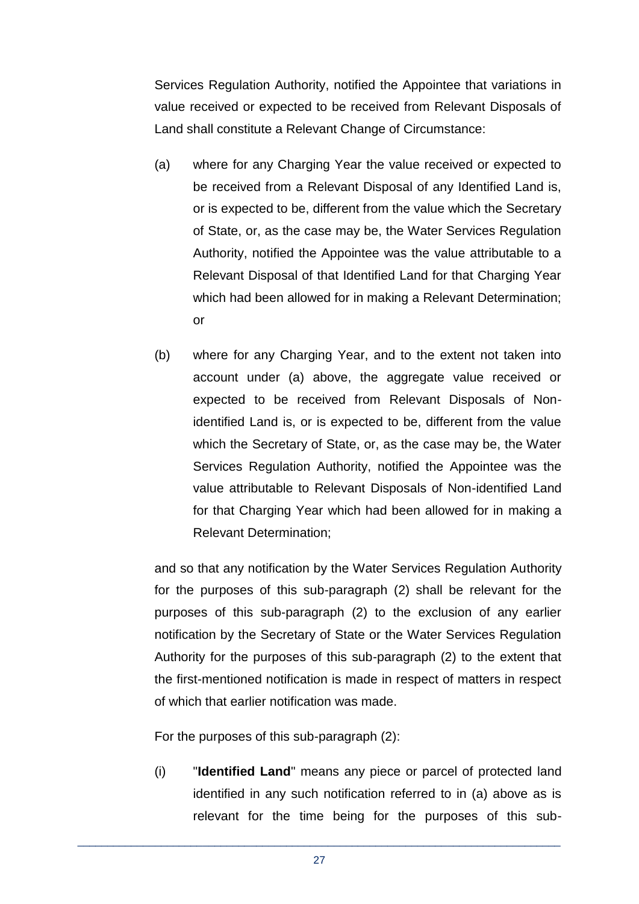Services Regulation Authority, notified the Appointee that variations in value received or expected to be received from Relevant Disposals of Land shall constitute a Relevant Change of Circumstance:

(a) where for any Charging Year the value received or expected to be received from a Relevant Disposal of any Identified Land is, or is expected to be, different from the value which the Secretary of State, or, as the case may be, the Water Services Regulation Authority, notified the Appointee was the value attributable to a Relevant Disposal of that Identified Land for that Charging Year which had been allowed for in making a Relevant Determination; or

(b) where for any Charging Year, and to the extent not taken into account under (a) above, the aggregate value received or expected to be received from Relevant Disposals of Non-identified Land is, or is expected to be, different from the value which the Secretary of State, or, as the case may be, the Water Services Regulation Authority, notified the Appointee was the value attributable to Relevant Disposals of Non-identified Land for that Charging Year which had been allowed for in making a Relevant Determination;

and so that any notification by the Water Services Regulation Authority for the purposes of this sub-paragraph (2) shall be relevant for the purposes of this sub-paragraph (2) to the exclusion of any earlier notification by the Secretary of State or the Water Services Regulation Authority for the purposes of this sub-paragraph (2) to the extent that the first-mentioned notification is made in respect of matters in respect of which that earlier notification was made.

For the purposes of this sub-paragraph (2):

(i) "**Identified Land**" means any piece or parcel of protected land identified in any such notification referred to in (a) above as is relevant for the time being for the purposes of this sub-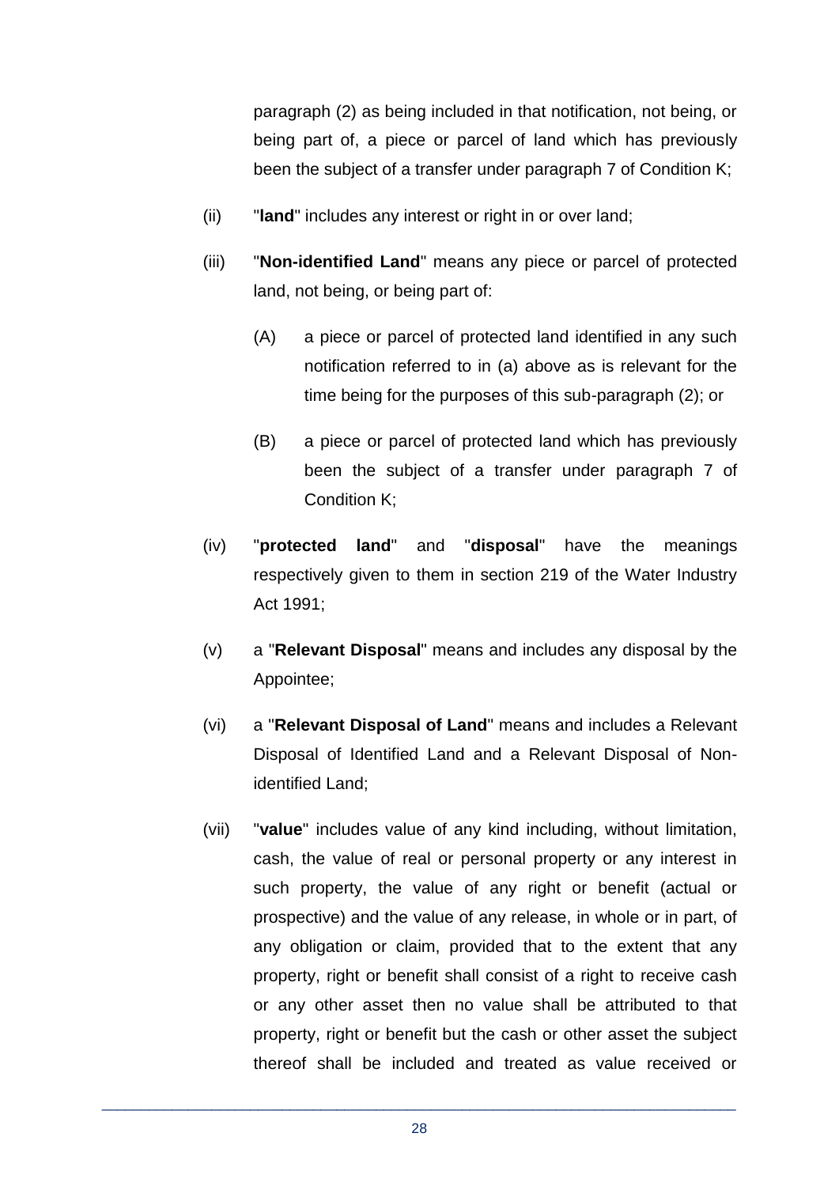paragraph (2) as being included in that notification, not being, or being part of, a piece or parcel of land which has previously been the subject of a transfer under paragraph 7 of Condition K;

(ii) "**land**" includes any interest or right in or over land;

(iii) "**Non-identified Land**" means any piece or parcel of protected land, not being, or being part of:

(A) a piece or parcel of protected land identified in any such notification referred to in (a) above as is relevant for the time being for the purposes of this sub-paragraph (2); or

(B) a piece or parcel of protected land which has previously been the subject of a transfer under paragraph 7 of Condition K;

(iv) "**protected land**" and "**disposal**" have the meanings respectively given to them in section 219 of the Water Industry Act 1991;

(v) a "**Relevant Disposal**" means and includes any disposal by the Appointee;

(vi) a "**Relevant Disposal of Land**" means and includes a Relevant Disposal of Identified Land and a Relevant Disposal of Non-identified Land;

(vii) "**value**" includes value of any kind including, without limitation, cash, the value of real or personal property or any interest in such property, the value of any right or benefit (actual or prospective) and the value of any release, in whole or in part, of any obligation or claim, provided that to the extent that any property, right or benefit shall consist of a right to receive cash or any other asset then no value shall be attributed to that property, right or benefit but the cash or other asset the subject thereof shall be included and treated as value received or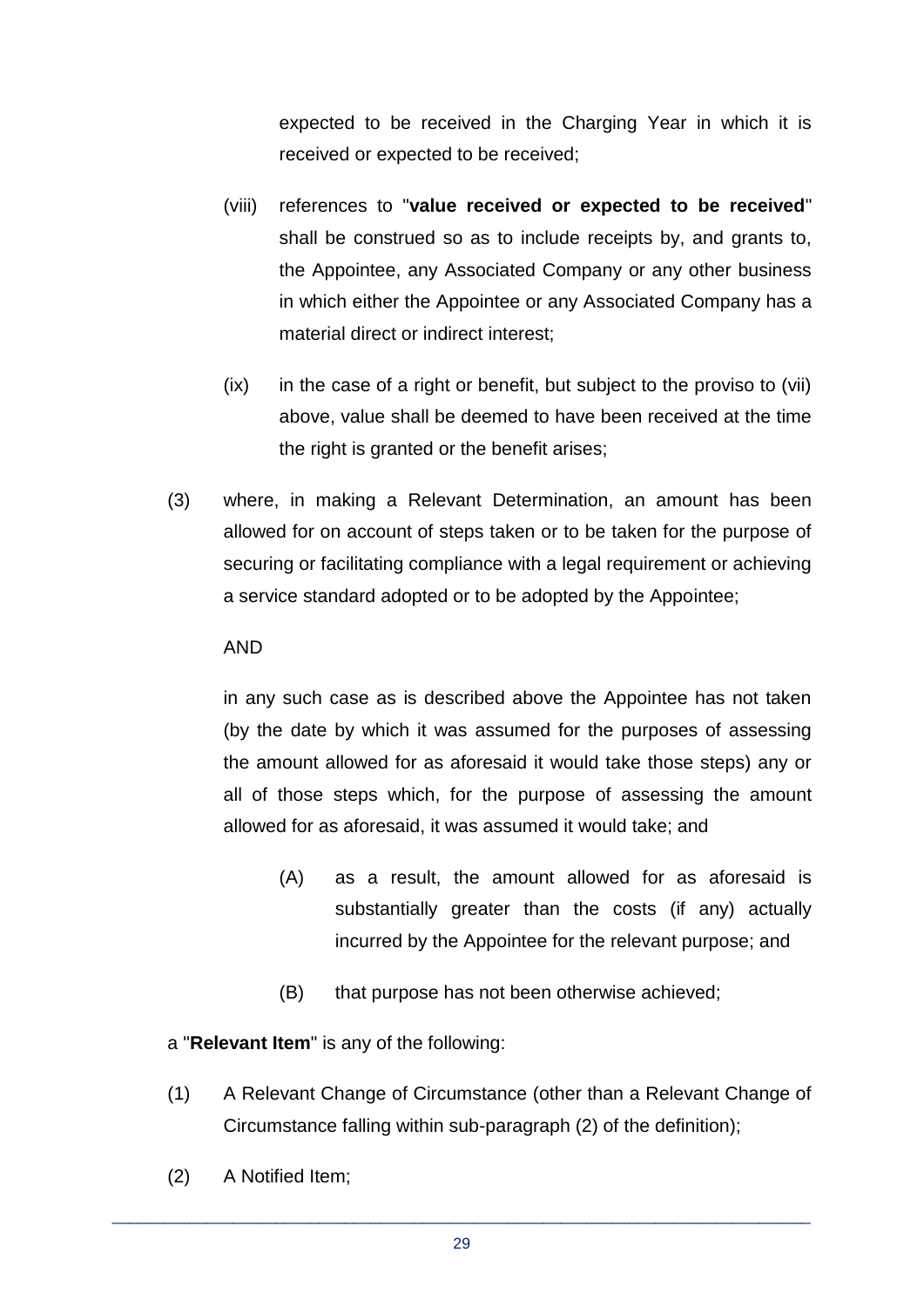expected to be received in the Charging Year in which it is received or expected to be received;

(viii) references to "**value received or expected to be received**" shall be construed so as to include receipts by, and grants to, the Appointee, any Associated Company or any other business in which either the Appointee or any Associated Company has a material direct or indirect interest;

(ix) in the case of a right or benefit, but subject to the proviso to (vii) above, value shall be deemed to have been received at the time the right is granted or the benefit arises;

(3) where, in making a Relevant Determination, an amount has been allowed for on account of steps taken or to be taken for the purpose of securing or facilitating compliance with a legal requirement or achieving a service standard adopted or to be adopted by the Appointee;

AND

in any such case as is described above the Appointee has not taken (by the date by which it was assumed for the purposes of assessing the amount allowed for as aforesaid it would take those steps) any or all of those steps which, for the purpose of assessing the amount allowed for as aforesaid, it was assumed it would take; and

(A) as a result, the amount allowed for as aforesaid is substantially greater than the costs (if any) actually incurred by the Appointee for the relevant purpose; and

(B) that purpose has not been otherwise achieved;

a "**Relevant Item**" is any of the following:

(1) A Relevant Change of Circumstance (other than a Relevant Change of Circumstance falling within sub-paragraph (2) of the definition);

(2) A Notified Item;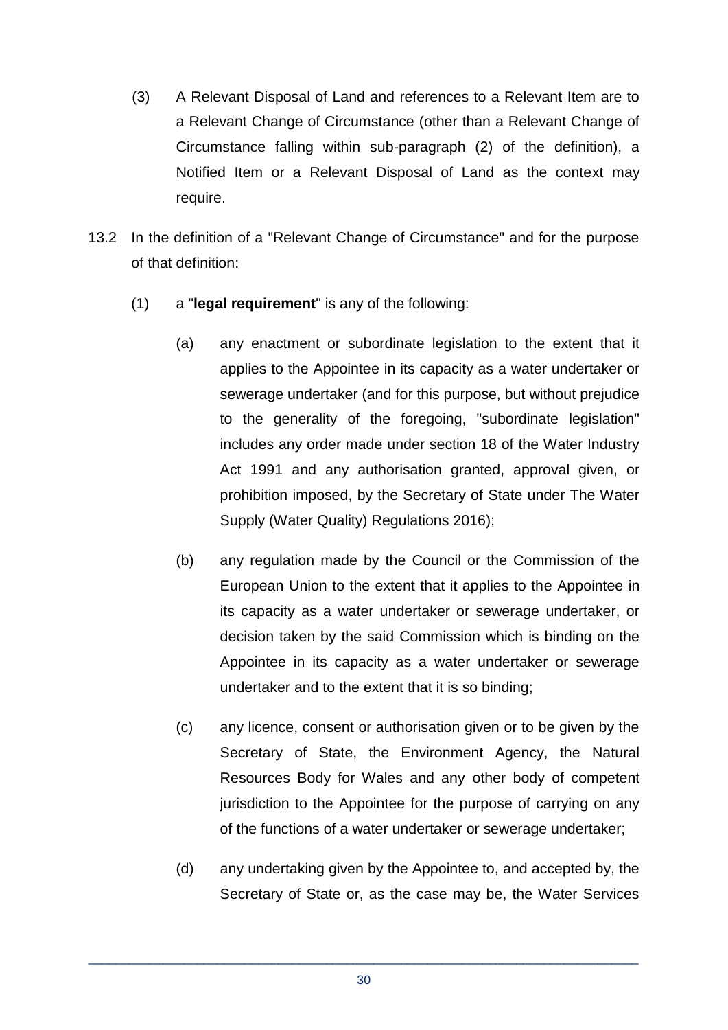(3) A Relevant Disposal of Land and references to a Relevant Item are to a Relevant Change of Circumstance (other than a Relevant Change of Circumstance falling within sub-paragraph (2) of the definition), a Notified Item or a Relevant Disposal of Land as the context may require.

13.2 In the definition of a "Relevant Change of Circumstance" and for the purpose of that definition:

(1) a "**legal requirement**" is any of the following:

(a) any enactment or subordinate legislation to the extent that it applies to the Appointee in its capacity as a water undertaker or sewerage undertaker (and for this purpose, but without prejudice to the generality of the foregoing, "subordinate legislation" includes any order made under section 18 of the Water Industry Act 1991 and any authorisation granted, approval given, or prohibition imposed, by the Secretary of State under The Water Supply (Water Quality) Regulations 2016);

(b) any regulation made by the Council or the Commission of the European Union to the extent that it applies to the Appointee in its capacity as a water undertaker or sewerage undertaker, or decision taken by the said Commission which is binding on the Appointee in its capacity as a water undertaker or sewerage undertaker and to the extent that it is so binding;

(c) any licence, consent or authorisation given or to be given by the Secretary of State, the Environment Agency, the Natural Resources Body for Wales and any other body of competent jurisdiction to the Appointee for the purpose of carrying on any of the functions of a water undertaker or sewerage undertaker;

(d) any undertaking given by the Appointee to, and accepted by, the Secretary of State or, as the case may be, the Water Services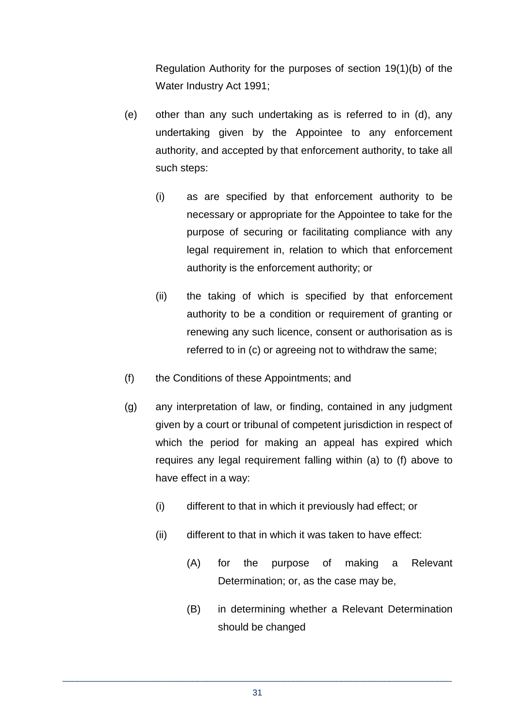Regulation Authority for the purposes of section 19(1)(b) of the Water Industry Act 1991;

(e) other than any such undertaking as is referred to in (d), any undertaking given by the Appointee to any enforcement authority, and accepted by that enforcement authority, to take all such steps:

   (i) as are specified by that enforcement authority to be necessary or appropriate for the Appointee to take for the purpose of securing or facilitating compliance with any legal requirement in, relation to which that enforcement authority is the enforcement authority; or

   (ii) the taking of which is specified by that enforcement authority to be a condition or requirement of granting or renewing any such licence, consent or authorisation as is referred to in (c) or agreeing not to withdraw the same;

(f) the Conditions of these Appointments; and

(g) any interpretation of law, or finding, contained in any judgment given by a court or tribunal of competent jurisdiction in respect of which the period for making an appeal has expired which requires any legal requirement falling within (a) to (f) above to have effect in a way:

   (i) different to that in which it previously had effect; or

   (ii) different to that in which it was taken to have effect:

      (A) for the purpose of making a Relevant Determination; or, as the case may be,

      (B) in determining whether a Relevant Determination should be changed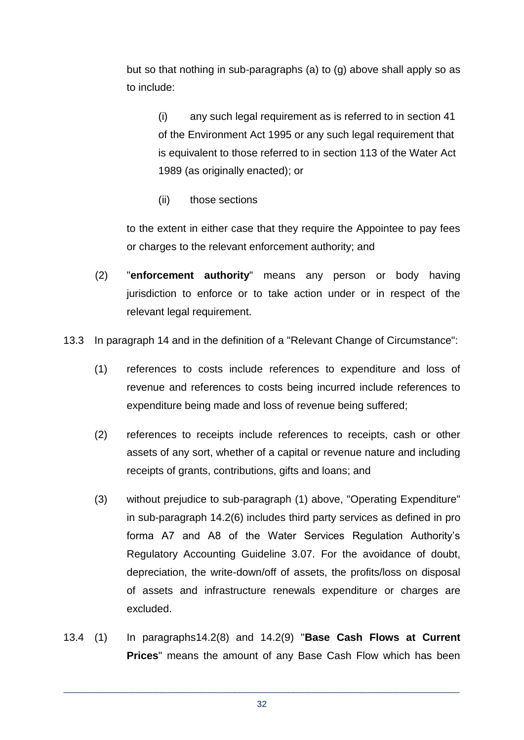but so that nothing in sub-paragraphs (a) to (g) above shall apply so as to include:

(i) any such legal requirement as is referred to in section 41 of the Environment Act 1995 or any such legal requirement that is equivalent to those referred to in section 113 of the Water Act 1989 (as originally enacted); or

(ii) those sections

to the extent in either case that they require the Appointee to pay fees or charges to the relevant enforcement authority; and

(2) "**enforcement authority**" means any person or body having jurisdiction to enforce or to take action under or in respect of the relevant legal requirement.

13.3 In paragraph 14 and in the definition of a "Relevant Change of Circumstance":

(1) references to costs include references to expenditure and loss of revenue and references to costs being incurred include references to expenditure being made and loss of revenue being suffered;

(2) references to receipts include references to receipts, cash or other assets of any sort, whether of a capital or revenue nature and including receipts of grants, contributions, gifts and loans; and

(3) without prejudice to sub-paragraph (1) above, "Operating Expenditure" in sub-paragraph 14.2(6) includes third party services as defined in pro forma A7 and A8 of the Water Services Regulation Authority's Regulatory Accounting Guideline 3.07. For the avoidance of doubt, depreciation, the write-down/off of assets, the profits/loss on disposal of assets and infrastructure renewals expenditure or charges are excluded.

13.4 (1) In paragraphs14.2(8) and 14.2(9) "**Base Cash Flows at Current Prices**" means the amount of any Base Cash Flow which has been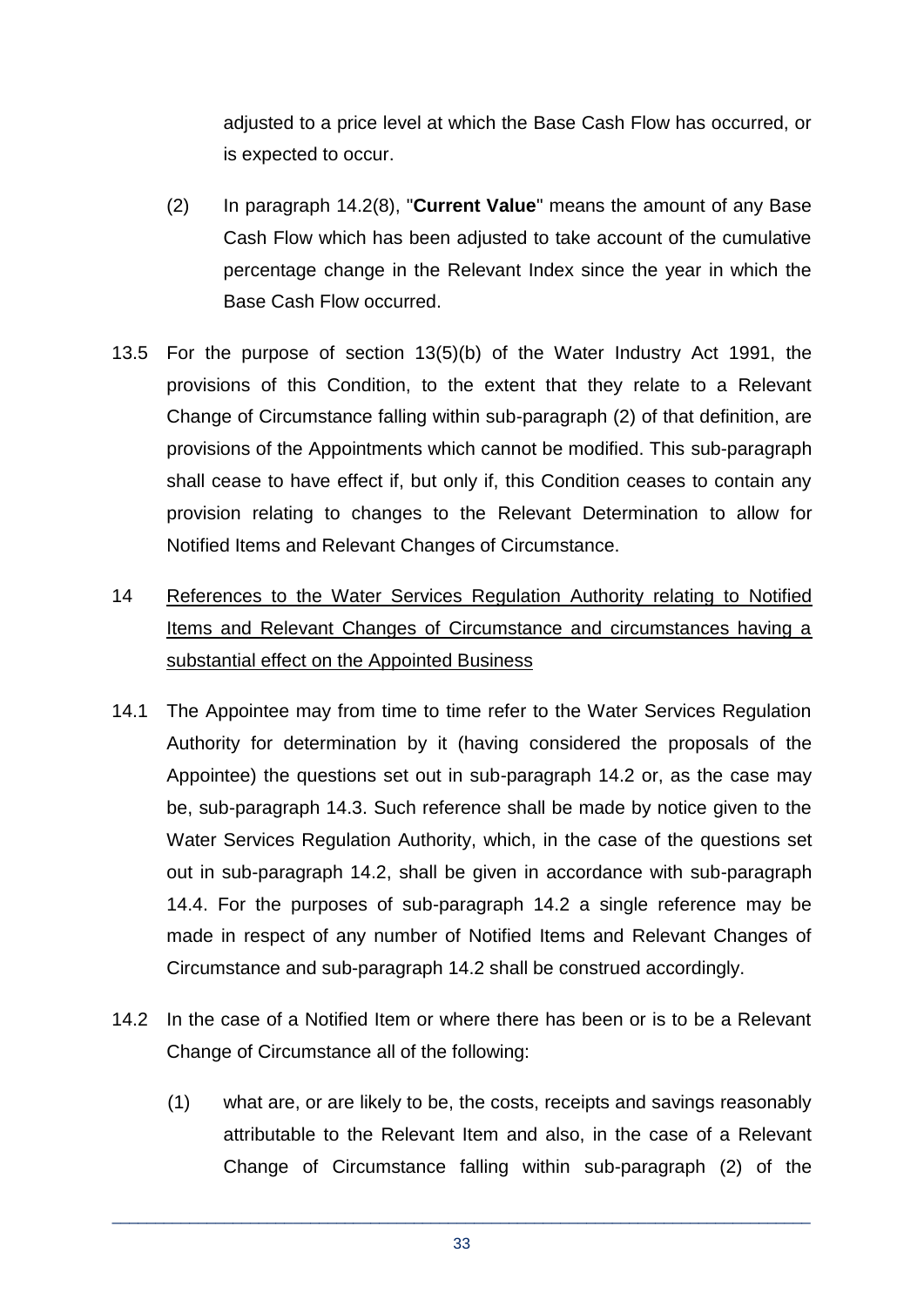adjusted to a price level at which the Base Cash Flow has occurred, or is expected to occur.

(2) In paragraph 14.2(8), "**Current Value**" means the amount of any Base Cash Flow which has been adjusted to take account of the cumulative percentage change in the Relevant Index since the year in which the Base Cash Flow occurred.

13.5 For the purpose of section 13(5)(b) of the Water Industry Act 1991, the provisions of this Condition, to the extent that they relate to a Relevant Change of Circumstance falling within sub-paragraph (2) of that definition, are provisions of the Appointments which cannot be modified. This sub-paragraph shall cease to have effect if, but only if, this Condition ceases to contain any provision relating to changes to the Relevant Determination to allow for Notified Items and Relevant Changes of Circumstance.

14 <u>References to the Water Services Regulation Authority relating to Notified Items and Relevant Changes of Circumstance and circumstances having a substantial effect on the Appointed Business</u>

14.1 The Appointee may from time to time refer to the Water Services Regulation Authority for determination by it (having considered the proposals of the Appointee) the questions set out in sub-paragraph 14.2 or, as the case may be, sub-paragraph 14.3. Such reference shall be made by notice given to the Water Services Regulation Authority, which, in the case of the questions set out in sub-paragraph 14.2, shall be given in accordance with sub-paragraph 14.4. For the purposes of sub-paragraph 14.2 a single reference may be made in respect of any number of Notified Items and Relevant Changes of Circumstance and sub-paragraph 14.2 shall be construed accordingly.

14.2 In the case of a Notified Item or where there has been or is to be a Relevant Change of Circumstance all of the following:

(1) what are, or are likely to be, the costs, receipts and savings reasonably attributable to the Relevant Item and also, in the case of a Relevant Change of Circumstance falling within sub-paragraph (2) of the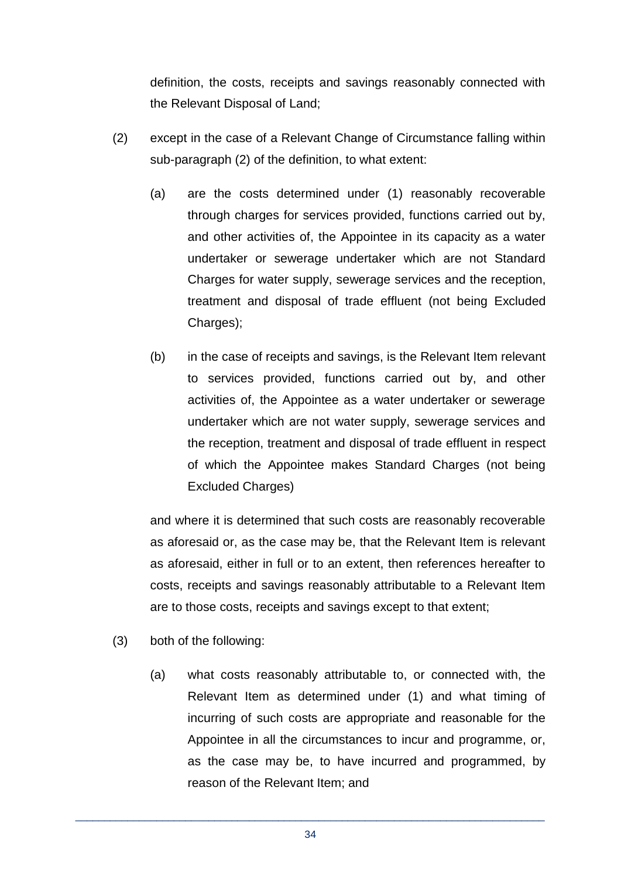definition, the costs, receipts and savings reasonably connected with the Relevant Disposal of Land;

(2) except in the case of a Relevant Change of Circumstance falling within sub-paragraph (2) of the definition, to what extent:

(a) are the costs determined under (1) reasonably recoverable through charges for services provided, functions carried out by, and other activities of, the Appointee in its capacity as a water undertaker or sewerage undertaker which are not Standard Charges for water supply, sewerage services and the reception, treatment and disposal of trade effluent (not being Excluded Charges);

(b) in the case of receipts and savings, is the Relevant Item relevant to services provided, functions carried out by, and other activities of, the Appointee as a water undertaker or sewerage undertaker which are not water supply, sewerage services and the reception, treatment and disposal of trade effluent in respect of which the Appointee makes Standard Charges (not being Excluded Charges)

and where it is determined that such costs are reasonably recoverable as aforesaid or, as the case may be, that the Relevant Item is relevant as aforesaid, either in full or to an extent, then references hereafter to costs, receipts and savings reasonably attributable to a Relevant Item are to those costs, receipts and savings except to that extent;

(3) both of the following:

(a) what costs reasonably attributable to, or connected with, the Relevant Item as determined under (1) and what timing of incurring of such costs are appropriate and reasonable for the Appointee in all the circumstances to incur and programme, or, as the case may be, to have incurred and programmed, by reason of the Relevant Item; and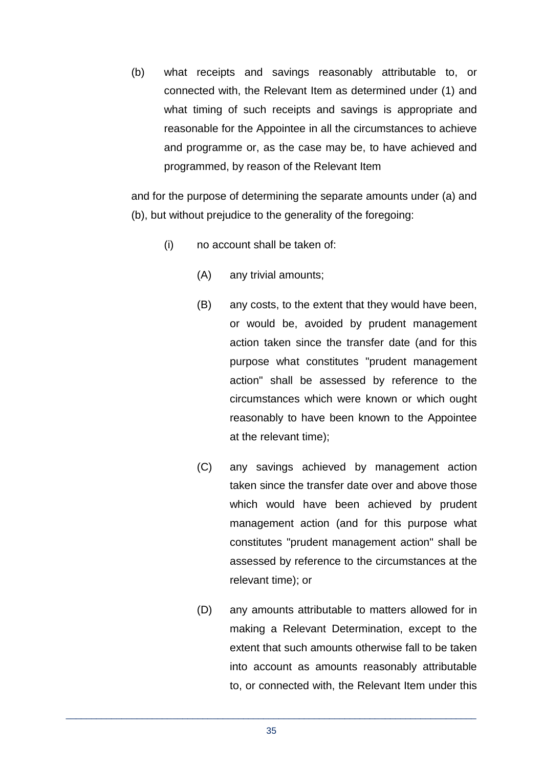(b) what receipts and savings reasonably attributable to, or connected with, the Relevant Item as determined under (1) and what timing of such receipts and savings is appropriate and reasonable for the Appointee in all the circumstances to achieve and programme or, as the case may be, to have achieved and programmed, by reason of the Relevant Item

and for the purpose of determining the separate amounts under (a) and (b), but without prejudice to the generality of the foregoing:

(i) no account shall be taken of:

(A) any trivial amounts;

(B) any costs, to the extent that they would have been, or would be, avoided by prudent management action taken since the transfer date (and for this purpose what constitutes "prudent management action" shall be assessed by reference to the circumstances which were known or which ought reasonably to have been known to the Appointee at the relevant time);

(C) any savings achieved by management action taken since the transfer date over and above those which would have been achieved by prudent management action (and for this purpose what constitutes "prudent management action" shall be assessed by reference to the circumstances at the relevant time); or

(D) any amounts attributable to matters allowed for in making a Relevant Determination, except to the extent that such amounts otherwise fall to be taken into account as amounts reasonably attributable to, or connected with, the Relevant Item under this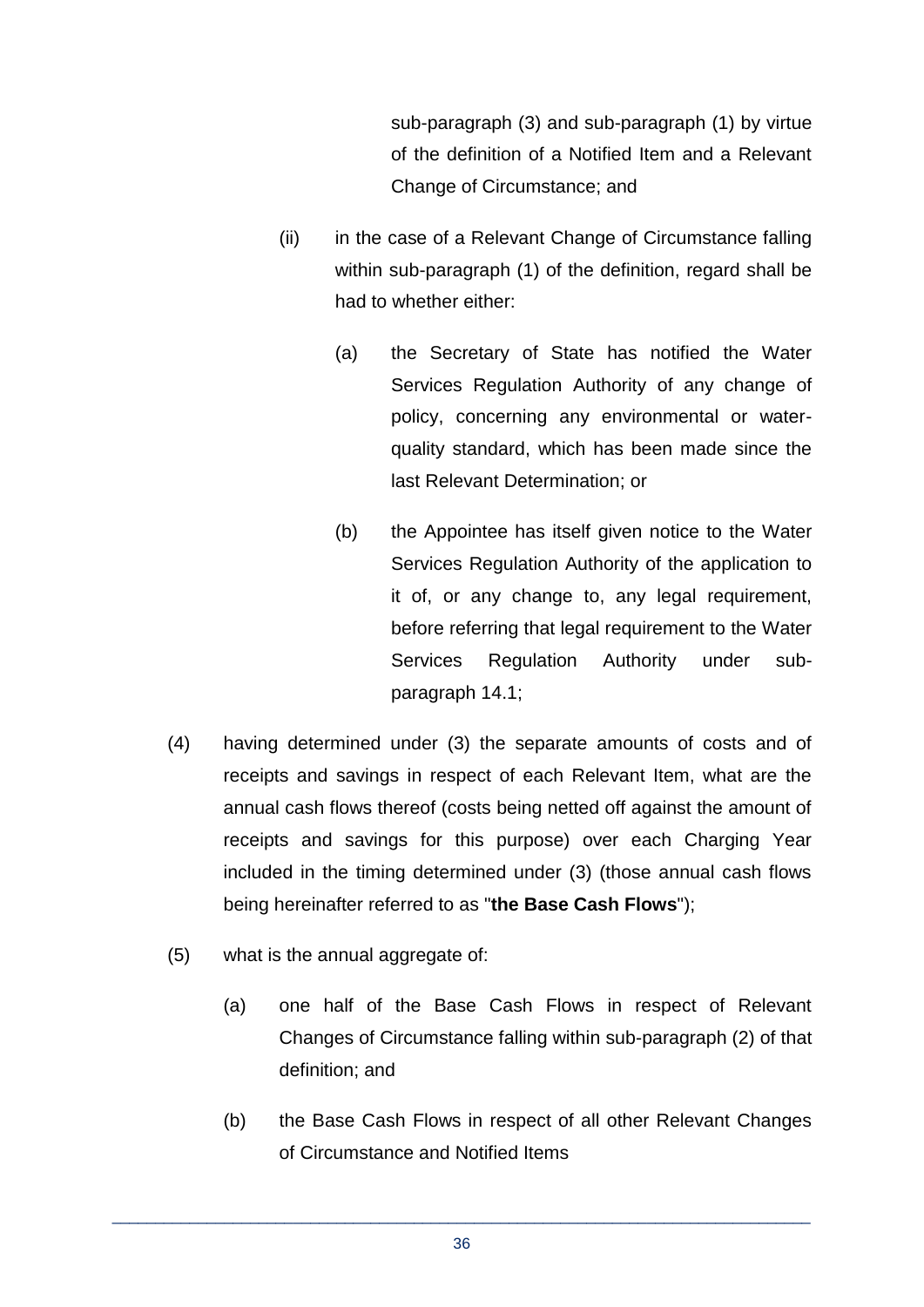sub-paragraph (3) and sub-paragraph (1) by virtue of the definition of a Notified Item and a Relevant Change of Circumstance; and

(ii) in the case of a Relevant Change of Circumstance falling within sub-paragraph (1) of the definition, regard shall be had to whether either:

(a) the Secretary of State has notified the Water Services Regulation Authority of any change of policy, concerning any environmental or water-quality standard, which has been made since the last Relevant Determination; or

(b) the Appointee has itself given notice to the Water Services Regulation Authority of the application to it of, or any change to, any legal requirement, before referring that legal requirement to the Water Services Regulation Authority under sub-paragraph 14.1;

(4) having determined under (3) the separate amounts of costs and of receipts and savings in respect of each Relevant Item, what are the annual cash flows thereof (costs being netted off against the amount of receipts and savings for this purpose) over each Charging Year included in the timing determined under (3) (those annual cash flows being hereinafter referred to as "**the Base Cash Flows**");

(5) what is the annual aggregate of:

(a) one half of the Base Cash Flows in respect of Relevant Changes of Circumstance falling within sub-paragraph (2) of that definition; and

(b) the Base Cash Flows in respect of all other Relevant Changes of Circumstance and Notified Items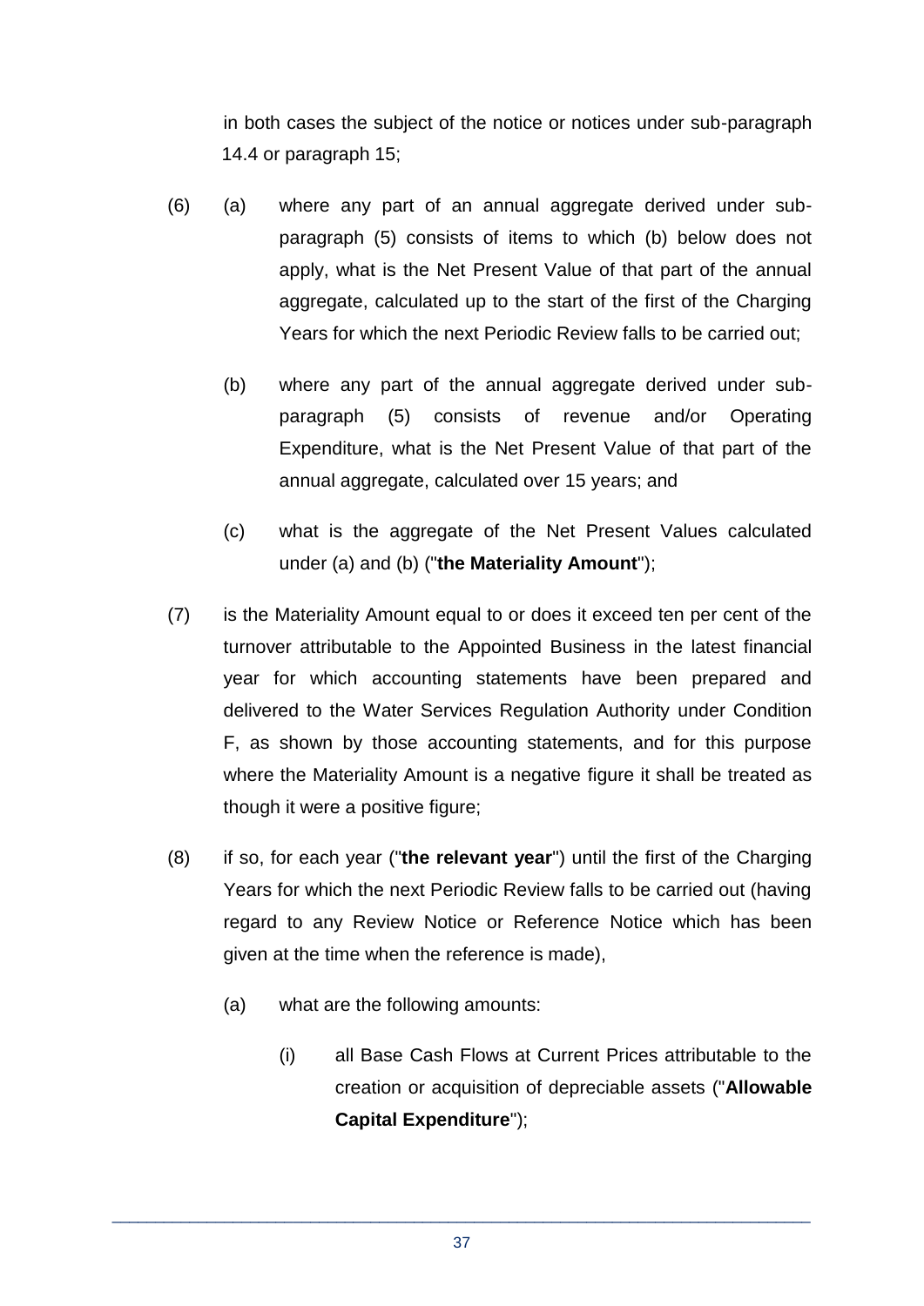in both cases the subject of the notice or notices under sub-paragraph 14.4 or paragraph 15;

(6) (a) where any part of an annual aggregate derived under sub-paragraph (5) consists of items to which (b) below does not apply, what is the Net Present Value of that part of the annual aggregate, calculated up to the start of the first of the Charging Years for which the next Periodic Review falls to be carried out;

(b) where any part of the annual aggregate derived under sub-paragraph (5) consists of revenue and/or Operating Expenditure, what is the Net Present Value of that part of the annual aggregate, calculated over 15 years; and

(c) what is the aggregate of the Net Present Values calculated under (a) and (b) ("**the Materiality Amount**");

(7) is the Materiality Amount equal to or does it exceed ten per cent of the turnover attributable to the Appointed Business in the latest financial year for which accounting statements have been prepared and delivered to the Water Services Regulation Authority under Condition F, as shown by those accounting statements, and for this purpose where the Materiality Amount is a negative figure it shall be treated as though it were a positive figure;

(8) if so, for each year ("**the relevant year**") until the first of the Charging Years for which the next Periodic Review falls to be carried out (having regard to any Review Notice or Reference Notice which has been given at the time when the reference is made),

(a) what are the following amounts:

(i) all Base Cash Flows at Current Prices attributable to the creation or acquisition of depreciable assets ("**Allowable Capital Expenditure**");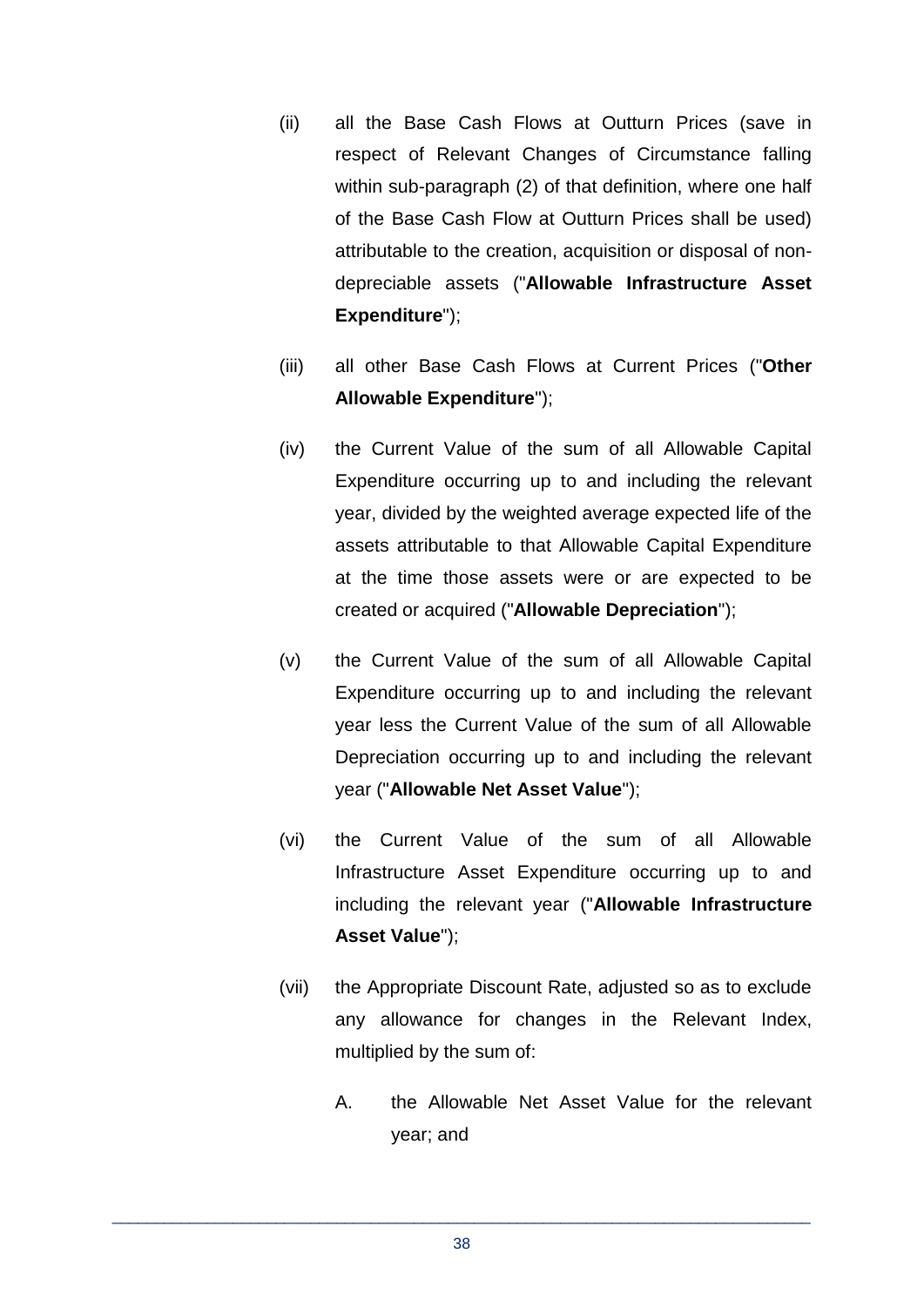(ii) all the Base Cash Flows at Outturn Prices (save in respect of Relevant Changes of Circumstance falling within sub-paragraph (2) of that definition, where one half of the Base Cash Flow at Outturn Prices shall be used) attributable to the creation, acquisition or disposal of non-depreciable assets ("**Allowable Infrastructure Asset Expenditure**");

(iii) all other Base Cash Flows at Current Prices ("**Other Allowable Expenditure**");

(iv) the Current Value of the sum of all Allowable Capital Expenditure occurring up to and including the relevant year, divided by the weighted average expected life of the assets attributable to that Allowable Capital Expenditure at the time those assets were or are expected to be created or acquired ("**Allowable Depreciation**");

(v) the Current Value of the sum of all Allowable Capital Expenditure occurring up to and including the relevant year less the Current Value of the sum of all Allowable Depreciation occurring up to and including the relevant year ("**Allowable Net Asset Value**");

(vi) the Current Value of the sum of all Allowable Infrastructure Asset Expenditure occurring up to and including the relevant year ("**Allowable Infrastructure Asset Value**");

(vii) the Appropriate Discount Rate, adjusted so as to exclude any allowance for changes in the Relevant Index, multiplied by the sum of:

  A. the Allowable Net Asset Value for the relevant year; and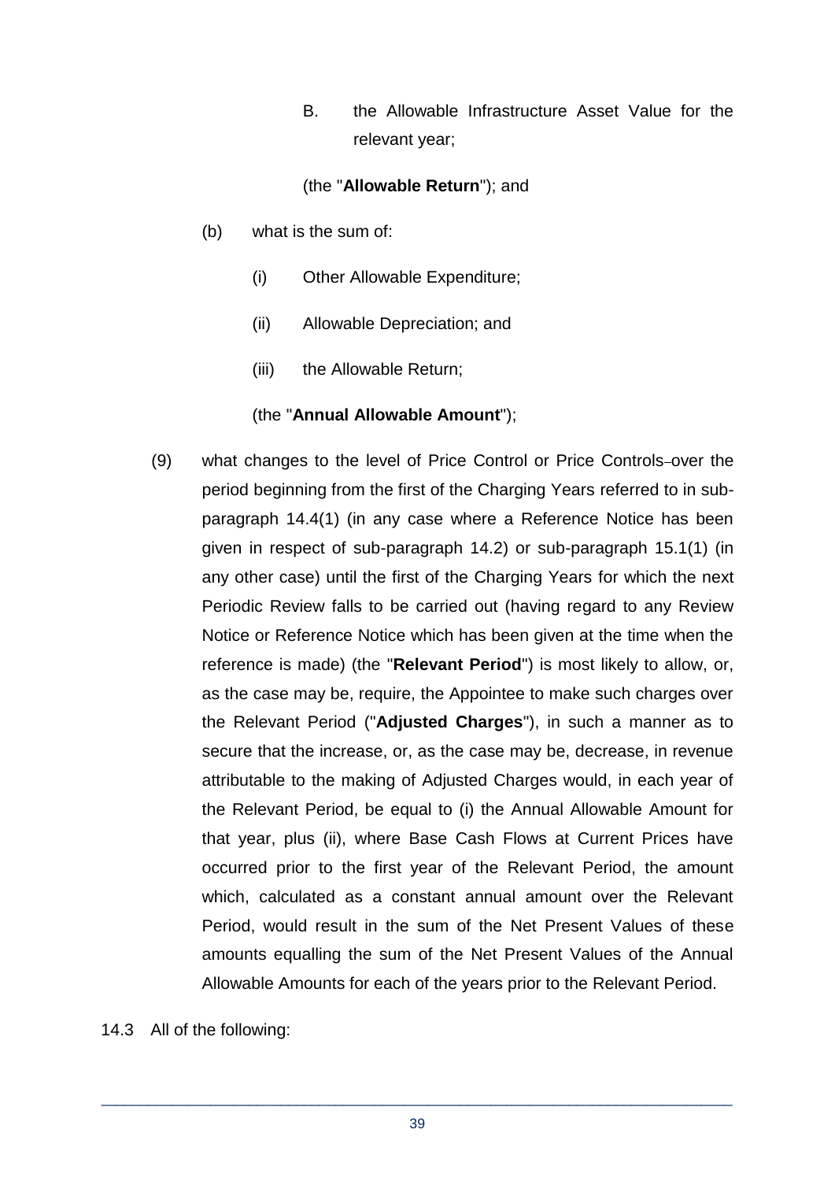B. the Allowable Infrastructure Asset Value for the relevant year;

(the "**Allowable Return**"); and

(b) what is the sum of:

(i) Other Allowable Expenditure;

(ii) Allowable Depreciation; and

(iii) the Allowable Return;

(the "**Annual Allowable Amount**");

(9) what changes to the level of Price Control or Price Controls over the period beginning from the first of the Charging Years referred to in sub-paragraph 14.4(1) (in any case where a Reference Notice has been given in respect of sub-paragraph 14.2) or sub-paragraph 15.1(1) (in any other case) until the first of the Charging Years for which the next Periodic Review falls to be carried out (having regard to any Review Notice or Reference Notice which has been given at the time when the reference is made) (the "**Relevant Period**") is most likely to allow, or, as the case may be, require, the Appointee to make such charges over the Relevant Period ("**Adjusted Charges**"), in such a manner as to secure that the increase, or, as the case may be, decrease, in revenue attributable to the making of Adjusted Charges would, in each year of the Relevant Period, be equal to (i) the Annual Allowable Amount for that year, plus (ii), where Base Cash Flows at Current Prices have occurred prior to the first year of the Relevant Period, the amount which, calculated as a constant annual amount over the Relevant Period, would result in the sum of the Net Present Values of these amounts equalling the sum of the Net Present Values of the Annual Allowable Amounts for each of the years prior to the Relevant Period.

14.3 All of the following: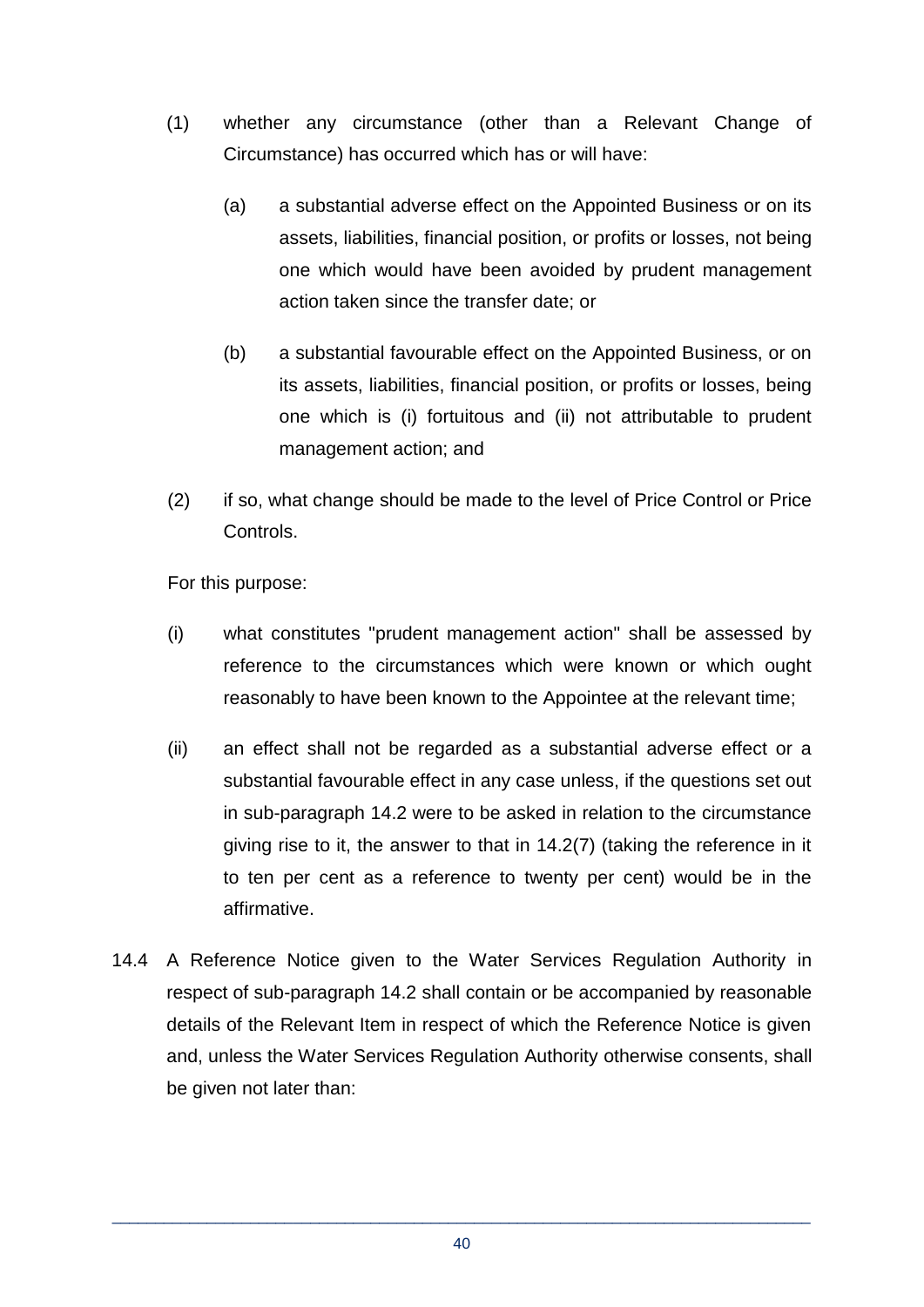(1) whether any circumstance (other than a Relevant Change of Circumstance) has occurred which has or will have:

   (a) a substantial adverse effect on the Appointed Business or on its assets, liabilities, financial position, or profits or losses, not being one which would have been avoided by prudent management action taken since the transfer date; or

   (b) a substantial favourable effect on the Appointed Business, or on its assets, liabilities, financial position, or profits or losses, being one which is (i) fortuitous and (ii) not attributable to prudent management action; and

(2) if so, what change should be made to the level of Price Control or Price Controls.

For this purpose:

(i) what constitutes "prudent management action" shall be assessed by reference to the circumstances which were known or which ought reasonably to have been known to the Appointee at the relevant time;

(ii) an effect shall not be regarded as a substantial adverse effect or a substantial favourable effect in any case unless, if the questions set out in sub-paragraph 14.2 were to be asked in relation to the circumstance giving rise to it, the answer to that in 14.2(7) (taking the reference in it to ten per cent as a reference to twenty per cent) would be in the affirmative.

14.4 A Reference Notice given to the Water Services Regulation Authority in respect of sub-paragraph 14.2 shall contain or be accompanied by reasonable details of the Relevant Item in respect of which the Reference Notice is given and, unless the Water Services Regulation Authority otherwise consents, shall be given not later than: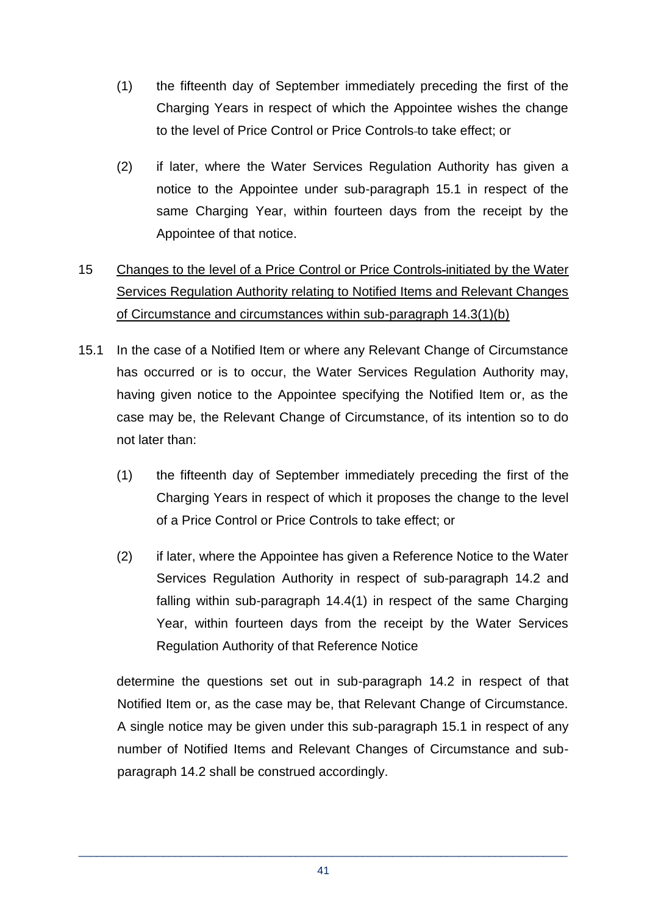(1) the fifteenth day of September immediately preceding the first of the Charging Years in respect of which the Appointee wishes the change to the level of Price Control or Price Controls to take effect; or

(2) if later, where the Water Services Regulation Authority has given a notice to the Appointee under sub-paragraph 15.1 in respect of the same Charging Year, within fourteen days from the receipt by the Appointee of that notice.

15 Changes to the level of a Price Control or Price Controls initiated by the Water Services Regulation Authority relating to Notified Items and Relevant Changes of Circumstance and circumstances within sub-paragraph 14.3(1)(b)

15.1 In the case of a Notified Item or where any Relevant Change of Circumstance has occurred or is to occur, the Water Services Regulation Authority may, having given notice to the Appointee specifying the Notified Item or, as the case may be, the Relevant Change of Circumstance, of its intention so to do not later than:

(1) the fifteenth day of September immediately preceding the first of the Charging Years in respect of which it proposes the change to the level of a Price Control or Price Controls to take effect; or

(2) if later, where the Appointee has given a Reference Notice to the Water Services Regulation Authority in respect of sub-paragraph 14.2 and falling within sub-paragraph 14.4(1) in respect of the same Charging Year, within fourteen days from the receipt by the Water Services Regulation Authority of that Reference Notice

determine the questions set out in sub-paragraph 14.2 in respect of that Notified Item or, as the case may be, that Relevant Change of Circumstance. A single notice may be given under this sub-paragraph 15.1 in respect of any number of Notified Items and Relevant Changes of Circumstance and sub-paragraph 14.2 shall be construed accordingly.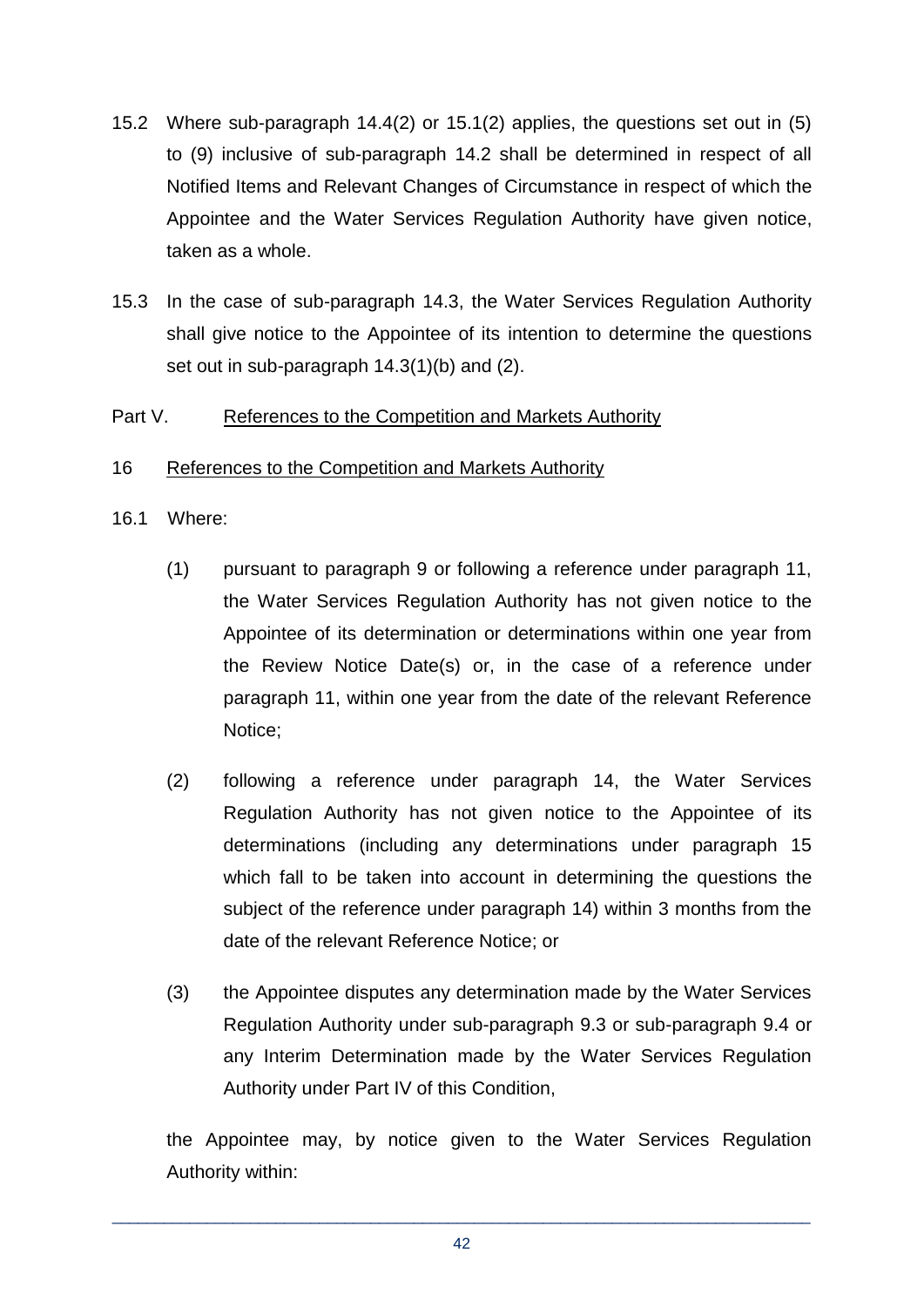15.2 Where sub-paragraph 14.4(2) or 15.1(2) applies, the questions set out in (5) to (9) inclusive of sub-paragraph 14.2 shall be determined in respect of all Notified Items and Relevant Changes of Circumstance in respect of which the Appointee and the Water Services Regulation Authority have given notice, taken as a whole.

15.3 In the case of sub-paragraph 14.3, the Water Services Regulation Authority shall give notice to the Appointee of its intention to determine the questions set out in sub-paragraph 14.3(1)(b) and (2).

## Part V. References to the Competition and Markets Authority

### 16 References to the Competition and Markets Authority

16.1 Where:

(1) pursuant to paragraph 9 or following a reference under paragraph 11, the Water Services Regulation Authority has not given notice to the Appointee of its determination or determinations within one year from the Review Notice Date(s) or, in the case of a reference under paragraph 11, within one year from the date of the relevant Reference Notice;

(2) following a reference under paragraph 14, the Water Services Regulation Authority has not given notice to the Appointee of its determinations (including any determinations under paragraph 15 which fall to be taken into account in determining the questions the subject of the reference under paragraph 14) within 3 months from the date of the relevant Reference Notice; or

(3) the Appointee disputes any determination made by the Water Services Regulation Authority under sub-paragraph 9.3 or sub-paragraph 9.4 or any Interim Determination made by the Water Services Regulation Authority under Part IV of this Condition,

the Appointee may, by notice given to the Water Services Regulation Authority within: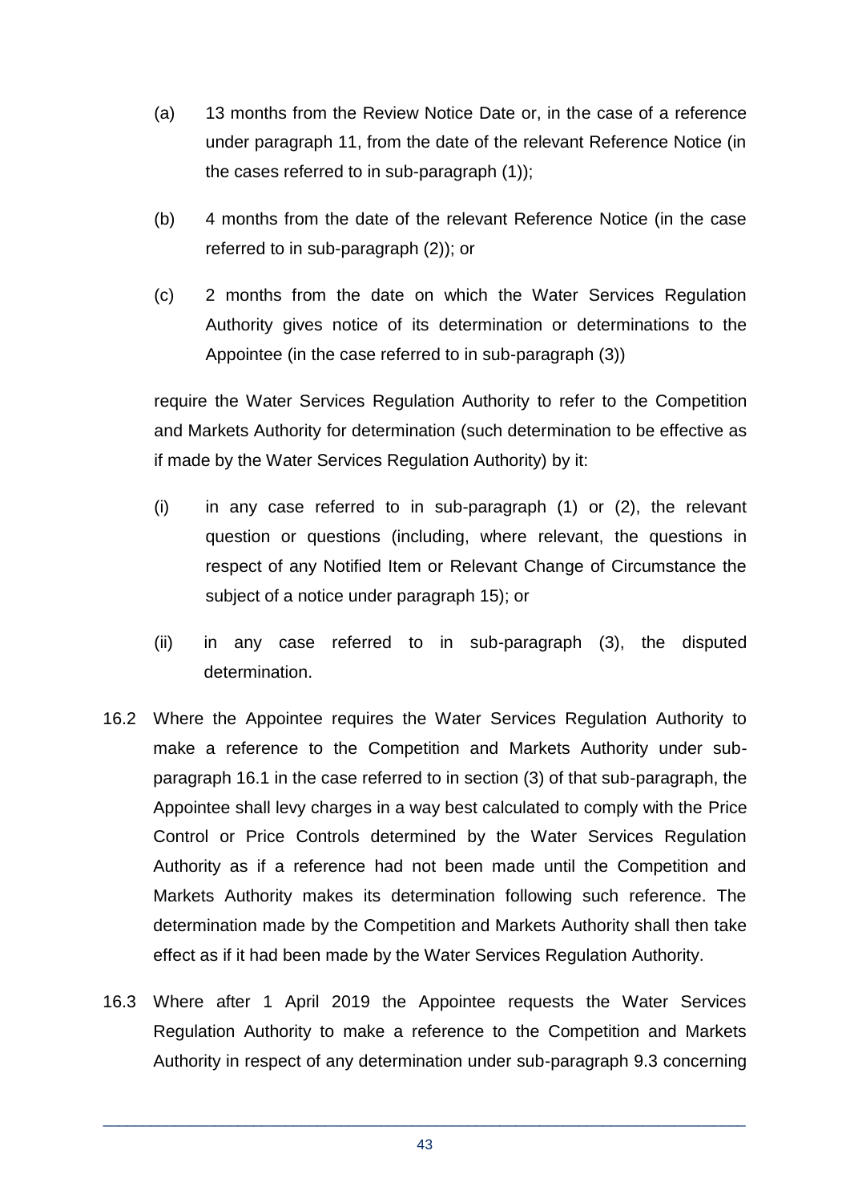(a) 13 months from the Review Notice Date or, in the case of a reference under paragraph 11, from the date of the relevant Reference Notice (in the cases referred to in sub-paragraph (1));

(b) 4 months from the date of the relevant Reference Notice (in the case referred to in sub-paragraph (2)); or

(c) 2 months from the date on which the Water Services Regulation Authority gives notice of its determination or determinations to the Appointee (in the case referred to in sub-paragraph (3))

require the Water Services Regulation Authority to refer to the Competition and Markets Authority for determination (such determination to be effective as if made by the Water Services Regulation Authority) by it:

(i) in any case referred to in sub-paragraph (1) or (2), the relevant question or questions (including, where relevant, the questions in respect of any Notified Item or Relevant Change of Circumstance the subject of a notice under paragraph 15); or

(ii) in any case referred to in sub-paragraph (3), the disputed determination.

16.2 Where the Appointee requires the Water Services Regulation Authority to make a reference to the Competition and Markets Authority under sub-paragraph 16.1 in the case referred to in section (3) of that sub-paragraph, the Appointee shall levy charges in a way best calculated to comply with the Price Control or Price Controls determined by the Water Services Regulation Authority as if a reference had not been made until the Competition and Markets Authority makes its determination following such reference. The determination made by the Competition and Markets Authority shall then take effect as if it had been made by the Water Services Regulation Authority.

16.3 Where after 1 April 2019 the Appointee requests the Water Services Regulation Authority to make a reference to the Competition and Markets Authority in respect of any determination under sub-paragraph 9.3 concerning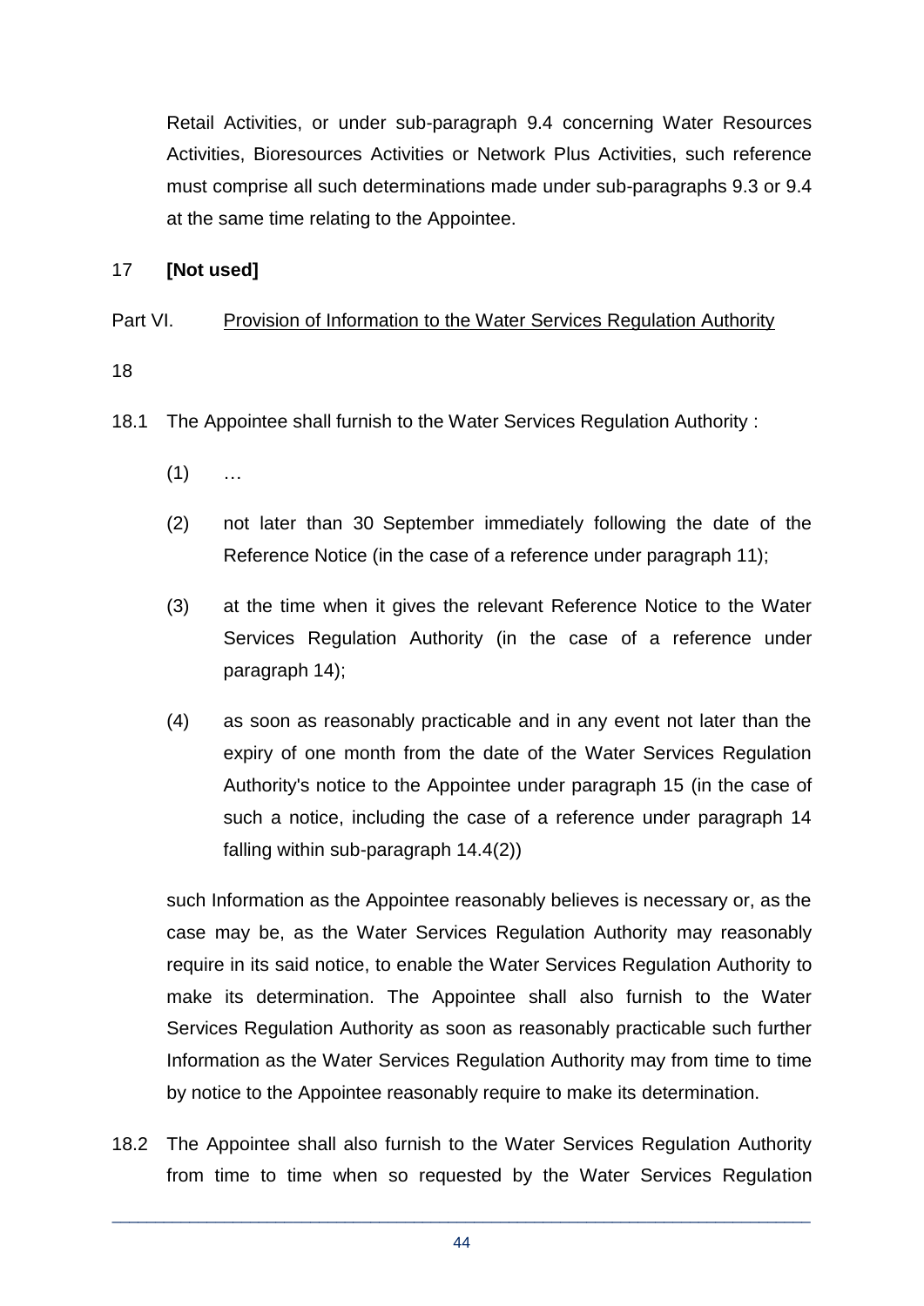Retail Activities, or under sub-paragraph 9.4 concerning Water Resources Activities, Bioresources Activities or Network Plus Activities, such reference must comprise all such determinations made under sub-paragraphs 9.3 or 9.4 at the same time relating to the Appointee.

17 **[Not used]**

Part VI. Provision of Information to the Water Services Regulation Authority

18

18.1 The Appointee shall furnish to the Water Services Regulation Authority :

(1) …

(2) not later than 30 September immediately following the date of the Reference Notice (in the case of a reference under paragraph 11);

(3) at the time when it gives the relevant Reference Notice to the Water Services Regulation Authority (in the case of a reference under paragraph 14);

(4) as soon as reasonably practicable and in any event not later than the expiry of one month from the date of the Water Services Regulation Authority's notice to the Appointee under paragraph 15 (in the case of such a notice, including the case of a reference under paragraph 14 falling within sub-paragraph 14.4(2))

such Information as the Appointee reasonably believes is necessary or, as the case may be, as the Water Services Regulation Authority may reasonably require in its said notice, to enable the Water Services Regulation Authority to make its determination. The Appointee shall also furnish to the Water Services Regulation Authority as soon as reasonably practicable such further Information as the Water Services Regulation Authority may from time to time by notice to the Appointee reasonably require to make its determination.

18.2 The Appointee shall also furnish to the Water Services Regulation Authority from time to time when so requested by the Water Services Regulation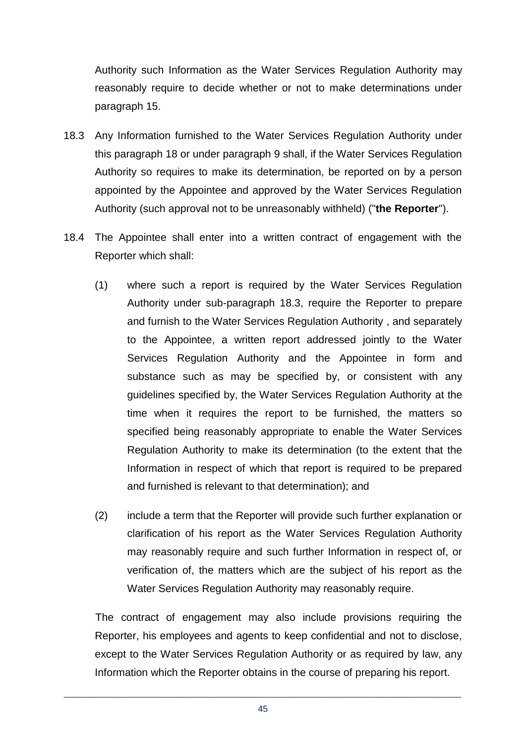Authority such Information as the Water Services Regulation Authority may reasonably require to decide whether or not to make determinations under paragraph 15.

18.3 Any Information furnished to the Water Services Regulation Authority under this paragraph 18 or under paragraph 9 shall, if the Water Services Regulation Authority so requires to make its determination, be reported on by a person appointed by the Appointee and approved by the Water Services Regulation Authority (such approval not to be unreasonably withheld) ("**the Reporter**").

18.4 The Appointee shall enter into a written contract of engagement with the Reporter which shall:

(1) where such a report is required by the Water Services Regulation Authority under sub-paragraph 18.3, require the Reporter to prepare and furnish to the Water Services Regulation Authority , and separately to the Appointee, a written report addressed jointly to the Water Services Regulation Authority and the Appointee in form and substance such as may be specified by, or consistent with any guidelines specified by, the Water Services Regulation Authority at the time when it requires the report to be furnished, the matters so specified being reasonably appropriate to enable the Water Services Regulation Authority to make its determination (to the extent that the Information in respect of which that report is required to be prepared and furnished is relevant to that determination); and

(2) include a term that the Reporter will provide such further explanation or clarification of his report as the Water Services Regulation Authority may reasonably require and such further Information in respect of, or verification of, the matters which are the subject of his report as the Water Services Regulation Authority may reasonably require.

The contract of engagement may also include provisions requiring the Reporter, his employees and agents to keep confidential and not to disclose, except to the Water Services Regulation Authority or as required by law, any Information which the Reporter obtains in the course of preparing his report.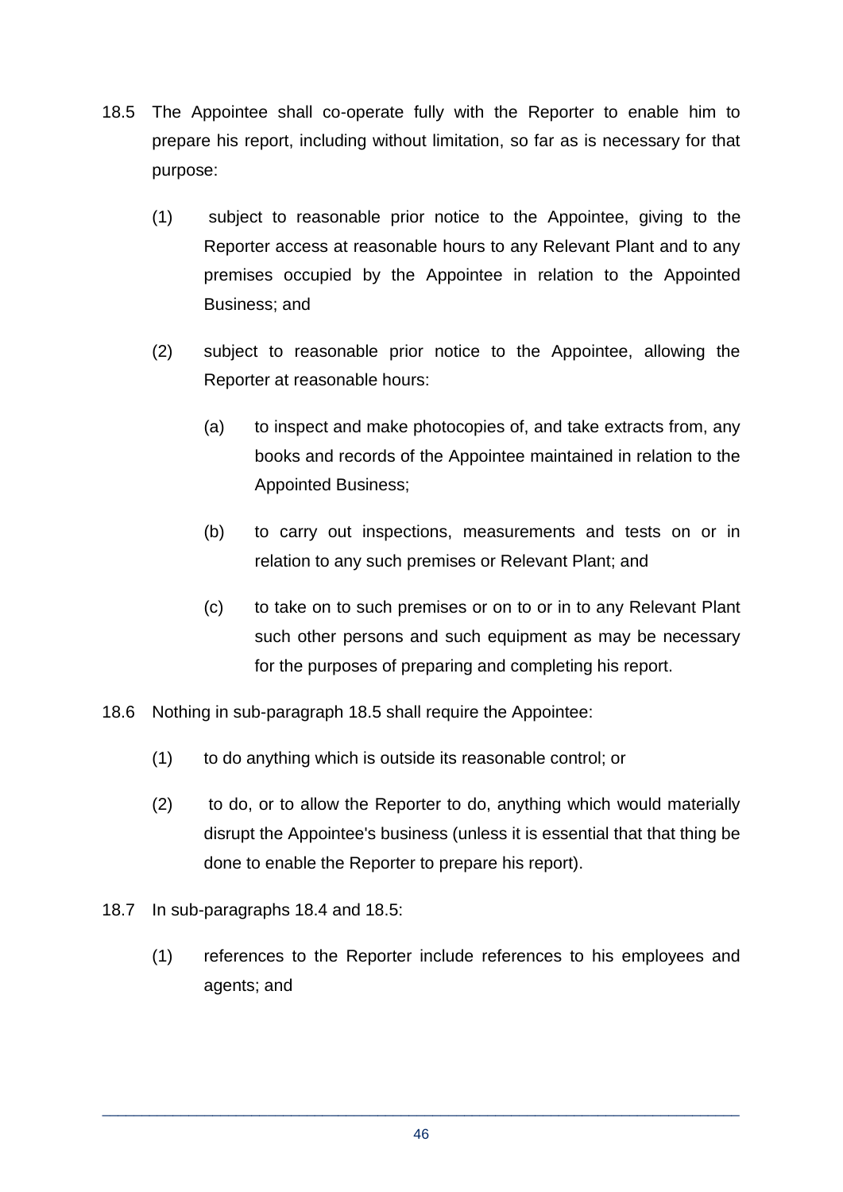18.5 The Appointee shall co-operate fully with the Reporter to enable him to prepare his report, including without limitation, so far as is necessary for that purpose:

(1) subject to reasonable prior notice to the Appointee, giving to the Reporter access at reasonable hours to any Relevant Plant and to any premises occupied by the Appointee in relation to the Appointed Business; and

(2) subject to reasonable prior notice to the Appointee, allowing the Reporter at reasonable hours:

(a) to inspect and make photocopies of, and take extracts from, any books and records of the Appointee maintained in relation to the Appointed Business;

(b) to carry out inspections, measurements and tests on or in relation to any such premises or Relevant Plant; and

(c) to take on to such premises or on to or in to any Relevant Plant such other persons and such equipment as may be necessary for the purposes of preparing and completing his report.

18.6 Nothing in sub-paragraph 18.5 shall require the Appointee:

(1) to do anything which is outside its reasonable control; or

(2) to do, or to allow the Reporter to do, anything which would materially disrupt the Appointee's business (unless it is essential that that thing be done to enable the Reporter to prepare his report).

18.7 In sub-paragraphs 18.4 and 18.5:

(1) references to the Reporter include references to his employees and agents; and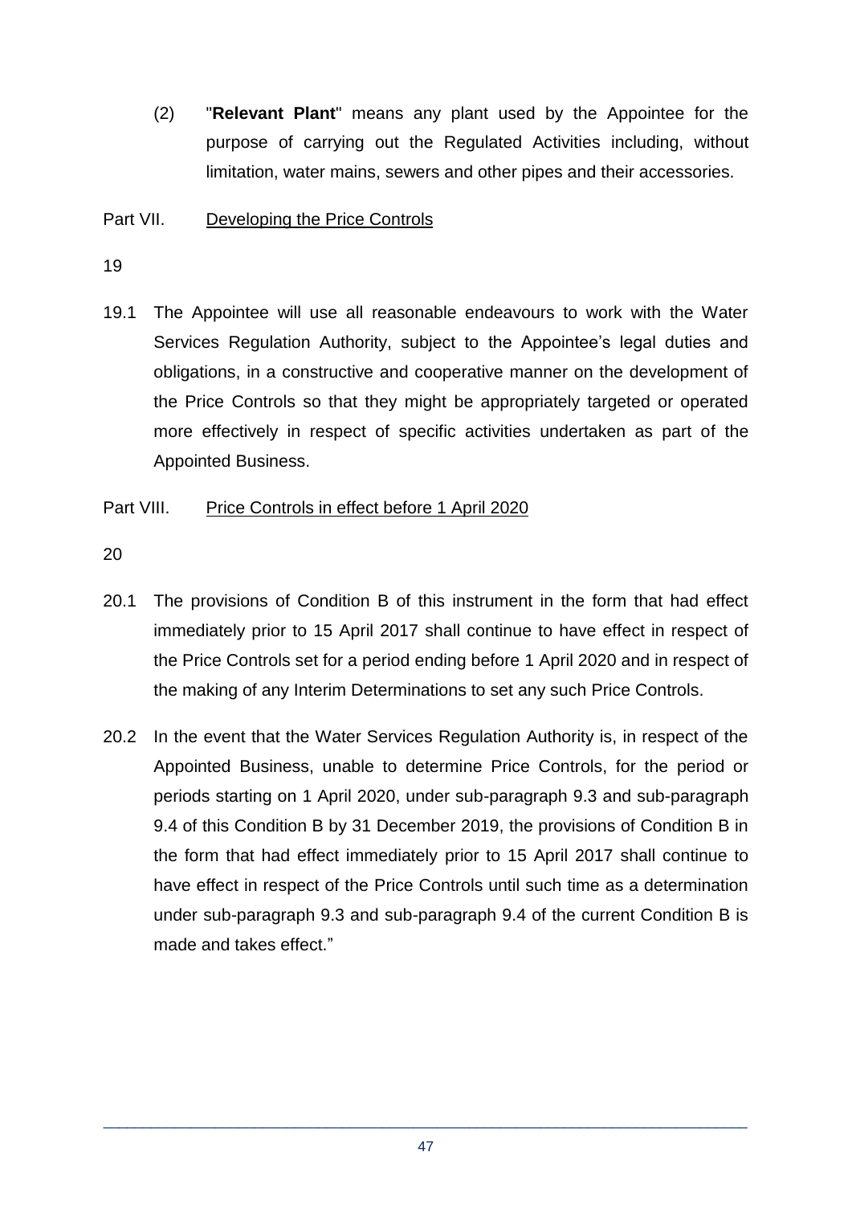(2) "**Relevant Plant**" means any plant used by the Appointee for the purpose of carrying out the Regulated Activities including, without limitation, water mains, sewers and other pipes and their accessories.

Part VII. <u>Developing the Price Controls</u>

19

19.1 The Appointee will use all reasonable endeavours to work with the Water Services Regulation Authority, subject to the Appointee's legal duties and obligations, in a constructive and cooperative manner on the development of the Price Controls so that they might be appropriately targeted or operated more effectively in respect of specific activities undertaken as part of the Appointed Business.

Part VIII. <u>Price Controls in effect before 1 April 2020</u>

20

20.1 The provisions of Condition B of this instrument in the form that had effect immediately prior to 15 April 2017 shall continue to have effect in respect of the Price Controls set for a period ending before 1 April 2020 and in respect of the making of any Interim Determinations to set any such Price Controls.

20.2 In the event that the Water Services Regulation Authority is, in respect of the Appointed Business, unable to determine Price Controls, for the period or periods starting on 1 April 2020, under sub-paragraph 9.3 and sub-paragraph 9.4 of this Condition B by 31 December 2019, the provisions of Condition B in the form that had effect immediately prior to 15 April 2017 shall continue to have effect in respect of the Price Controls until such time as a determination under sub-paragraph 9.3 and sub-paragraph 9.4 of the current Condition B is made and takes effect."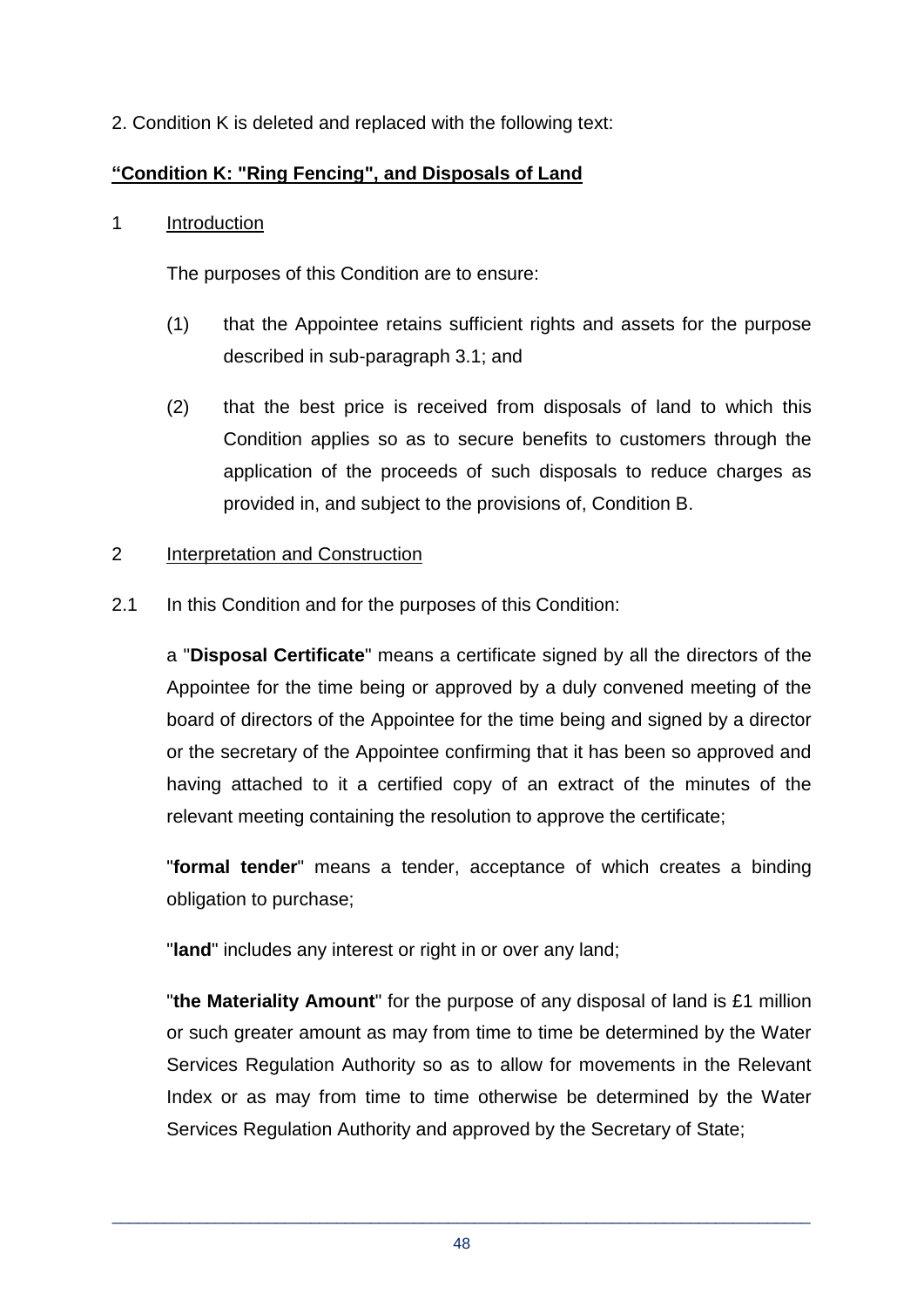2. Condition K is deleted and replaced with the following text:

**"Condition K: "Ring Fencing", and Disposals of Land**

1 Introduction

The purposes of this Condition are to ensure:

(1) that the Appointee retains sufficient rights and assets for the purpose described in sub-paragraph 3.1; and

(2) that the best price is received from disposals of land to which this Condition applies so as to secure benefits to customers through the application of the proceeds of such disposals to reduce charges as provided in, and subject to the provisions of, Condition B.

2 Interpretation and Construction

2.1 In this Condition and for the purposes of this Condition:

a "**Disposal Certificate**" means a certificate signed by all the directors of the Appointee for the time being or approved by a duly convened meeting of the board of directors of the Appointee for the time being and signed by a director or the secretary of the Appointee confirming that it has been so approved and having attached to it a certified copy of an extract of the minutes of the relevant meeting containing the resolution to approve the certificate;

"**formal tender**" means a tender, acceptance of which creates a binding obligation to purchase;

"**land**" includes any interest or right in or over any land;

"**the Materiality Amount**" for the purpose of any disposal of land is £1 million or such greater amount as may from time to time be determined by the Water Services Regulation Authority so as to allow for movements in the Relevant Index or as may from time to time otherwise be determined by the Water Services Regulation Authority and approved by the Secretary of State;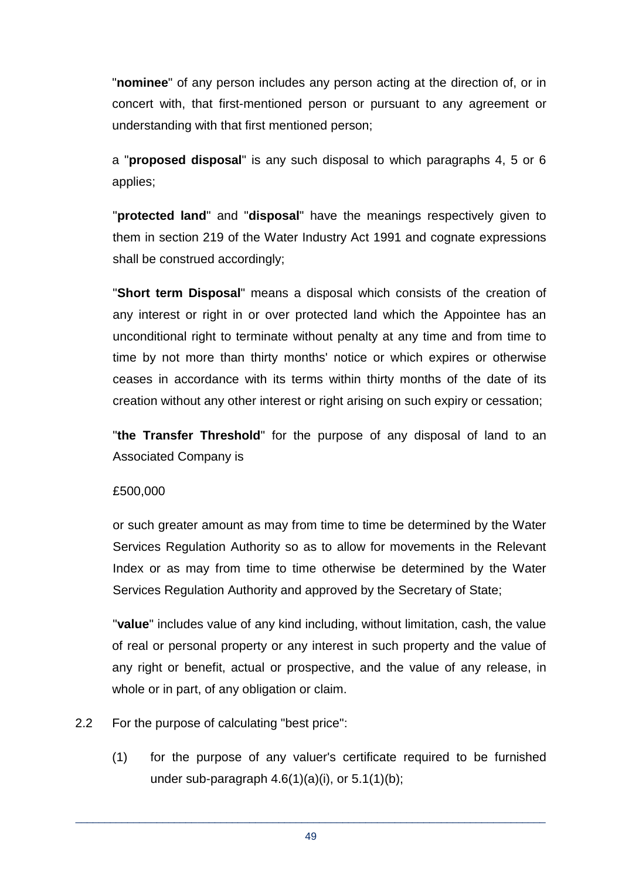"**nominee**" of any person includes any person acting at the direction of, or in concert with, that first-mentioned person or pursuant to any agreement or understanding with that first mentioned person;

a "**proposed disposal**" is any such disposal to which paragraphs 4, 5 or 6 applies;

"**protected land**" and "**disposal**" have the meanings respectively given to them in section 219 of the Water Industry Act 1991 and cognate expressions shall be construed accordingly;

"**Short term Disposal**" means a disposal which consists of the creation of any interest or right in or over protected land which the Appointee has an unconditional right to terminate without penalty at any time and from time to time by not more than thirty months' notice or which expires or otherwise ceases in accordance with its terms within thirty months of the date of its creation without any other interest or right arising on such expiry or cessation;

"**the Transfer Threshold**" for the purpose of any disposal of land to an Associated Company is

£500,000

or such greater amount as may from time to time be determined by the Water Services Regulation Authority so as to allow for movements in the Relevant Index or as may from time to time otherwise be determined by the Water Services Regulation Authority and approved by the Secretary of State;

"**value**" includes value of any kind including, without limitation, cash, the value of real or personal property or any interest in such property and the value of any right or benefit, actual or prospective, and the value of any release, in whole or in part, of any obligation or claim.

2.2 For the purpose of calculating "best price":

(1) for the purpose of any valuer's certificate required to be furnished under sub-paragraph 4.6(1)(a)(i), or 5.1(1)(b);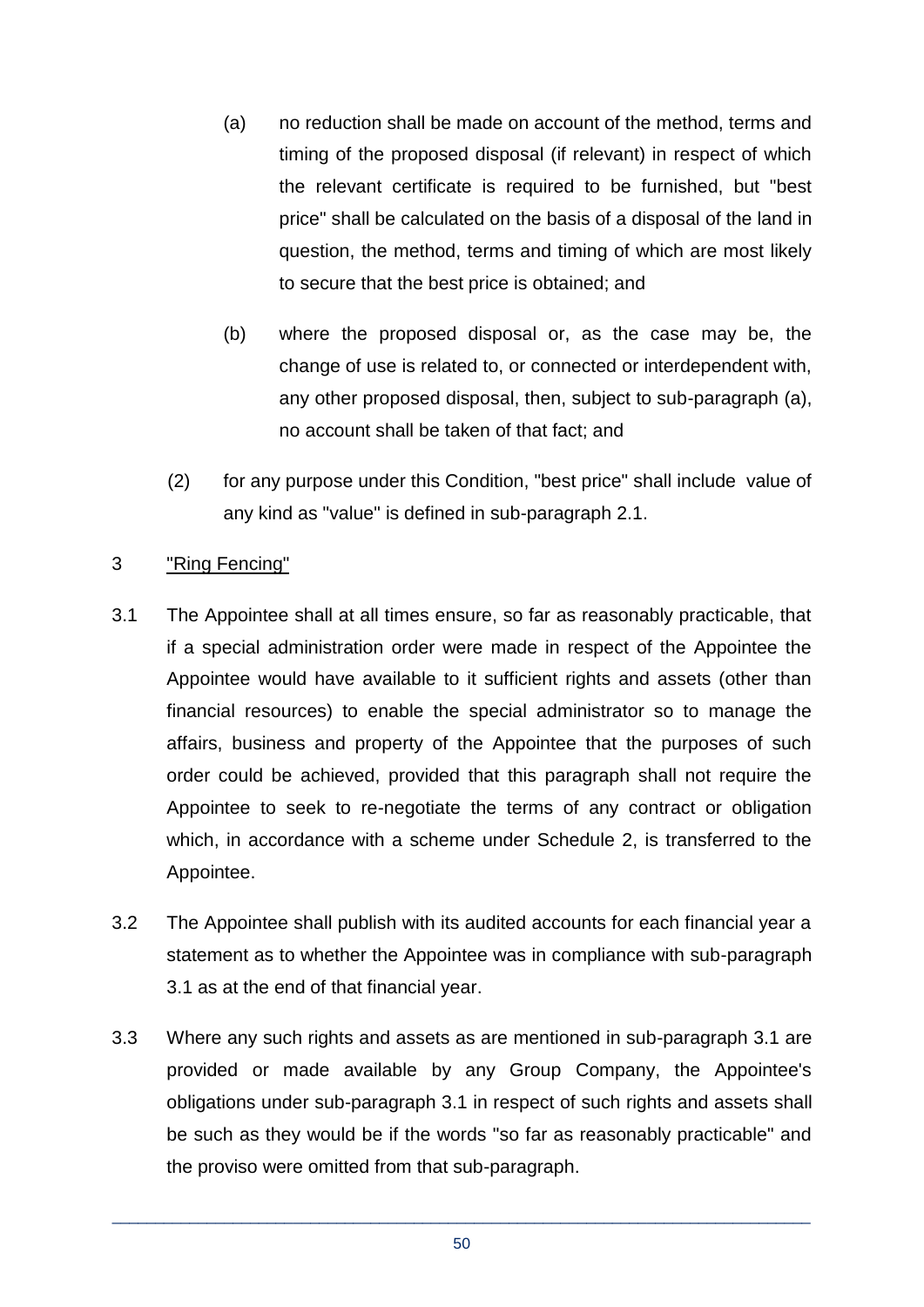(a) no reduction shall be made on account of the method, terms and timing of the proposed disposal (if relevant) in respect of which the relevant certificate is required to be furnished, but "best price" shall be calculated on the basis of a disposal of the land in question, the method, terms and timing of which are most likely to secure that the best price is obtained; and

(b) where the proposed disposal or, as the case may be, the change of use is related to, or connected or interdependent with, any other proposed disposal, then, subject to sub-paragraph (a), no account shall be taken of that fact; and

(2) for any purpose under this Condition, "best price" shall include value of any kind as "value" is defined in sub-paragraph 2.1.

3 "Ring Fencing"

3.1 The Appointee shall at all times ensure, so far as reasonably practicable, that if a special administration order were made in respect of the Appointee the Appointee would have available to it sufficient rights and assets (other than financial resources) to enable the special administrator so to manage the affairs, business and property of the Appointee that the purposes of such order could be achieved, provided that this paragraph shall not require the Appointee to seek to re-negotiate the terms of any contract or obligation which, in accordance with a scheme under Schedule 2, is transferred to the Appointee.

3.2 The Appointee shall publish with its audited accounts for each financial year a statement as to whether the Appointee was in compliance with sub-paragraph 3.1 as at the end of that financial year.

3.3 Where any such rights and assets as are mentioned in sub-paragraph 3.1 are provided or made available by any Group Company, the Appointee's obligations under sub-paragraph 3.1 in respect of such rights and assets shall be such as they would be if the words "so far as reasonably practicable" and the proviso were omitted from that sub-paragraph.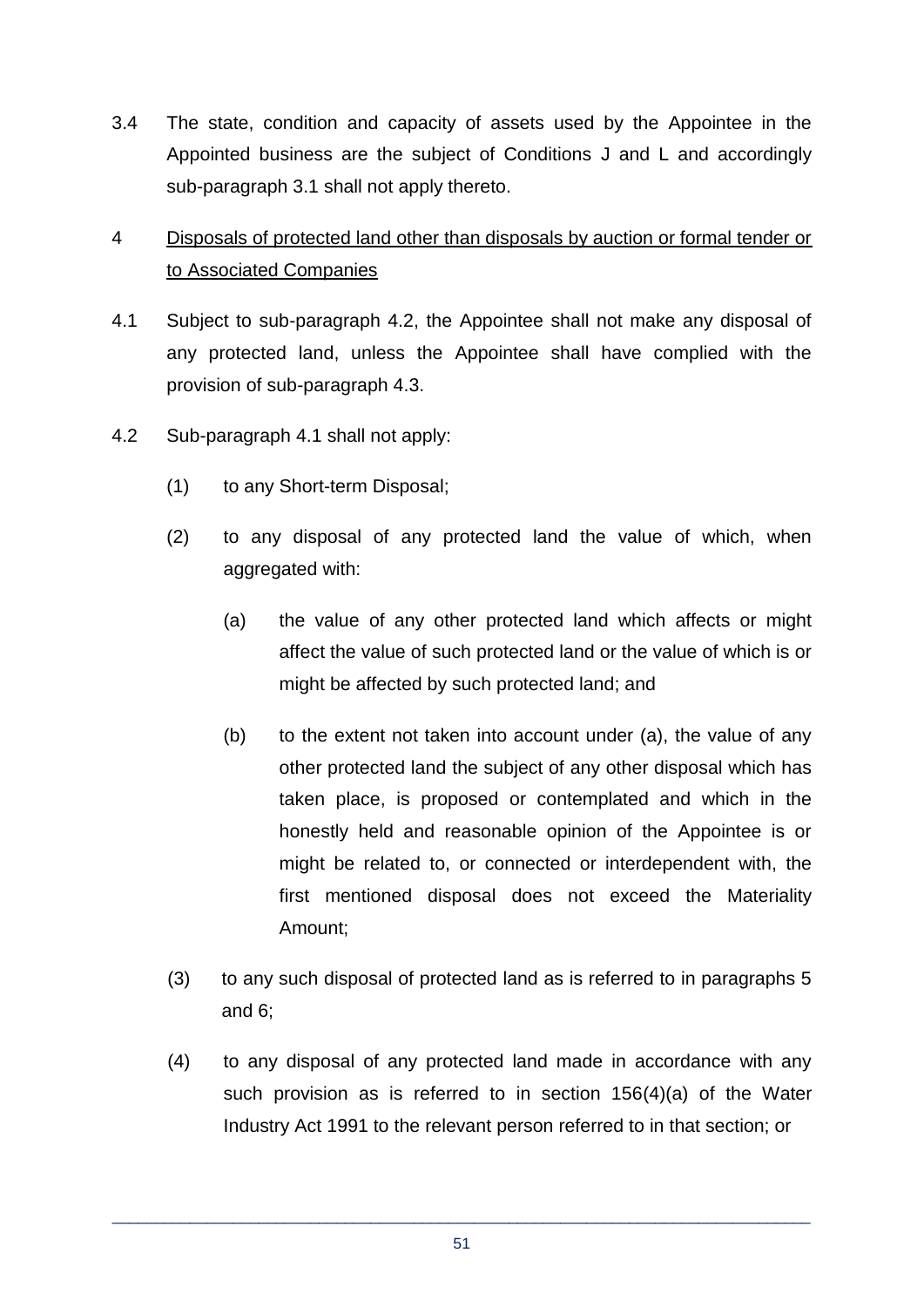3.4 The state, condition and capacity of assets used by the Appointee in the Appointed business are the subject of Conditions J and L and accordingly sub-paragraph 3.1 shall not apply thereto.

4 <u>Disposals of protected land other than disposals by auction or formal tender or to Associated Companies</u>

4.1 Subject to sub-paragraph 4.2, the Appointee shall not make any disposal of any protected land, unless the Appointee shall have complied with the provision of sub-paragraph 4.3.

4.2 Sub-paragraph 4.1 shall not apply:

(1) to any Short-term Disposal;

(2) to any disposal of any protected land the value of which, when aggregated with:

(a) the value of any other protected land which affects or might affect the value of such protected land or the value of which is or might be affected by such protected land; and

(b) to the extent not taken into account under (a), the value of any other protected land the subject of any other disposal which has taken place, is proposed or contemplated and which in the honestly held and reasonable opinion of the Appointee is or might be related to, or connected or interdependent with, the first mentioned disposal does not exceed the Materiality Amount;

(3) to any such disposal of protected land as is referred to in paragraphs 5 and 6;

(4) to any disposal of any protected land made in accordance with any such provision as is referred to in section 156(4)(a) of the Water Industry Act 1991 to the relevant person referred to in that section; or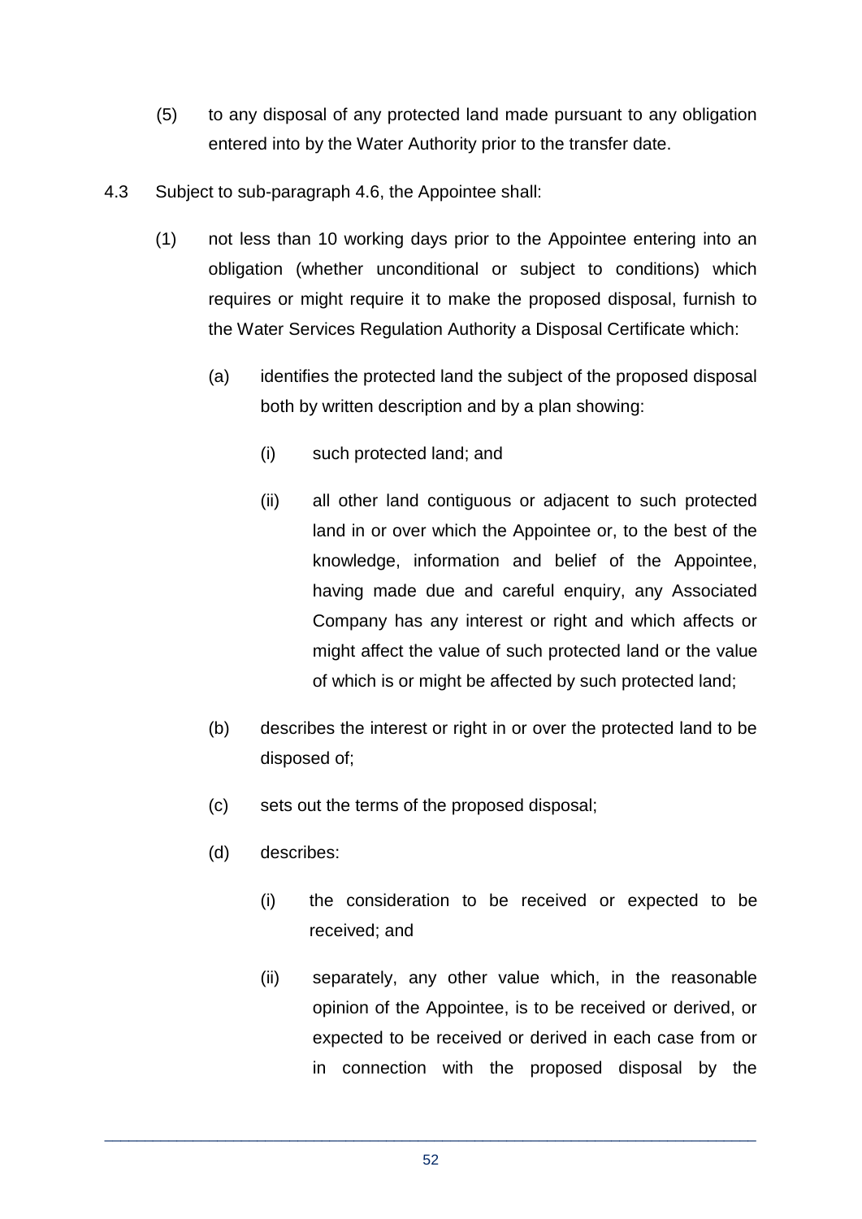(5) to any disposal of any protected land made pursuant to any obligation entered into by the Water Authority prior to the transfer date.

4.3 Subject to sub-paragraph 4.6, the Appointee shall:

(1) not less than 10 working days prior to the Appointee entering into an obligation (whether unconditional or subject to conditions) which requires or might require it to make the proposed disposal, furnish to the Water Services Regulation Authority a Disposal Certificate which:

(a) identifies the protected land the subject of the proposed disposal both by written description and by a plan showing:

(i) such protected land; and

(ii) all other land contiguous or adjacent to such protected land in or over which the Appointee or, to the best of the knowledge, information and belief of the Appointee, having made due and careful enquiry, any Associated Company has any interest or right and which affects or might affect the value of such protected land or the value of which is or might be affected by such protected land;

(b) describes the interest or right in or over the protected land to be disposed of;

(c) sets out the terms of the proposed disposal;

(d) describes:

(i) the consideration to be received or expected to be received; and

(ii) separately, any other value which, in the reasonable opinion of the Appointee, is to be received or derived, or expected to be received or derived in each case from or in connection with the proposed disposal by the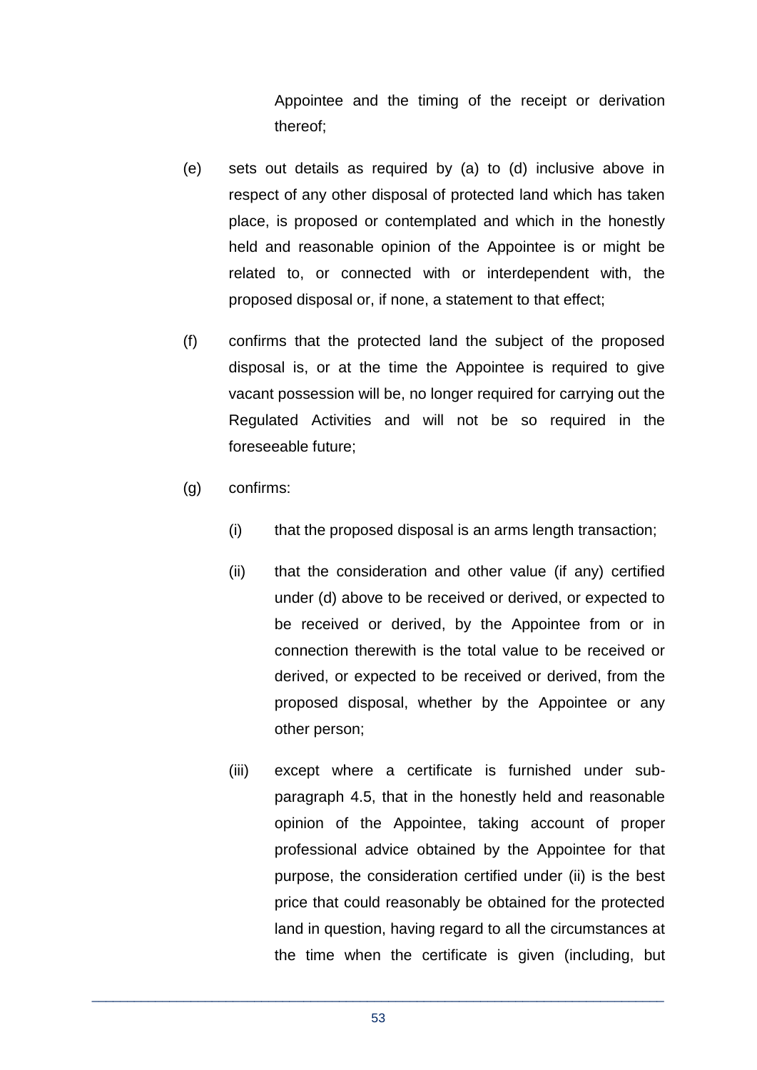Appointee and the timing of the receipt or derivation thereof;

(e) sets out details as required by (a) to (d) inclusive above in respect of any other disposal of protected land which has taken place, is proposed or contemplated and which in the honestly held and reasonable opinion of the Appointee is or might be related to, or connected with or interdependent with, the proposed disposal or, if none, a statement to that effect;

(f) confirms that the protected land the subject of the proposed disposal is, or at the time the Appointee is required to give vacant possession will be, no longer required for carrying out the Regulated Activities and will not be so required in the foreseeable future;

(g) confirms:

  (i) that the proposed disposal is an arms length transaction;

  (ii) that the consideration and other value (if any) certified under (d) above to be received or derived, or expected to be received or derived, by the Appointee from or in connection therewith is the total value to be received or derived, or expected to be received or derived, from the proposed disposal, whether by the Appointee or any other person;

  (iii) except where a certificate is furnished under sub-paragraph 4.5, that in the honestly held and reasonable opinion of the Appointee, taking account of proper professional advice obtained by the Appointee for that purpose, the consideration certified under (ii) is the best price that could reasonably be obtained for the protected land in question, having regard to all the circumstances at the time when the certificate is given (including, but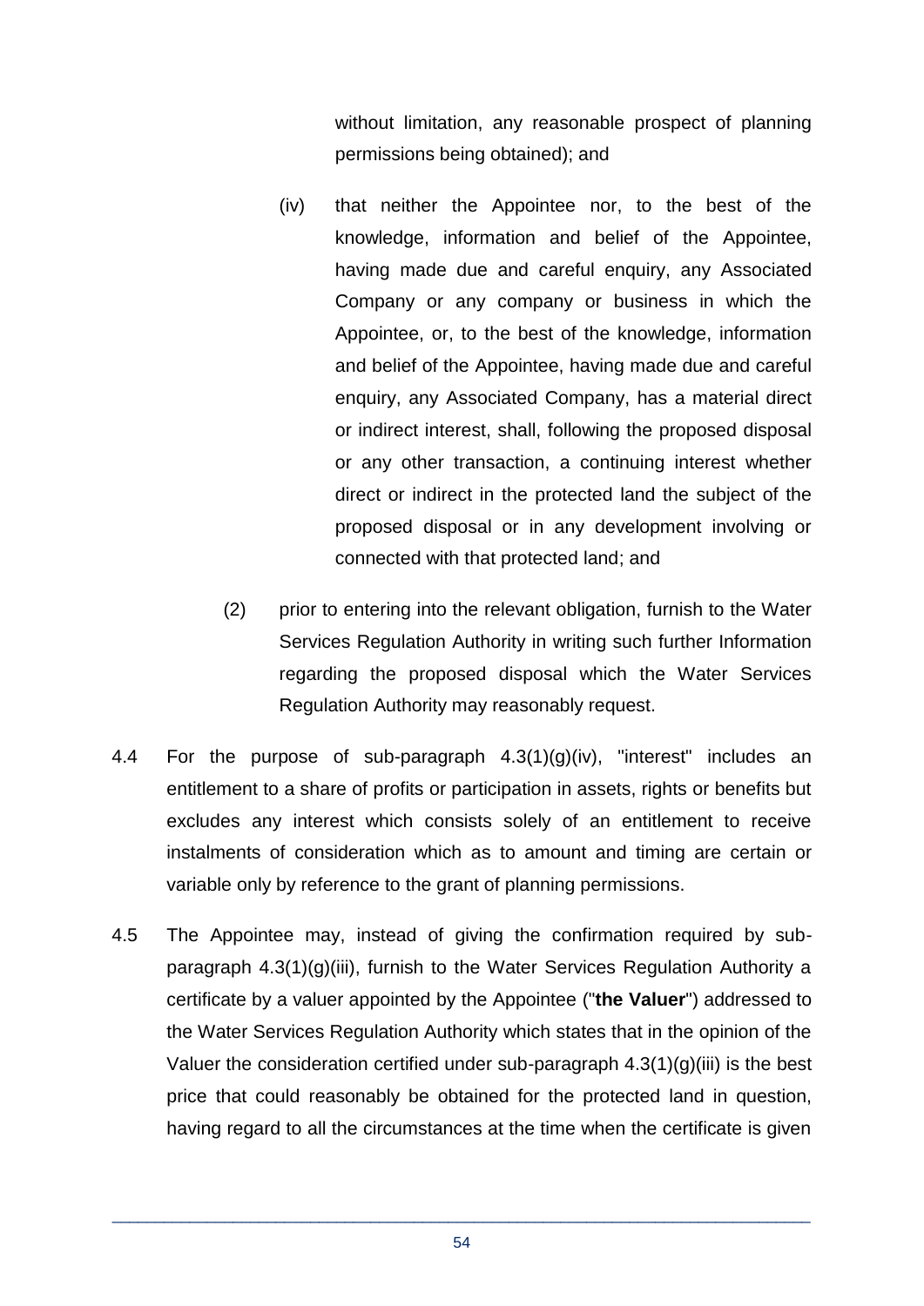without limitation, any reasonable prospect of planning permissions being obtained); and

(iv) that neither the Appointee nor, to the best of the knowledge, information and belief of the Appointee, having made due and careful enquiry, any Associated Company or any company or business in which the Appointee, or, to the best of the knowledge, information and belief of the Appointee, having made due and careful enquiry, any Associated Company, has a material direct or indirect interest, shall, following the proposed disposal or any other transaction, a continuing interest whether direct or indirect in the protected land the subject of the proposed disposal or in any development involving or connected with that protected land; and

(2) prior to entering into the relevant obligation, furnish to the Water Services Regulation Authority in writing such further Information regarding the proposed disposal which the Water Services Regulation Authority may reasonably request.

4.4 For the purpose of sub-paragraph 4.3(1)(g)(iv), "interest" includes an entitlement to a share of profits or participation in assets, rights or benefits but excludes any interest which consists solely of an entitlement to receive instalments of consideration which as to amount and timing are certain or variable only by reference to the grant of planning permissions.

4.5 The Appointee may, instead of giving the confirmation required by sub-paragraph 4.3(1)(g)(iii), furnish to the Water Services Regulation Authority a certificate by a valuer appointed by the Appointee ("**the Valuer**") addressed to the Water Services Regulation Authority which states that in the opinion of the Valuer the consideration certified under sub-paragraph 4.3(1)(g)(iii) is the best price that could reasonably be obtained for the protected land in question, having regard to all the circumstances at the time when the certificate is given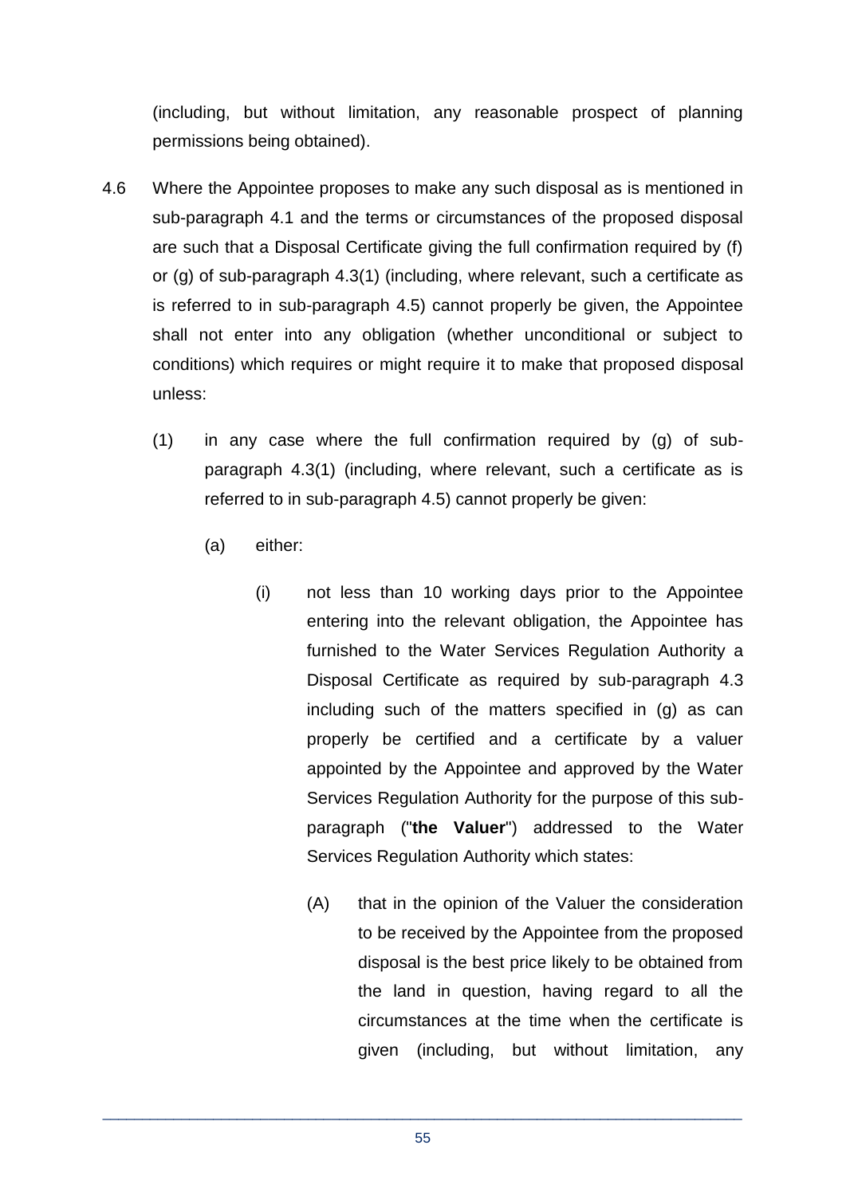(including, but without limitation, any reasonable prospect of planning permissions being obtained).

4.6 Where the Appointee proposes to make any such disposal as is mentioned in sub-paragraph 4.1 and the terms or circumstances of the proposed disposal are such that a Disposal Certificate giving the full confirmation required by (f) or (g) of sub-paragraph 4.3(1) (including, where relevant, such a certificate as is referred to in sub-paragraph 4.5) cannot properly be given, the Appointee shall not enter into any obligation (whether unconditional or subject to conditions) which requires or might require it to make that proposed disposal unless:

   (1) in any case where the full confirmation required by (g) of sub-paragraph 4.3(1) (including, where relevant, such a certificate as is referred to in sub-paragraph 4.5) cannot properly be given:

      (a) either:

         (i) not less than 10 working days prior to the Appointee entering into the relevant obligation, the Appointee has furnished to the Water Services Regulation Authority a Disposal Certificate as required by sub-paragraph 4.3 including such of the matters specified in (g) as can properly be certified and a certificate by a valuer appointed by the Appointee and approved by the Water Services Regulation Authority for the purpose of this sub-paragraph ("**the Valuer**") addressed to the Water Services Regulation Authority which states:

            (A) that in the opinion of the Valuer the consideration to be received by the Appointee from the proposed disposal is the best price likely to be obtained from the land in question, having regard to all the circumstances at the time when the certificate is given (including, but without limitation, any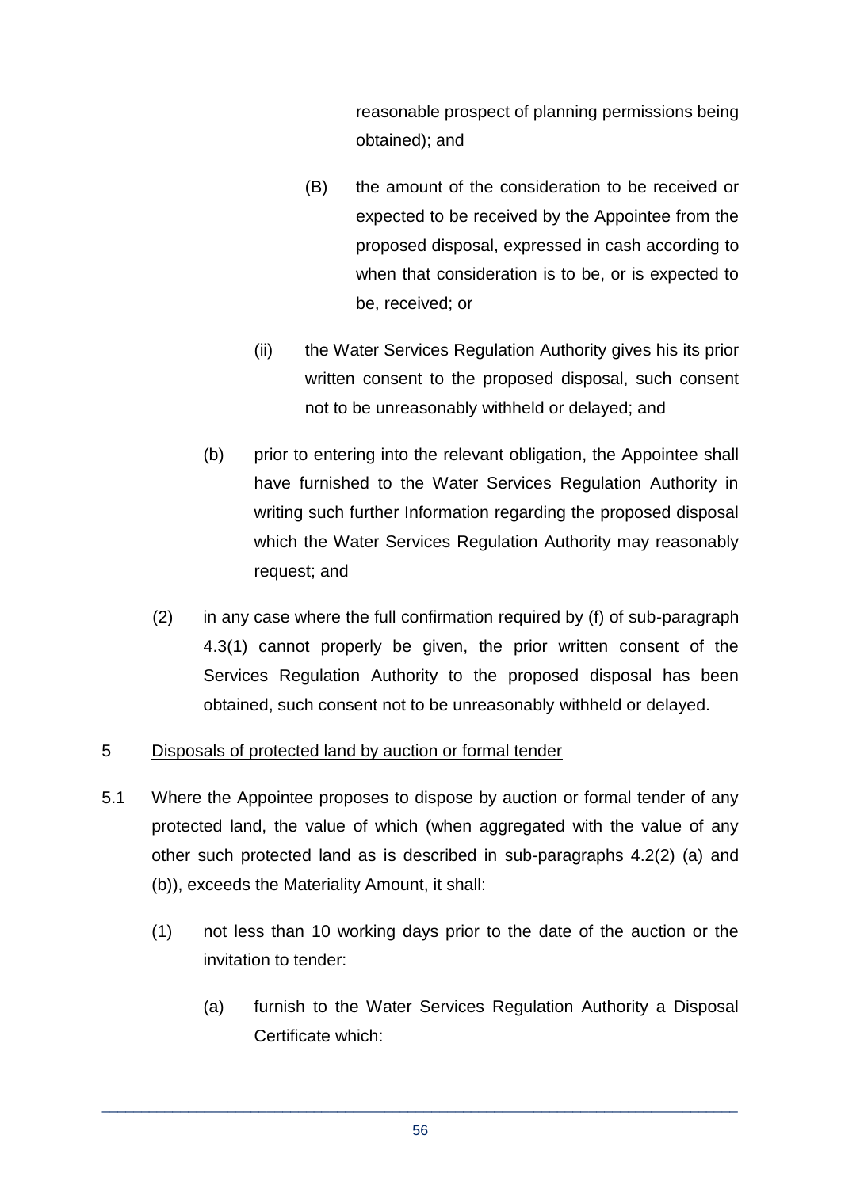reasonable prospect of planning permissions being obtained); and

(B) the amount of the consideration to be received or expected to be received by the Appointee from the proposed disposal, expressed in cash according to when that consideration is to be, or is expected to be, received; or

(ii) the Water Services Regulation Authority gives his its prior written consent to the proposed disposal, such consent not to be unreasonably withheld or delayed; and

(b) prior to entering into the relevant obligation, the Appointee shall have furnished to the Water Services Regulation Authority in writing such further Information regarding the proposed disposal which the Water Services Regulation Authority may reasonably request; and

(2) in any case where the full confirmation required by (f) of sub-paragraph 4.3(1) cannot properly be given, the prior written consent of the Services Regulation Authority to the proposed disposal has been obtained, such consent not to be unreasonably withheld or delayed.

5 Disposals of protected land by auction or formal tender

5.1 Where the Appointee proposes to dispose by auction or formal tender of any protected land, the value of which (when aggregated with the value of any other such protected land as is described in sub-paragraphs 4.2(2) (a) and (b)), exceeds the Materiality Amount, it shall:

(1) not less than 10 working days prior to the date of the auction or the invitation to tender:

(a) furnish to the Water Services Regulation Authority a Disposal Certificate which: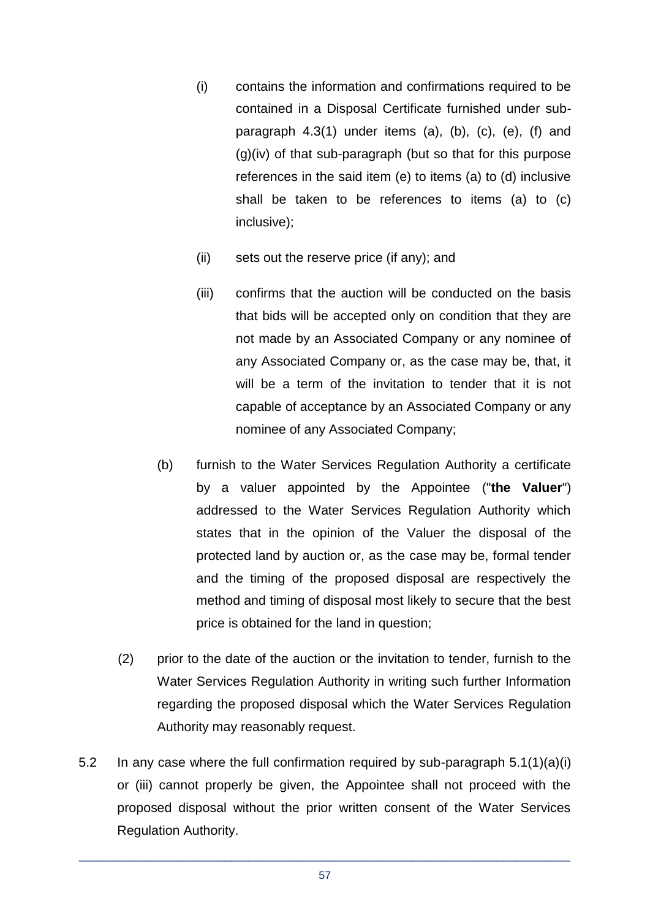(i) contains the information and confirmations required to be contained in a Disposal Certificate furnished under sub-paragraph 4.3(1) under items (a), (b), (c), (e), (f) and (g)(iv) of that sub-paragraph (but so that for this purpose references in the said item (e) to items (a) to (d) inclusive shall be taken to be references to items (a) to (c) inclusive);

(ii) sets out the reserve price (if any); and

(iii) confirms that the auction will be conducted on the basis that bids will be accepted only on condition that they are not made by an Associated Company or any nominee of any Associated Company or, as the case may be, that, it will be a term of the invitation to tender that it is not capable of acceptance by an Associated Company or any nominee of any Associated Company;

(b) furnish to the Water Services Regulation Authority a certificate by a valuer appointed by the Appointee ("**the Valuer**") addressed to the Water Services Regulation Authority which states that in the opinion of the Valuer the disposal of the protected land by auction or, as the case may be, formal tender and the timing of the proposed disposal are respectively the method and timing of disposal most likely to secure that the best price is obtained for the land in question;

(2) prior to the date of the auction or the invitation to tender, furnish to the Water Services Regulation Authority in writing such further Information regarding the proposed disposal which the Water Services Regulation Authority may reasonably request.

5.2 In any case where the full confirmation required by sub-paragraph 5.1(1)(a)(i) or (iii) cannot properly be given, the Appointee shall not proceed with the proposed disposal without the prior written consent of the Water Services Regulation Authority.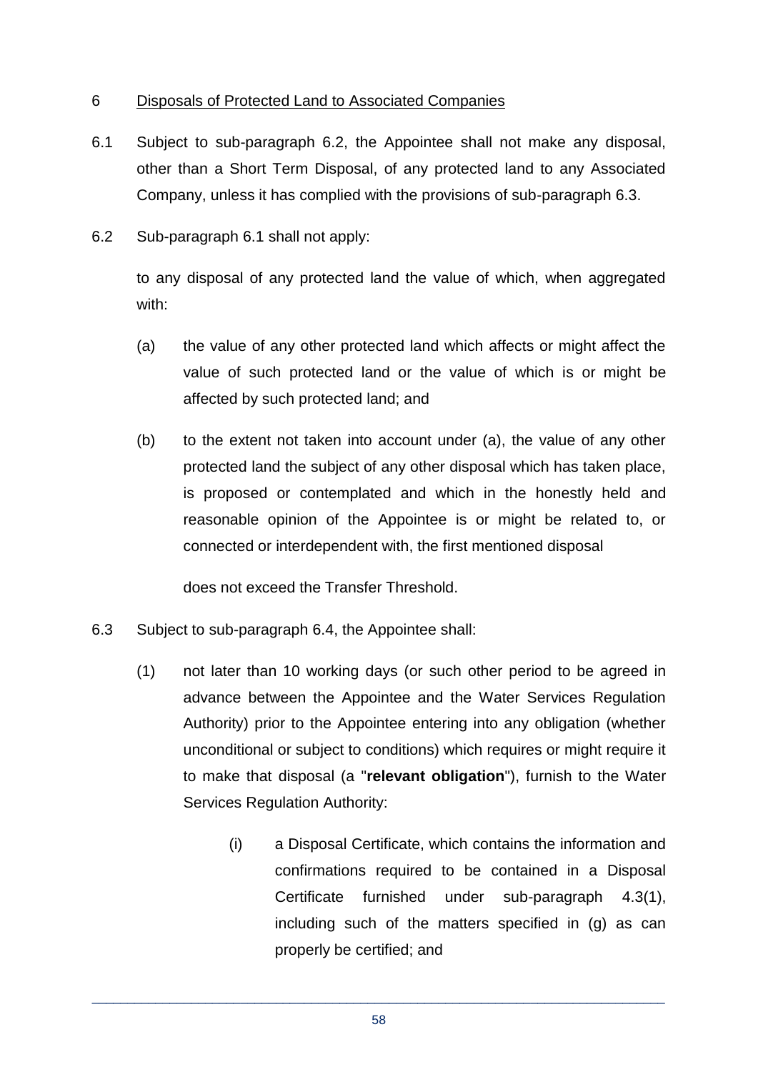6 <u>Disposals of Protected Land to Associated Companies</u>

6.1 Subject to sub-paragraph 6.2, the Appointee shall not make any disposal, other than a Short Term Disposal, of any protected land to any Associated Company, unless it has complied with the provisions of sub-paragraph 6.3.

6.2 Sub-paragraph 6.1 shall not apply:

to any disposal of any protected land the value of which, when aggregated with:

(a) the value of any other protected land which affects or might affect the value of such protected land or the value of which is or might be affected by such protected land; and

(b) to the extent not taken into account under (a), the value of any other protected land the subject of any other disposal which has taken place, is proposed or contemplated and which in the honestly held and reasonable opinion of the Appointee is or might be related to, or connected or interdependent with, the first mentioned disposal

does not exceed the Transfer Threshold.

6.3 Subject to sub-paragraph 6.4, the Appointee shall:

(1) not later than 10 working days (or such other period to be agreed in advance between the Appointee and the Water Services Regulation Authority) prior to the Appointee entering into any obligation (whether unconditional or subject to conditions) which requires or might require it to make that disposal (a "**relevant obligation**"), furnish to the Water Services Regulation Authority:

(i) a Disposal Certificate, which contains the information and confirmations required to be contained in a Disposal Certificate furnished under sub-paragraph 4.3(1), including such of the matters specified in (g) as can properly be certified; and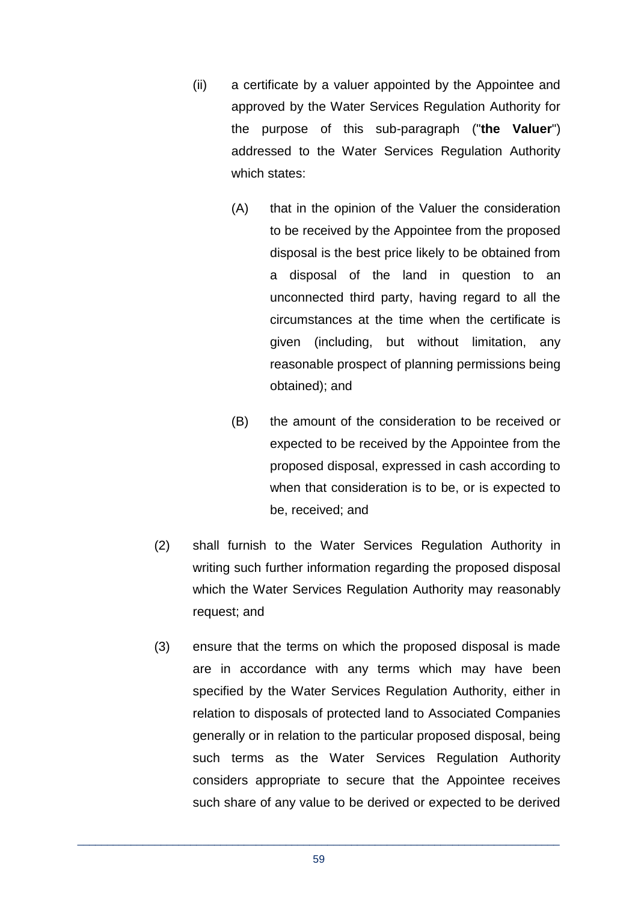(ii) a certificate by a valuer appointed by the Appointee and approved by the Water Services Regulation Authority for the purpose of this sub-paragraph ("**the Valuer**") addressed to the Water Services Regulation Authority which states:

(A) that in the opinion of the Valuer the consideration to be received by the Appointee from the proposed disposal is the best price likely to be obtained from a disposal of the land in question to an unconnected third party, having regard to all the circumstances at the time when the certificate is given (including, but without limitation, any reasonable prospect of planning permissions being obtained); and

(B) the amount of the consideration to be received or expected to be received by the Appointee from the proposed disposal, expressed in cash according to when that consideration is to be, or is expected to be, received; and

(2) shall furnish to the Water Services Regulation Authority in writing such further information regarding the proposed disposal which the Water Services Regulation Authority may reasonably request; and

(3) ensure that the terms on which the proposed disposal is made are in accordance with any terms which may have been specified by the Water Services Regulation Authority, either in relation to disposals of protected land to Associated Companies generally or in relation to the particular proposed disposal, being such terms as the Water Services Regulation Authority considers appropriate to secure that the Appointee receives such share of any value to be derived or expected to be derived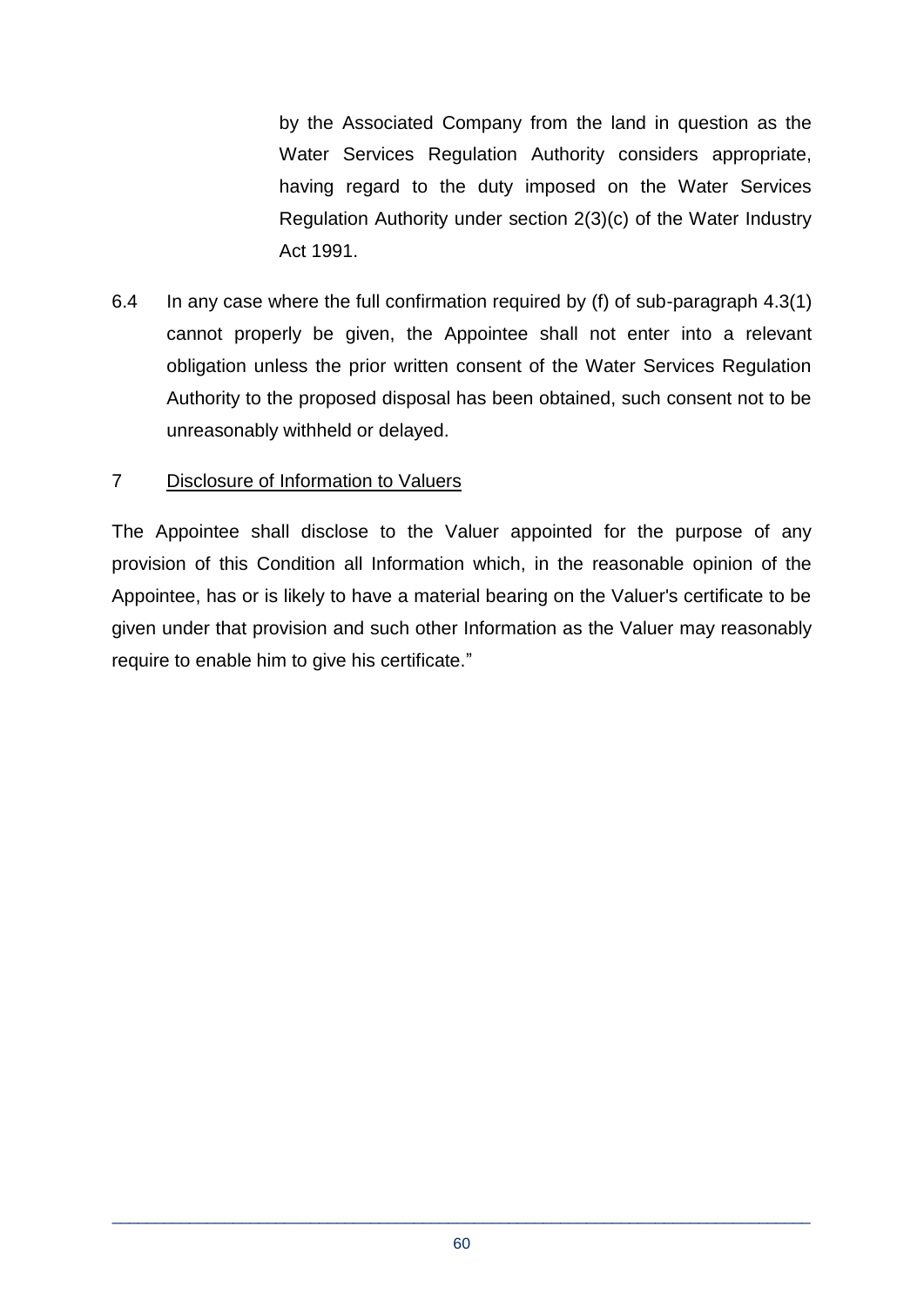by the Associated Company from the land in question as the Water Services Regulation Authority considers appropriate, having regard to the duty imposed on the Water Services Regulation Authority under section 2(3)(c) of the Water Industry Act 1991.

6.4 In any case where the full confirmation required by (f) of sub-paragraph 4.3(1) cannot properly be given, the Appointee shall not enter into a relevant obligation unless the prior written consent of the Water Services Regulation Authority to the proposed disposal has been obtained, such consent not to be unreasonably withheld or delayed.

7 Disclosure of Information to Valuers

The Appointee shall disclose to the Valuer appointed for the purpose of any provision of this Condition all Information which, in the reasonable opinion of the Appointee, has or is likely to have a material bearing on the Valuer's certificate to be given under that provision and such other Information as the Valuer may reasonably require to enable him to give his certificate."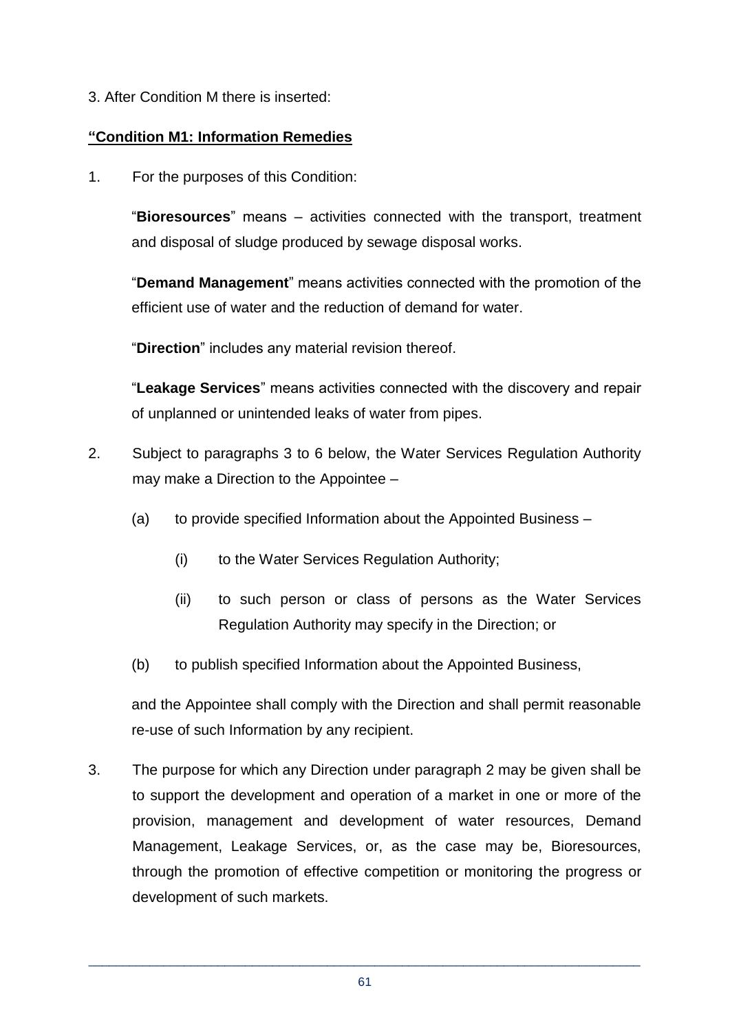3. After Condition M there is inserted:

**"Condition M1: Information Remedies**

1. For the purposes of this Condition:

   "**Bioresources**" means – activities connected with the transport, treatment and disposal of sludge produced by sewage disposal works.

   "**Demand Management**" means activities connected with the promotion of the efficient use of water and the reduction of demand for water.

   "**Direction**" includes any material revision thereof.

   "**Leakage Services**" means activities connected with the discovery and repair of unplanned or unintended leaks of water from pipes.

2. Subject to paragraphs 3 to 6 below, the Water Services Regulation Authority may make a Direction to the Appointee –

   (a) to provide specified Information about the Appointed Business –

      (i) to the Water Services Regulation Authority;

      (ii) to such person or class of persons as the Water Services Regulation Authority may specify in the Direction; or

   (b) to publish specified Information about the Appointed Business,

   and the Appointee shall comply with the Direction and shall permit reasonable re-use of such Information by any recipient.

3. The purpose for which any Direction under paragraph 2 may be given shall be to support the development and operation of a market in one or more of the provision, management and development of water resources, Demand Management, Leakage Services, or, as the case may be, Bioresources, through the promotion of effective competition or monitoring the progress or development of such markets.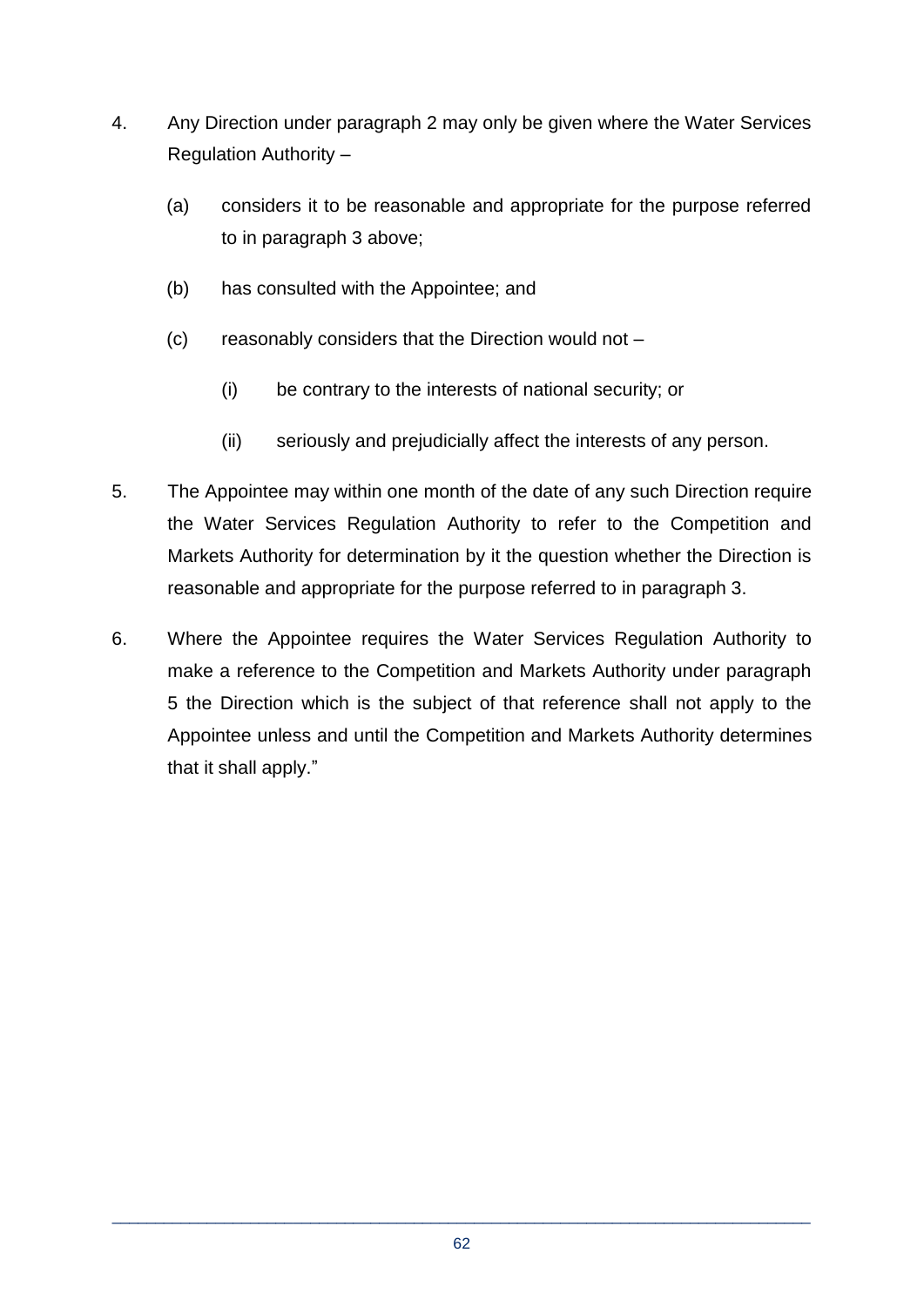4. Any Direction under paragraph 2 may only be given where the Water Services Regulation Authority –

   (a) considers it to be reasonable and appropriate for the purpose referred to in paragraph 3 above;

   (b) has consulted with the Appointee; and

   (c) reasonably considers that the Direction would not –

      (i) be contrary to the interests of national security; or

      (ii) seriously and prejudicially affect the interests of any person.

5. The Appointee may within one month of the date of any such Direction require the Water Services Regulation Authority to refer to the Competition and Markets Authority for determination by it the question whether the Direction is reasonable and appropriate for the purpose referred to in paragraph 3.

6. Where the Appointee requires the Water Services Regulation Authority to make a reference to the Competition and Markets Authority under paragraph 5 the Direction which is the subject of that reference shall not apply to the Appointee unless and until the Competition and Markets Authority determines that it shall apply."